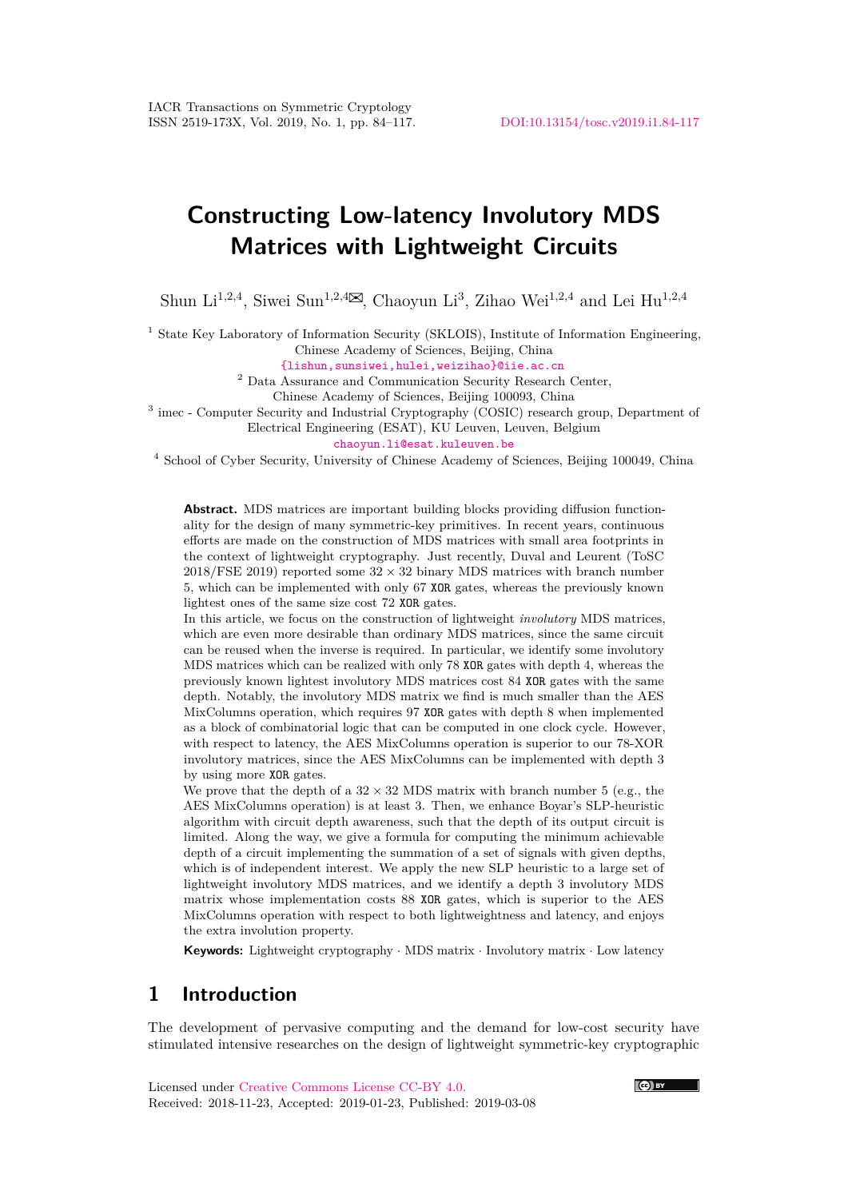# Constructing Low-latency Involutory MDS Matrices with Lightweight Circuits

Shun Li[1,2,4], Siwei Sun[1,2,4]✉, Chaoyun Li[3], Zihao Wei[1,2,4] and Lei Hu[1,2,4]

[1] State Key Laboratory of Information Security (SKLOIS), Institute of Information Engineering, Chinese Academy of Sciences, Beijing, China
{lishun,sunsiwei,hulei,weizihao}@iie.ac.cn

[2] Data Assurance and Communication Security Research Center, Chinese Academy of Sciences, Beijing 100093, China

[3] imec - Computer Security and Industrial Cryptography (COSIC) research group, Department of Electrical Engineering (ESAT), KU Leuven, Leuven, Belgium
chaoyun.li@esat.kuleuven.be

[4] School of Cyber Security, University of Chinese Academy of Sciences, Beijing 100049, China

**Abstract.** MDS matrices are important building blocks providing diffusion functionality for the design of many symmetric-key primitives. In recent years, continuous efforts are made on the construction of MDS matrices with small area footprints in the context of lightweight cryptography. Just recently, Duval and Leurent (ToSC 2018/FSE 2019) reported some $32 \times 32$ binary MDS matrices with branch number 5, which can be implemented with only 67 XOR gates, whereas the previously known lightest ones of the same size cost 72 XOR gates.

In this article, we focus on the construction of lightweight *involutory* MDS matrices, which are even more desirable than ordinary MDS matrices, since the same circuit can be reused when the inverse is required. In particular, we identify some involutory MDS matrices which can be realized with only 78 XOR gates with depth 4, whereas the previously known lightest involutory MDS matrices cost 84 XOR gates with the same depth. Notably, the involutory MDS matrix we find is much smaller than the AES MixColumns operation, which requires 97 XOR gates with depth 8 when implemented as a block of combinatorial logic that can be computed in one clock cycle. However, with respect to latency, the AES MixColumns operation is superior to our 78-XOR involutory matrices, since the AES MixColumns can be implemented with depth 3 by using more XOR gates.

We prove that the depth of a $32 \times 32$ MDS matrix with branch number 5 (e.g., the AES MixColumns operation) is at least 3. Then, we enhance Boyar's SLP-heuristic algorithm with circuit depth awareness, such that the depth of its output circuit is limited. Along the way, we give a formula for computing the minimum achievable depth of a circuit implementing the summation of a set of signals with given depths, which is of independent interest. We apply the new SLP heuristic to a large set of lightweight involutory MDS matrices, and we identify a depth 3 involutory MDS matrix whose implementation costs 88 XOR gates, which is superior to the AES MixColumns operation with respect to both lightweightness and latency, and enjoys the extra involution property.

**Keywords:** Lightweight cryptography · MDS matrix · Involutory matrix · Low latency

## 1 Introduction

The development of pervasive computing and the demand for low-cost security have stimulated intensive researches on the design of lightweight symmetric-key cryptographic

Licensed under Creative Commons License CC-BY 4.0.
Received: 2018-11-23, Accepted: 2019-01-23, Published: 2019-03-08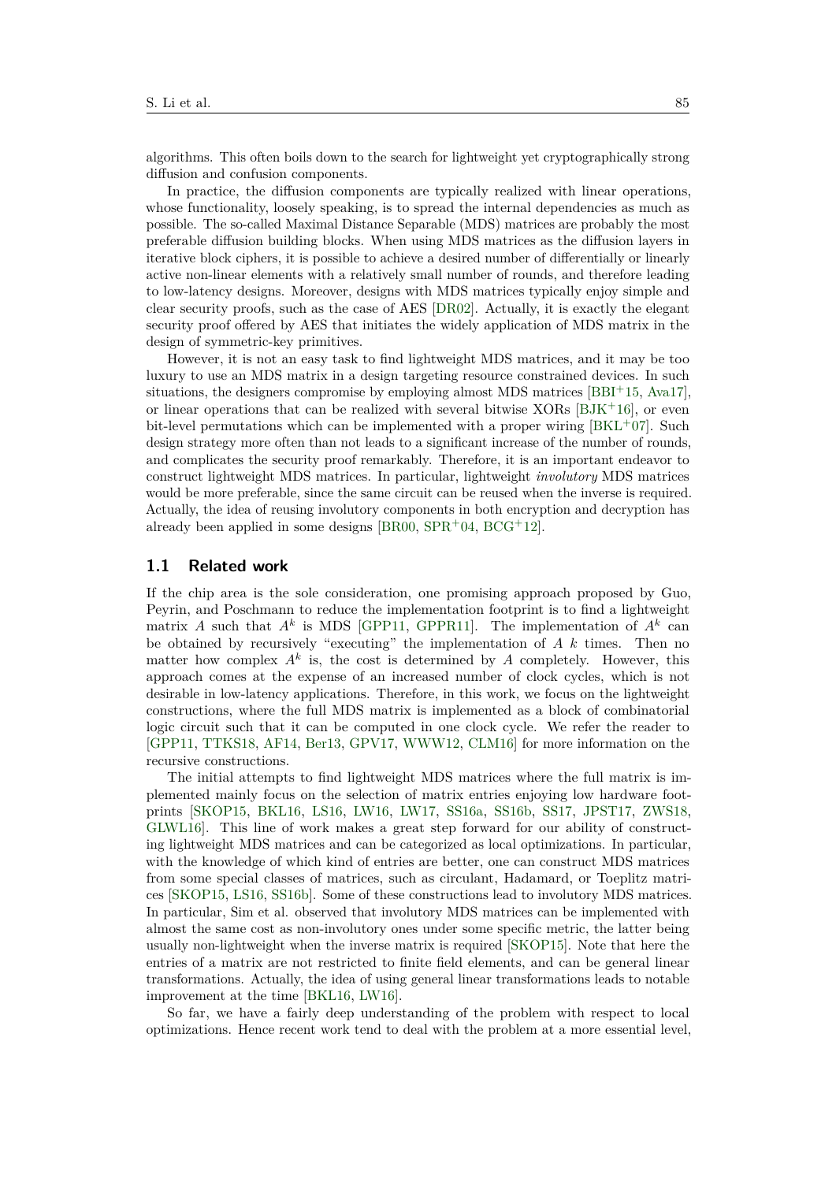algorithms. This often boils down to the search for lightweight yet cryptographically strong diffusion and confusion components.

In practice, the diffusion components are typically realized with linear operations, whose functionality, loosely speaking, is to spread the internal dependencies as much as possible. The so-called Maximal Distance Separable (MDS) matrices are probably the most preferable diffusion building blocks. When using MDS matrices as the diffusion layers in iterative block ciphers, it is possible to achieve a desired number of differentially or linearly active non-linear elements with a relatively small number of rounds, and therefore leading to low-latency designs. Moreover, designs with MDS matrices typically enjoy simple and clear security proofs, such as the case of AES [DR02]. Actually, it is exactly the elegant security proof offered by AES that initiates the widely application of MDS matrix in the design of symmetric-key primitives.

However, it is not an easy task to find lightweight MDS matrices, and it may be too luxury to use an MDS matrix in a design targeting resource constrained devices. In such situations, the designers compromise by employing almost MDS matrices [BBI+15, Ava17], or linear operations that can be realized with several bitwise XORs [BJK+16], or even bit-level permutations which can be implemented with a proper wiring [BKL+07]. Such design strategy more often than not leads to a significant increase of the number of rounds, and complicates the security proof remarkably. Therefore, it is an important endeavor to construct lightweight MDS matrices. In particular, lightweight *involutory* MDS matrices would be more preferable, since the same circuit can be reused when the inverse is required. Actually, the idea of reusing involutory components in both encryption and decryption has already been applied in some designs [BR00, SPR+04, BCG+12].

## 1.1 Related work

If the chip area is the sole consideration, one promising approach proposed by Guo, Peyrin, and Poschmann to reduce the implementation footprint is to find a lightweight matrix $A$ such that $A^k$ is MDS [GPP11, GPPR11]. The implementation of $A^k$ can be obtained by recursively "executing" the implementation of $A$ $k$ times. Then no matter how complex $A^k$ is, the cost is determined by $A$ completely. However, this approach comes at the expense of an increased number of clock cycles, which is not desirable in low-latency applications. Therefore, in this work, we focus on the lightweight constructions, where the full MDS matrix is implemented as a block of combinatorial logic circuit such that it can be computed in one clock cycle. We refer the reader to [GPP11, TTKS18, AF14, Ber13, GPV17, WWW12, CLM16] for more information on the recursive constructions.

The initial attempts to find lightweight MDS matrices where the full matrix is implemented mainly focus on the selection of matrix entries enjoying low hardware footprints [SKOP15, BKL16, LS16, LW16, LW17, SS16a, SS16b, SS17, JPST17, ZWS18, GLWL16]. This line of work makes a great step forward for our ability of constructing lightweight MDS matrices and can be categorized as local optimizations. In particular, with the knowledge of which kind of entries are better, one can construct MDS matrices from some special classes of matrices, such as circulant, Hadamard, or Toeplitz matrices [SKOP15, LS16, SS16b]. Some of these constructions lead to involutory MDS matrices. In particular, Sim et al. observed that involutory MDS matrices can be implemented with almost the same cost as non-involutory ones under some specific metric, the latter being usually non-lightweight when the inverse matrix is required [SKOP15]. Note that here the entries of a matrix are not restricted to finite field elements, and can be general linear transformations. Actually, the idea of using general linear transformations leads to notable improvement at the time [BKL16, LW16].

So far, we have a fairly deep understanding of the problem with respect to local optimizations. Hence recent work tend to deal with the problem at a more essential level,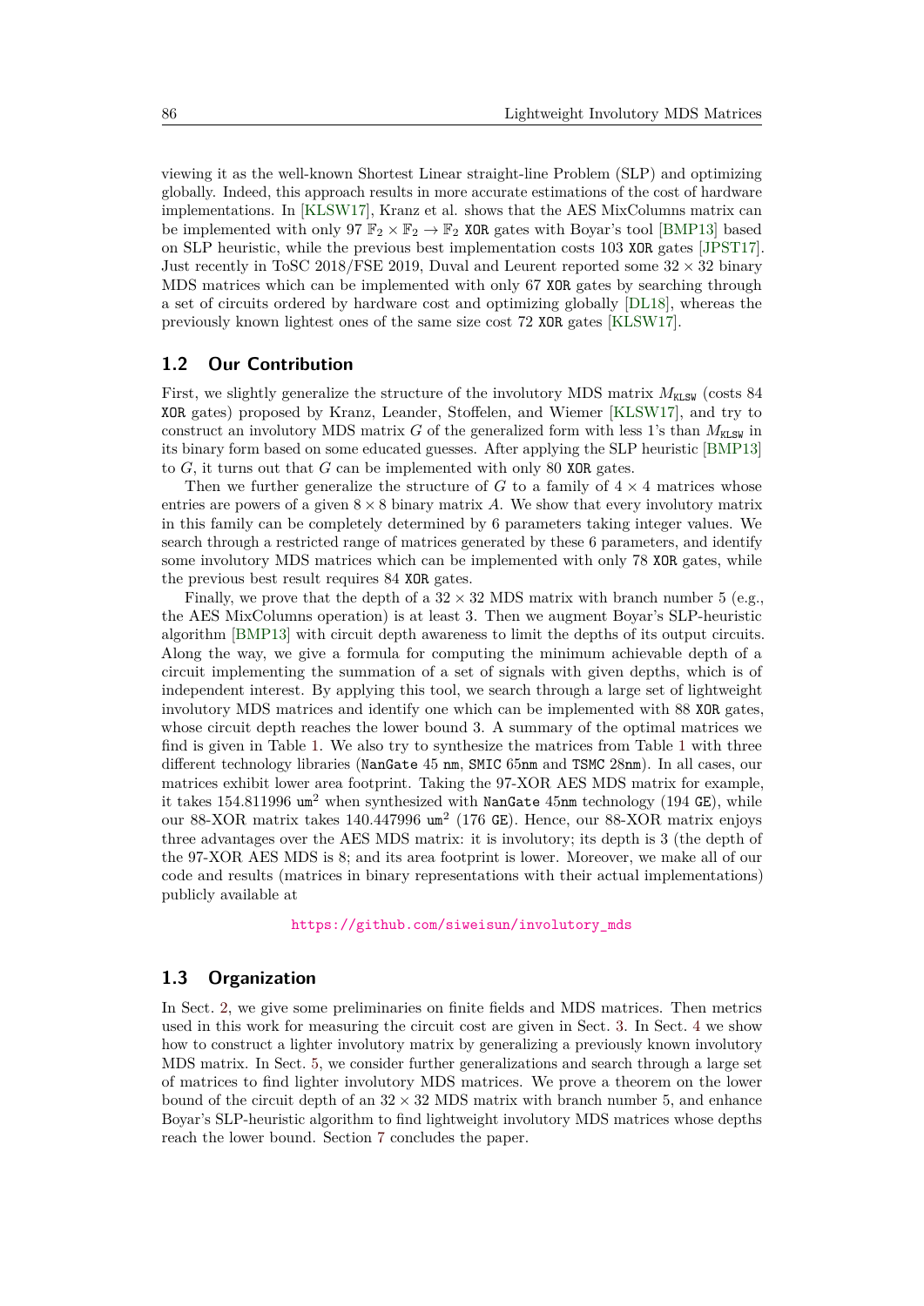viewing it as the well-known Shortest Linear straight-line Problem (SLP) and optimizing globally. Indeed, this approach results in more accurate estimations of the cost of hardware implementations. In [KLSW17], Kranz et al. shows that the AES MixColumns matrix can be implemented with only 97 $\mathbb{F}_2 \times \mathbb{F}_2 \to \mathbb{F}_2$ XOR gates with Boyar's tool [BMP13] based on SLP heuristic, while the previous best implementation costs 103 XOR gates [JPST17]. Just recently in ToSC 2018/FSE 2019, Duval and Leurent reported some $32 \times 32$ binary MDS matrices which can be implemented with only 67 XOR gates by searching through a set of circuits ordered by hardware cost and optimizing globally [DL18], whereas the previously known lightest ones of the same size cost 72 XOR gates [KLSW17].

## 1.2 Our Contribution

First, we slightly generalize the structure of the involutory MDS matrix $M_{\texttt{KLSW}}$ (costs 84 XOR gates) proposed by Kranz, Leander, Stoffelen, and Wiemer [KLSW17], and try to construct an involutory MDS matrix $G$ of the generalized form with less 1's than $M_{\texttt{KLSW}}$ in its binary form based on some educated guesses. After applying the SLP heuristic [BMP13] to $G$, it turns out that $G$ can be implemented with only 80 XOR gates.

Then we further generalize the structure of $G$ to a family of $4 \times 4$ matrices whose entries are powers of a given $8 \times 8$ binary matrix $A$. We show that every involutory matrix in this family can be completely determined by 6 parameters taking integer values. We search through a restricted range of matrices generated by these 6 parameters, and identify some involutory MDS matrices which can be implemented with only 78 XOR gates, while the previous best result requires 84 XOR gates.

Finally, we prove that the depth of a $32 \times 32$ MDS matrix with branch number 5 (e.g., the AES MixColumns operation) is at least 3. Then we augment Boyar's SLP-heuristic algorithm [BMP13] with circuit depth awareness to limit the depths of its output circuits. Along the way, we give a formula for computing the minimum achievable depth of a circuit implementing the summation of a set of signals with given depths, which is of independent interest. By applying this tool, we search through a large set of lightweight involutory MDS matrices and identify one which can be implemented with 88 XOR gates, whose circuit depth reaches the lower bound 3. A summary of the optimal matrices we find is given in Table 1. We also try to synthesize the matrices from Table 1 with three different technology libraries (NanGate 45 nm, SMIC 65nm and TSMC 28nm). In all cases, our matrices exhibit lower area footprint. Taking the 97-XOR AES MDS matrix for example, it takes 154.811996 um$^2$ when synthesized with NanGate 45nm technology (194 GE), while our 88-XOR matrix takes 140.447996 um$^2$ (176 GE). Hence, our 88-XOR matrix enjoys three advantages over the AES MDS matrix: it is involutory; its depth is 3 (the depth of the 97-XOR AES MDS is 8; and its area footprint is lower. Moreover, we make all of our code and results (matrices in binary representations with their actual implementations) publicly available at

https://github.com/siweisun/involutory_mds

## 1.3 Organization

In Sect. 2, we give some preliminaries on finite fields and MDS matrices. Then metrics used in this work for measuring the circuit cost are given in Sect. 3. In Sect. 4 we show how to construct a lighter involutory matrix by generalizing a previously known involutory MDS matrix. In Sect. 5, we consider further generalizations and search through a large set of matrices to find lighter involutory MDS matrices. We prove a theorem on the lower bound of the circuit depth of an $32 \times 32$ MDS matrix with branch number 5, and enhance Boyar's SLP-heuristic algorithm to find lightweight involutory MDS matrices whose depths reach the lower bound. Section 7 concludes the paper.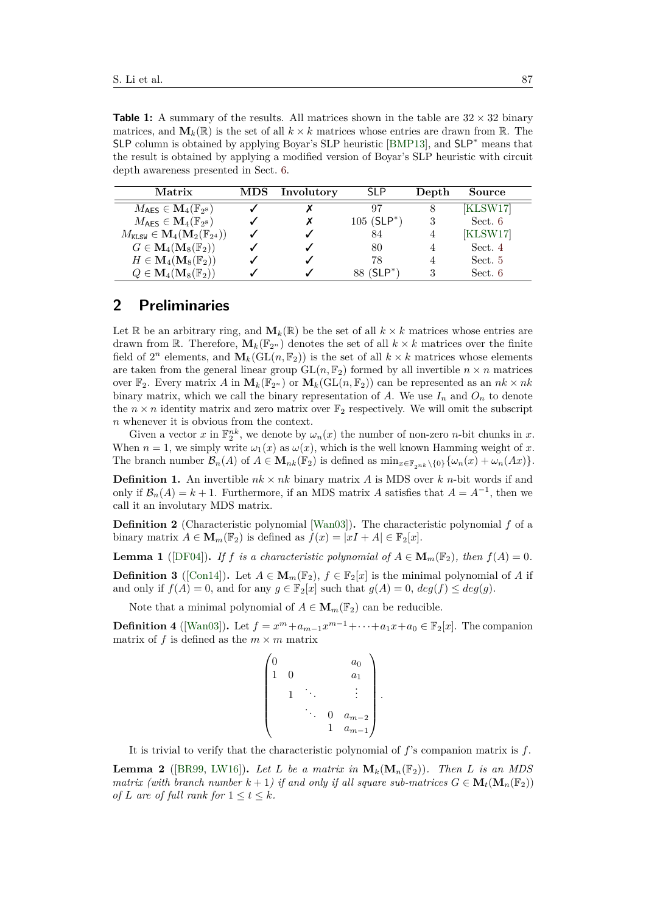**Table 1:** A summary of the results. All matrices shown in the table are $32 \times 32$ binary matrices, and $\mathbf{M}_k(\mathbb{R})$ is the set of all $k \times k$ matrices whose entries are drawn from $\mathbb{R}$. The SLP column is obtained by applying Boyar's SLP heuristic [BMP13], and SLP* means that the result is obtained by applying a modified version of Boyar's SLP heuristic with circuit depth awareness presented in Sect. 6.

| Matrix | MDS | Involutory | SLP | Depth | Source |
|---|---|---|---|---|---|
| $M_{\mathsf{AES}} \in \mathbf{M}_4(\mathbb{F}_{2^8})$ | ✓ | ✗ | 97 | 8 | [KLSW17] |
| $M_{\mathsf{AES}} \in \mathbf{M}_4(\mathbb{F}_{2^8})$ | ✓ | ✗ | 105 (SLP*) | 3 | Sect. 6 |
| $M_{\mathtt{KLSW}} \in \mathbf{M}_4(\mathbf{M}_2(\mathbb{F}_{2^4}))$ | ✓ | ✓ | 84 | 4 | [KLSW17] |
| $G \in \mathbf{M}_4(\mathbf{M}_8(\mathbb{F}_2))$ | ✓ | ✓ | 80 | 4 | Sect. 4 |
| $H \in \mathbf{M}_4(\mathbf{M}_8(\mathbb{F}_2))$ | ✓ | ✓ | 78 | 4 | Sect. 5 |
| $Q \in \mathbf{M}_4(\mathbf{M}_8(\mathbb{F}_2))$ | ✓ | ✓ | 88 (SLP*) | 3 | Sect. 6 |

## 2 Preliminaries

Let $\mathbb{R}$ be an arbitrary ring, and $\mathbf{M}_k(\mathbb{R})$ be the set of all $k \times k$ matrices whose entries are drawn from $\mathbb{R}$. Therefore, $\mathbf{M}_k(\mathbb{F}_{2^n})$ denotes the set of all $k \times k$ matrices over the finite field of $2^n$ elements, and $\mathbf{M}_k(\mathrm{GL}(n, \mathbb{F}_2))$ is the set of all $k \times k$ matrices whose elements are taken from the general linear group $\mathrm{GL}(n, \mathbb{F}_2)$ formed by all invertible $n \times n$ matrices over $\mathbb{F}_2$. Every matrix $A$ in $\mathbf{M}_k(\mathbb{F}_{2^n})$ or $\mathbf{M}_k(\mathrm{GL}(n, \mathbb{F}_2))$ can be represented as an $nk \times nk$ binary matrix, which we call the binary representation of $A$. We use $I_n$ and $O_n$ to denote the $n \times n$ identity matrix and zero matrix over $\mathbb{F}_2$ respectively. We will omit the subscript $n$ whenever it is obvious from the context.

Given a vector $x$ in $\mathbb{F}_2^{nk}$, we denote by $\omega_n(x)$ the number of non-zero $n$-bit chunks in $x$. When $n = 1$, we simply write $\omega_1(x)$ as $\omega(x)$, which is the well known Hamming weight of $x$. The branch number $\mathcal{B}_n(A)$ of $A \in \mathbf{M}_{nk}(\mathbb{F}_2)$ is defined as $\min_{x \in \mathbb{F}_{2^{nk}} \setminus \{0\}} \{\omega_n(x) + \omega_n(Ax)\}$.

**Definition 1.** An invertible $nk \times nk$ binary matrix $A$ is MDS over $k$ $n$-bit words if and only if $\mathcal{B}_n(A) = k + 1$. Furthermore, if an MDS matrix $A$ satisfies that $A = A^{-1}$, then we call it an involutory MDS matrix.

**Definition 2** (Characteristic polynomial [Wan03])**.** The characteristic polynomial $f$ of a binary matrix $A \in \mathbf{M}_m(\mathbb{F}_2)$ is defined as $f(x) = |xI + A| \in \mathbb{F}_2[x]$.

**Lemma 1** ([DF04])**.** *If $f$ is a characteristic polynomial of $A \in \mathbf{M}_m(\mathbb{F}_2)$, then $f(A) = 0$.*

**Definition 3** ([Con14])**.** Let $A \in \mathbf{M}_m(\mathbb{F}_2)$, $f \in \mathbb{F}_2[x]$ is the minimal polynomial of $A$ if and only if $f(A) = 0$, and for any $g \in \mathbb{F}_2[x]$ such that $g(A) = 0$, $deg(f) \leq deg(g)$.

Note that a minimal polynomial of $A \in \mathbf{M}_m(\mathbb{F}_2)$ can be reducible.

**Definition 4** ([Wan03])**.** Let $f = x^m + a_{m-1}x^{m-1} + \cdots + a_1 x + a_0 \in \mathbb{F}_2[x]$. The companion matrix of $f$ is defined as the $m \times m$ matrix

$$
\begin{pmatrix}
0 & & & & a_0 \\
1 & 0 & & & a_1 \\
& 1 & \ddots & & \vdots \\
& & \ddots & 0 & a_{m-2} \\
& & & 1 & a_{m-1}
\end{pmatrix}.
$$

It is trivial to verify that the characteristic polynomial of $f$'s companion matrix is $f$.

**Lemma 2** ([BR99, LW16])**.** *Let $L$ be a matrix in $\mathbf{M}_k(\mathbf{M}_n(\mathbb{F}_2))$. Then $L$ is an MDS matrix (with branch number $k + 1$) if and only if all square sub-matrices $G \in \mathbf{M}_t(\mathbf{M}_n(\mathbb{F}_2))$ of $L$ are of full rank for $1 \leq t \leq k$.*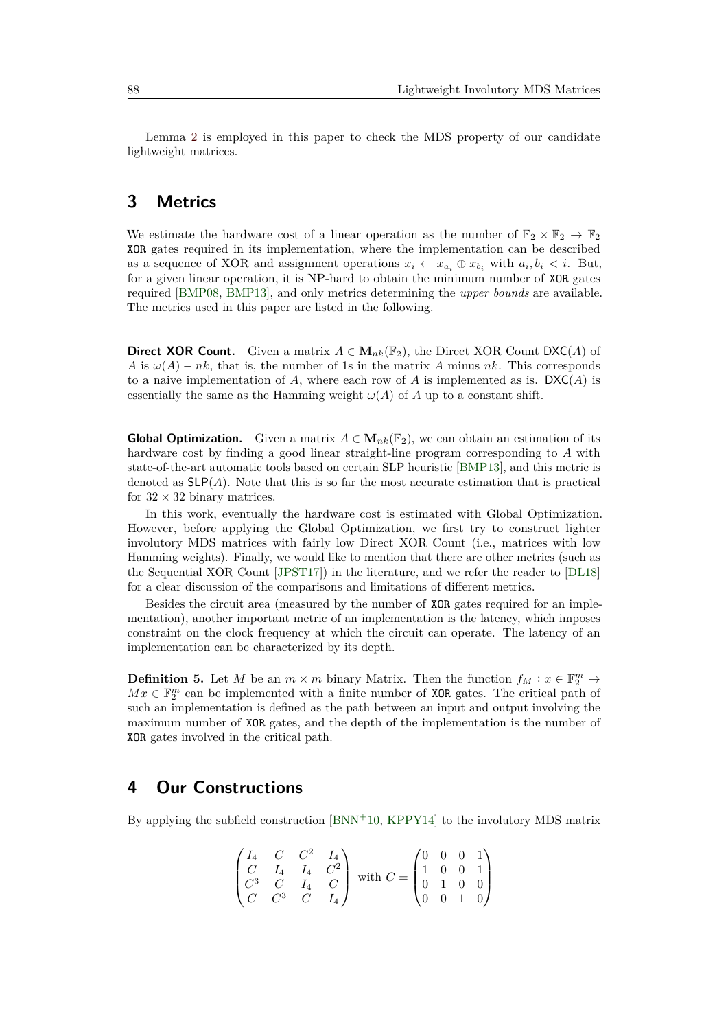Lemma 2 is employed in this paper to check the MDS property of our candidate lightweight matrices.

## 3 Metrics

We estimate the hardware cost of a linear operation as the number of $\mathbb{F}_2 \times \mathbb{F}_2 \to \mathbb{F}_2$ XOR gates required in its implementation, where the implementation can be described as a sequence of XOR and assignment operations $x_i \leftarrow x_{a_i} \oplus x_{b_i}$ with $a_i, b_i < i$. But, for a given linear operation, it is NP-hard to obtain the minimum number of XOR gates required [BMP08, BMP13], and only metrics determining the *upper bounds* are available. The metrics used in this paper are listed in the following.

**Direct XOR Count.** Given a matrix $A \in \mathbf{M}_{nk}(\mathbb{F}_2)$, the Direct XOR Count $\mathsf{DXC}(A)$ of $A$ is $\omega(A) - nk$, that is, the number of 1s in the matrix $A$ minus $nk$. This corresponds to a naive implementation of $A$, where each row of $A$ is implemented as is. $\mathsf{DXC}(A)$ is essentially the same as the Hamming weight $\omega(A)$ of $A$ up to a constant shift.

**Global Optimization.** Given a matrix $A \in \mathbf{M}_{nk}(\mathbb{F}_2)$, we can obtain an estimation of its hardware cost by finding a good linear straight-line program corresponding to $A$ with state-of-the-art automatic tools based on certain SLP heuristic [BMP13], and this metric is denoted as $\mathsf{SLP}(A)$. Note that this is so far the most accurate estimation that is practical for $32 \times 32$ binary matrices.

In this work, eventually the hardware cost is estimated with Global Optimization. However, before applying the Global Optimization, we first try to construct lighter involutory MDS matrices with fairly low Direct XOR Count (i.e., matrices with low Hamming weights). Finally, we would like to mention that there are other metrics (such as the Sequential XOR Count [JPST17]) in the literature, and we refer the reader to [DL18] for a clear discussion of the comparisons and limitations of different metrics.

Besides the circuit area (measured by the number of XOR gates required for an implementation), another important metric of an implementation is the latency, which imposes constraint on the clock frequency at which the circuit can operate. The latency of an implementation can be characterized by its depth.

**Definition 5.** Let $M$ be an $m \times m$ binary Matrix. Then the function $f_M : x \in \mathbb{F}_2^m \mapsto Mx \in \mathbb{F}_2^m$ can be implemented with a finite number of XOR gates. The critical path of such an implementation is defined as the path between an input and output involving the maximum number of XOR gates, and the depth of the implementation is the number of XOR gates involved in the critical path.

## 4 Our Constructions

By applying the subfield construction [BNN+10, KPPY14] to the involutory MDS matrix

$$
\begin{pmatrix} I_4 & C & C^2 & I_4 \\ C & I_4 & I_4 & C^2 \\ C^3 & C & I_4 & C \\ C & C^3 & C & I_4 \end{pmatrix} \text{ with } C = \begin{pmatrix} 0 & 0 & 0 & 1 \\ 1 & 0 & 0 & 1 \\ 0 & 1 & 0 & 0 \\ 0 & 0 & 1 & 0 \end{pmatrix}
$$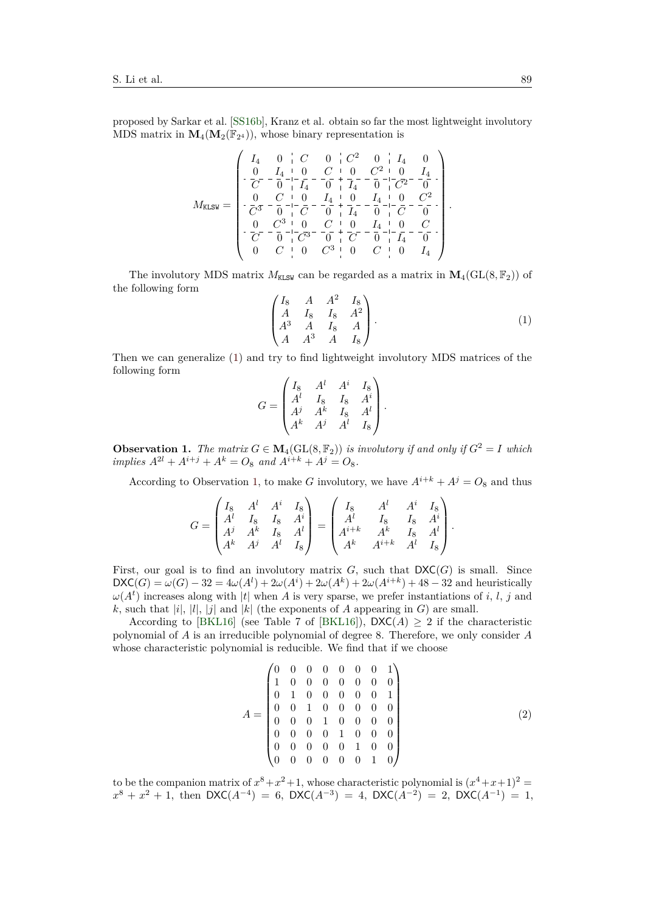proposed by Sarkar et al. [SS16b], Kranz et al. obtain so far the most lightweight involutory MDS matrix in $\mathbf{M}_4(\mathbf{M}_2(\mathbb{F}_{2^4}))$, whose binary representation is

$$M_{\texttt{KLSW}} = \left(\begin{array}{cc|cc|cc|cc} I_4 & 0 & C & 0 & C^2 & 0 & I_4 & 0 \\ 0 & I_4 & 0 & C & 0 & C^2 & 0 & I_4 \\ \hline C & 0 & I_4 & 0 & I_4 & 0 & C^2 & 0 \\ 0 & C & 0 & I_4 & 0 & I_4 & 0 & C^2 \\ \hline C^3 & 0 & C & 0 & I_4 & 0 & C & 0 \\ 0 & C^3 & 0 & C & 0 & I_4 & 0 & C \\ \hline C & 0 & C^3 & 0 & C & 0 & I_4 & 0 \\ 0 & C & 0 & C^3 & 0 & C & 0 & I_4 \end{array}\right).$$

The involutory MDS matrix $M_{\texttt{KLSW}}$ can be regarded as a matrix in $\mathbf{M}_4(\mathrm{GL}(8, \mathbb{F}_2))$ of the following form

$$\begin{pmatrix} I_8 & A & A^2 & I_8 \\ A & I_8 & I_8 & A^2 \\ A^3 & A & I_8 & A \\ A & A^3 & A & I_8 \end{pmatrix}. \tag{1}$$

Then we can generalize (1) and try to find lightweight involutory MDS matrices of the following form

$$G = \begin{pmatrix} I_8 & A^l & A^i & I_8 \\ A^l & I_8 & I_8 & A^i \\ A^j & A^k & I_8 & A^l \\ A^k & A^j & A^l & I_8 \end{pmatrix}.$$

**Observation 1.** *The matrix $G \in \mathbf{M}_4(\mathrm{GL}(8, \mathbb{F}_2))$ is involutory if and only if $G^2 = I$ which implies $A^{2l} + A^{i+j} + A^k = O_8$ and $A^{i+k} + A^j = O_8$.*

According to Observation 1, to make $G$ involutory, we have $A^{i+k} + A^j = O_8$ and thus

$$G = \begin{pmatrix} I_8 & A^l & A^i & I_8 \\ A^l & I_8 & I_8 & A^i \\ A^j & A^k & I_8 & A^l \\ A^k & A^j & A^l & I_8 \end{pmatrix} = \begin{pmatrix} I_8 & A^l & A^i & I_8 \\ A^l & I_8 & I_8 & A^i \\ A^{i+k} & A^k & I_8 & A^l \\ A^k & A^{i+k} & A^l & I_8 \end{pmatrix}.$$

First, our goal is to find an involutory matrix $G$, such that $\mathsf{DXC}(G)$ is small. Since $\mathsf{DXC}(G) = \omega(G) - 32 = 4\omega(A^l) + 2\omega(A^i) + 2\omega(A^k) + 2\omega(A^{i+k}) + 48 - 32$ and heuristically $\omega(A^t)$ increases along with $|t|$ when $A$ is very sparse, we prefer instantiations of $i$, $l$, $j$ and $k$, such that $|i|$, $|l|$, $|j|$ and $|k|$ (the exponents of $A$ appearing in $G$) are small.

According to [BKL16] (see Table 7 of [BKL16]), $\mathsf{DXC}(A) \geq 2$ if the characteristic polynomial of $A$ is an irreducible polynomial of degree 8. Therefore, we only consider $A$ whose characteristic polynomial is reducible. We find that if we choose

$$A = \begin{pmatrix} 0 & 0 & 0 & 0 & 0 & 0 & 0 & 1 \\ 1 & 0 & 0 & 0 & 0 & 0 & 0 & 0 \\ 0 & 1 & 0 & 0 & 0 & 0 & 0 & 1 \\ 0 & 0 & 1 & 0 & 0 & 0 & 0 & 0 \\ 0 & 0 & 0 & 1 & 0 & 0 & 0 & 0 \\ 0 & 0 & 0 & 0 & 1 & 0 & 0 & 0 \\ 0 & 0 & 0 & 0 & 0 & 1 & 0 & 0 \\ 0 & 0 & 0 & 0 & 0 & 0 & 1 & 0 \end{pmatrix} \tag{2}$$

to be the companion matrix of $x^8+x^2+1$, whose characteristic polynomial is $(x^4+x+1)^2 = x^8 + x^2 + 1$, then $\mathsf{DXC}(A^{-4}) = 6$, $\mathsf{DXC}(A^{-3}) = 4$, $\mathsf{DXC}(A^{-2}) = 2$, $\mathsf{DXC}(A^{-1}) = 1$,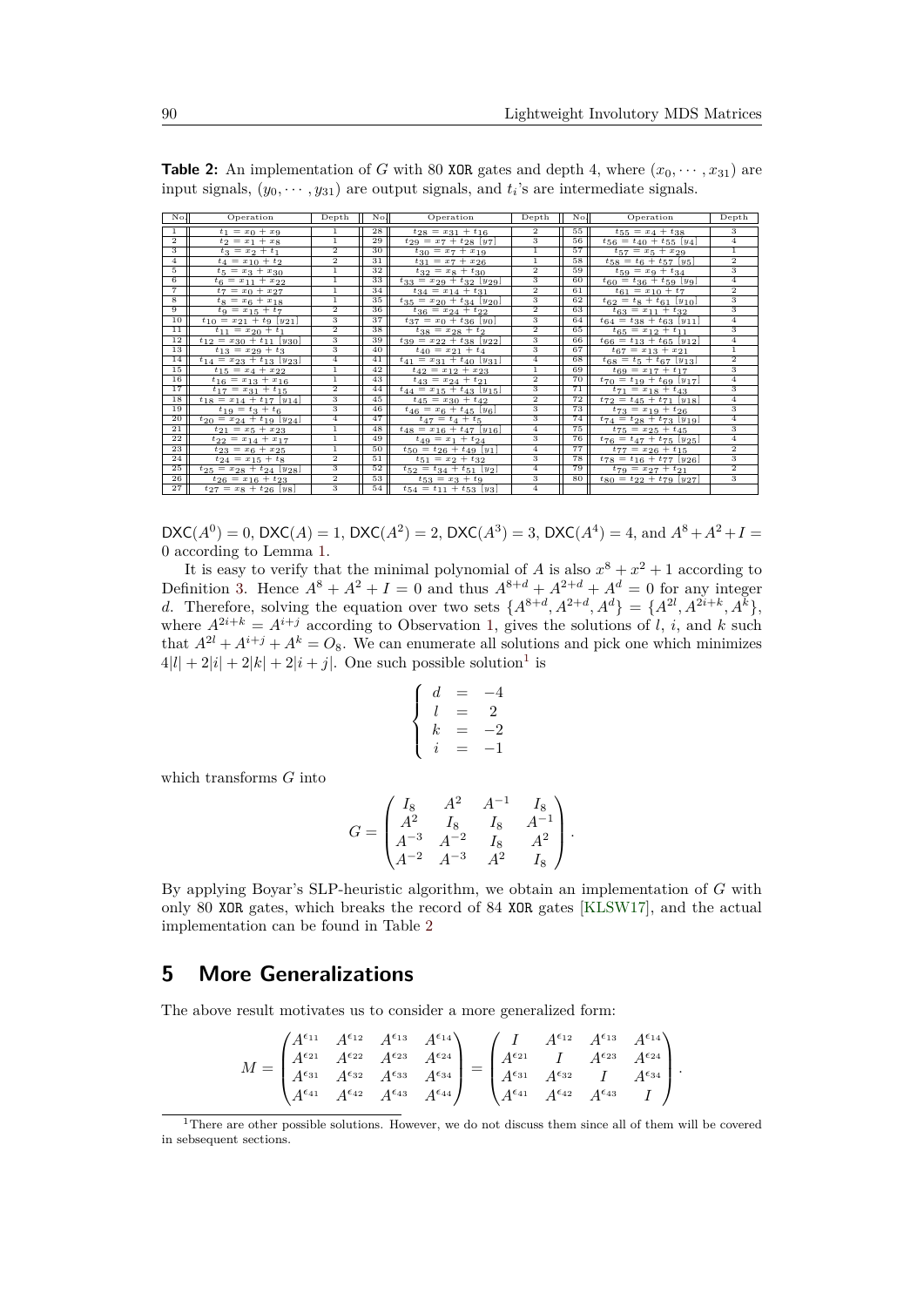**Table 2:** An implementation of $G$ with 80 XOR gates and depth 4, where $(x_0, \cdots, x_{31})$ are input signals, $(y_0, \cdots, y_{31})$ are output signals, and $t_i$'s are intermediate signals.

| No | Operation | Depth | No | Operation | Depth | No | Operation | Depth |
|---|---|---|---|---|---|---|---|---|
| 1 | $t_1 = x_0 + x_9$ | 1 | 28 | $t_{28} = x_{31} + t_{16}$ | 2 | 55 | $t_{55} = x_4 + t_{38}$ | 3 |
| 2 | $t_2 = x_1 + x_8$ | 1 | 29 | $t_{29} = x_7 + t_{28}$ $[y_7]$ | 3 | 56 | $t_{56} = t_{40} + t_{55}$ $[y_4]$ | 4 |
| 3 | $t_3 = x_2 + t_1$ | 2 | 30 | $t_{30} = x_7 + x_{19}$ | 1 | 57 | $t_{57} = x_5 + x_{29}$ | 1 |
| 4 | $t_4 = x_{10} + t_2$ | 2 | 31 | $t_{31} = x_7 + x_{26}$ | 1 | 58 | $t_{58} = t_6 + t_{57}$ $[y_5]$ | 2 |
| 5 | $t_5 = x_3 + x_{30}$ | 1 | 32 | $t_{32} = x_8 + t_{30}$ | 2 | 59 | $t_{59} = x_9 + t_{34}$ | 3 |
| 6 | $t_6 = x_{11} + x_{22}$ | 1 | 33 | $t_{33} = x_{29} + t_{32}$ $[y_{29}]$ | 3 | 60 | $t_{60} = t_{36} + t_{59}$ $[y_9]$ | 4 |
| 7 | $t_7 = x_0 + x_{27}$ | 1 | 34 | $t_{34} = x_{14} + t_{31}$ | 2 | 61 | $t_{61} = x_{10} + t_7$ | 2 |
| 8 | $t_8 = x_6 + x_{18}$ | 1 | 35 | $t_{35} = x_{20} + t_{34}$ $[y_{20}]$ | 3 | 62 | $t_{62} = t_8 + t_{61}$ $[y_{10}]$ | 3 |
| 9 | $t_9 = x_{15} + t_7$ | 2 | 36 | $t_{36} = x_{24} + t_{22}$ | 2 | 63 | $t_{63} = x_{11} + t_{32}$ | 3 |
| 10 | $t_{10} = x_{21} + t_9$ $[y_{21}]$ | 3 | 37 | $t_{37} = x_0 + t_{36}$ $[y_0]$ | 3 | 64 | $t_{64} = t_{38} + t_{63}$ $[y_{11}]$ | 4 |
| 11 | $t_{11} = x_{20} + t_1$ | 2 | 38 | $t_{38} = x_{28} + t_2$ | 2 | 65 | $t_{65} = x_{12} + t_{11}$ | 3 |
| 12 | $t_{12} = x_{30} + t_{11}$ $[y_{30}]$ | 3 | 39 | $t_{39} = x_{22} + t_{38}$ $[y_{22}]$ | 3 | 66 | $t_{66} = t_{13} + t_{65}$ $[y_{12}]$ | 4 |
| 13 | $t_{13} = x_{29} + t_3$ | 3 | 40 | $t_{40} = x_{21} + t_4$ | 3 | 67 | $t_{67} = x_{13} + x_{21}$ | 1 |
| 14 | $t_{14} = x_{23} + t_{13}$ $[y_{23}]$ | 4 | 41 | $t_{41} = x_{31} + t_{40}$ $[y_{31}]$ | 4 | 68 | $t_{68} = t_5 + t_{67}$ $[y_{13}]$ | 2 |
| 15 | $t_{15} = x_4 + x_{22}$ | 1 | 42 | $t_{42} = x_{12} + x_{23}$ | 1 | 69 | $t_{69} = x_{17} + t_{17}$ | 3 |
| 16 | $t_{16} = x_{13} + x_{16}$ | 1 | 43 | $t_{43} = x_{24} + t_{21}$ | 2 | 70 | $t_{70} = t_{19} + t_{69}$ $[y_{17}]$ | 4 |
| 17 | $t_{17} = x_{31} + t_{15}$ | 2 | 44 | $t_{44} = x_{15} + t_{43}$ $[y_{15}]$ | 3 | 71 | $t_{71} = x_{18} + t_{43}$ | 3 |
| 18 | $t_{18} = x_{14} + t_{17}$ $[y_{14}]$ | 3 | 45 | $t_{45} = x_{30} + t_{42}$ | 2 | 72 | $t_{72} = t_{45} + t_{71}$ $[y_{18}]$ | 4 |
| 19 | $t_{19} = t_3 + t_6$ | 3 | 46 | $t_{46} = x_6 + t_{45}$ $[y_6]$ | 3 | 73 | $t_{73} = x_{19} + t_{26}$ | 3 |
| 20 | $t_{20} = x_{24} + t_{19}$ $[y_{24}]$ | 4 | 47 | $t_{47} = t_4 + t_5$ | 3 | 74 | $t_{74} = t_{28} + t_{73}$ $[y_{19}]$ | 4 |
| 21 | $t_{21} = x_5 + x_{23}$ | 1 | 48 | $t_{48} = x_{16} + t_{47}$ $[y_{16}]$ | 4 | 75 | $t_{75} = x_{25} + t_{45}$ | 3 |
| 22 | $t_{22} = x_{14} + x_{17}$ | 1 | 49 | $t_{49} = x_1 + t_{24}$ | 3 | 76 | $t_{76} = t_{47} + t_{75}$ $[y_{25}]$ | 4 |
| 23 | $t_{23} = x_6 + x_{25}$ | 1 | 50 | $t_{50} = t_{26} + t_{49}$ $[y_1]$ | 4 | 77 | $t_{77} = x_{26} + t_{15}$ | 2 |
| 24 | $t_{24} = x_{15} + t_8$ | 2 | 51 | $t_{51} = x_2 + t_{32}$ | 3 | 78 | $t_{78} = t_{16} + t_{77}$ $[y_{26}]$ | 3 |
| 25 | $t_{25} = x_{28} + t_{24}$ $[y_{28}]$ | 3 | 52 | $t_{52} = t_{34} + t_{51}$ $[y_2]$ | 4 | 79 | $t_{79} = x_{27} + t_{21}$ | 2 |
| 26 | $t_{26} = x_{16} + t_{23}$ | 2 | 53 | $t_{53} = x_3 + t_9$ | 3 | 80 | $t_{80} = t_{22} + t_{79}$ $[y_{27}]$ | 3 |
| 27 | $t_{27} = x_8 + t_{26}$ $[y_8]$ | 3 | 54 | $t_{54} = t_{11} + t_{53}$ $[y_3]$ | 4 | | | |

$\mathsf{DXC}(A^0) = 0$, $\mathsf{DXC}(A) = 1$, $\mathsf{DXC}(A^2) = 2$, $\mathsf{DXC}(A^3) = 3$, $\mathsf{DXC}(A^4) = 4$, and $A^8 + A^2 + I = 0$ according to Lemma 1.

It is easy to verify that the minimal polynomial of $A$ is also $x^8 + x^2 + 1$ according to Definition 3. Hence $A^8 + A^2 + I = 0$ and thus $A^{8+d} + A^{2+d} + A^d = 0$ for any integer $d$. Therefore, solving the equation over two sets $\{A^{8+d}, A^{2+d}, A^d\} = \{A^{2l}, A^{2i+k}, A^k\}$, where $A^{2i+k} = A^{i+j}$ according to Observation 1, gives the solutions of $l$, $i$, and $k$ such that $A^{2l} + A^{i+j} + A^k = O_8$. We can enumerate all solutions and pick one which minimizes $4|l| + 2|i| + 2|k| + 2|i+j|$. One such possible solution[1] is

$$\begin{cases} d &= -4 \\ l &= 2 \\ k &= -2 \\ i &= -1 \end{cases}$$

which transforms $G$ into

$$G = \begin{pmatrix} I_8 & A^2 & A^{-1} & I_8 \\ A^2 & I_8 & I_8 & A^{-1} \\ A^{-3} & A^{-2} & I_8 & A^2 \\ A^{-2} & A^{-3} & A^2 & I_8 \end{pmatrix}.$$

By applying Boyar's SLP-heuristic algorithm, we obtain an implementation of $G$ with only 80 XOR gates, which breaks the record of 84 XOR gates [KLSW17], and the actual implementation can be found in Table 2

## 5 More Generalizations

The above result motivates us to consider a more generalized form:

$$M = \begin{pmatrix} A^{\epsilon_{11}} & A^{\epsilon_{12}} & A^{\epsilon_{13}} & A^{\epsilon_{14}} \\ A^{\epsilon_{21}} & A^{\epsilon_{22}} & A^{\epsilon_{23}} & A^{\epsilon_{24}} \\ A^{\epsilon_{31}} & A^{\epsilon_{32}} & A^{\epsilon_{33}} & A^{\epsilon_{34}} \\ A^{\epsilon_{41}} & A^{\epsilon_{42}} & A^{\epsilon_{43}} & A^{\epsilon_{44}} \end{pmatrix} = \begin{pmatrix} I & A^{\epsilon_{12}} & A^{\epsilon_{13}} & A^{\epsilon_{14}} \\ A^{\epsilon_{21}} & I & A^{\epsilon_{23}} & A^{\epsilon_{24}} \\ A^{\epsilon_{31}} & A^{\epsilon_{32}} & I & A^{\epsilon_{34}} \\ A^{\epsilon_{41}} & A^{\epsilon_{42}} & A^{\epsilon_{43}} & I \end{pmatrix}.$$

[1] There are other possible solutions. However, we do not discuss them since all of them will be covered in sebsequent sections.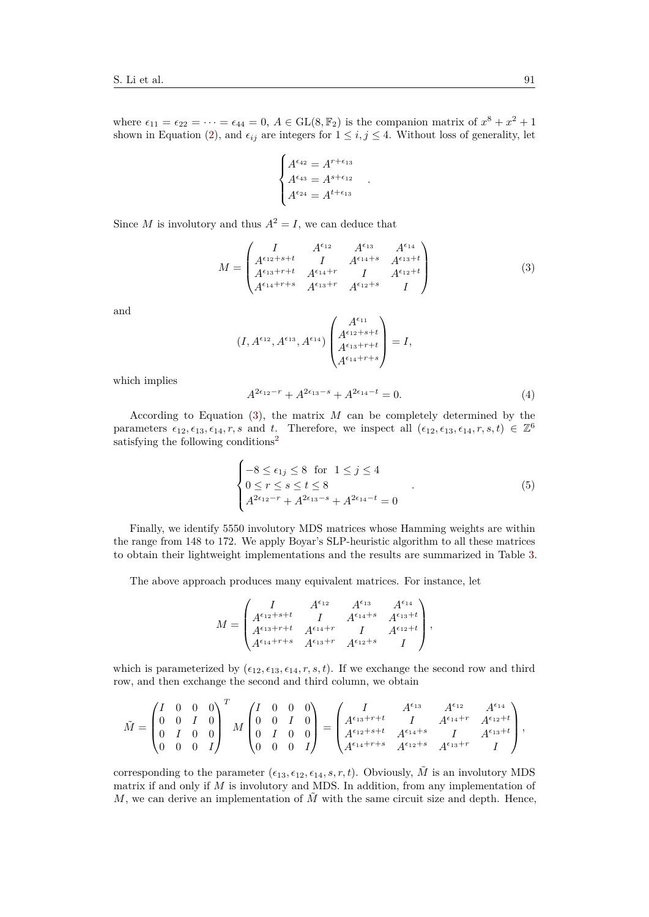where $\epsilon_{11} = \epsilon_{22} = \cdots = \epsilon_{44} = 0$, $A \in \mathrm{GL}(8, \mathbb{F}_2)$ is the companion matrix of $x^8 + x^2 + 1$ shown in Equation (2), and $\epsilon_{ij}$ are integers for $1 \le i, j \le 4$. Without loss of generality, let

$$\begin{cases} A^{\epsilon_{42}} = A^{r+\epsilon_{13}} \\ A^{\epsilon_{43}} = A^{s+\epsilon_{12}} \\ A^{\epsilon_{24}} = A^{t+\epsilon_{13}} \end{cases}.$$

Since $M$ is involutory and thus $A^2 = I$, we can deduce that

$$M = \begin{pmatrix} I & A^{\epsilon_{12}} & A^{\epsilon_{13}} & A^{\epsilon_{14}} \\ A^{\epsilon_{12}+s+t} & I & A^{\epsilon_{14}+s} & A^{\epsilon_{13}+t} \\ A^{\epsilon_{13}+r+t} & A^{\epsilon_{14}+r} & I & A^{\epsilon_{12}+t} \\ A^{\epsilon_{14}+r+s} & A^{\epsilon_{13}+r} & A^{\epsilon_{12}+s} & I \end{pmatrix} \tag{3}$$

and

$$(I, A^{\epsilon_{12}}, A^{\epsilon_{13}}, A^{\epsilon_{14}}) \begin{pmatrix} A^{\epsilon_{11}} \\ A^{\epsilon_{12}+s+t} \\ A^{\epsilon_{13}+r+t} \\ A^{\epsilon_{14}+r+s} \end{pmatrix} = I,$$

which implies

$$A^{2\epsilon_{12}-r} + A^{2\epsilon_{13}-s} + A^{2\epsilon_{14}-t} = 0. \tag{4}$$

According to Equation (3), the matrix $M$ can be completely determined by the parameters $\epsilon_{12}, \epsilon_{13}, \epsilon_{14}, r, s$ and $t$. Therefore, we inspect all $(\epsilon_{12}, \epsilon_{13}, \epsilon_{14}, r, s, t) \in \mathbb{Z}^6$ satisfying the following conditions[2]

$$\begin{cases} -8 \le \epsilon_{1j} \le 8 \quad \text{for} \quad 1 \le j \le 4 \\ 0 \le r \le s \le t \le 8 \\ A^{2\epsilon_{12}-r} + A^{2\epsilon_{13}-s} + A^{2\epsilon_{14}-t} = 0 \end{cases}. \tag{5}$$

Finally, we identify 5550 involutory MDS matrices whose Hamming weights are within the range from 148 to 172. We apply Boyar's SLP-heuristic algorithm to all these matrices to obtain their lightweight implementations and the results are summarized in Table 3.

The above approach produces many equivalent matrices. For instance, let

$$M = \begin{pmatrix} I & A^{\epsilon_{12}} & A^{\epsilon_{13}} & A^{\epsilon_{14}} \\ A^{\epsilon_{12}+s+t} & I & A^{\epsilon_{14}+s} & A^{\epsilon_{13}+t} \\ A^{\epsilon_{13}+r+t} & A^{\epsilon_{14}+r} & I & A^{\epsilon_{12}+t} \\ A^{\epsilon_{14}+r+s} & A^{\epsilon_{13}+r} & A^{\epsilon_{12}+s} & I \end{pmatrix},$$

which is parameterized by $(\epsilon_{12}, \epsilon_{13}, \epsilon_{14}, r, s, t)$. If we exchange the second row and third row, and then exchange the second and third column, we obtain

$$\tilde{M} = \begin{pmatrix} I & 0 & 0 & 0 \\ 0 & 0 & I & 0 \\ 0 & I & 0 & 0 \\ 0 & 0 & 0 & I \end{pmatrix}^T M \begin{pmatrix} I & 0 & 0 & 0 \\ 0 & 0 & I & 0 \\ 0 & I & 0 & 0 \\ 0 & 0 & 0 & I \end{pmatrix} = \begin{pmatrix} I & A^{\epsilon_{13}} & A^{\epsilon_{12}} & A^{\epsilon_{14}} \\ A^{\epsilon_{13}+r+t} & I & A^{\epsilon_{14}+r} & A^{\epsilon_{12}+t} \\ A^{\epsilon_{12}+s+t} & A^{\epsilon_{14}+s} & I & A^{\epsilon_{13}+t} \\ A^{\epsilon_{14}+r+s} & A^{\epsilon_{12}+s} & A^{\epsilon_{13}+r} & I \end{pmatrix},$$

corresponding to the parameter $(\epsilon_{13}, \epsilon_{12}, \epsilon_{14}, s, r, t)$. Obviously, $\tilde{M}$ is an involutory MDS matrix if and only if $M$ is involutory and MDS. In addition, from any implementation of $M$, we can derive an implementation of $\tilde{M}$ with the same circuit size and depth. Hence,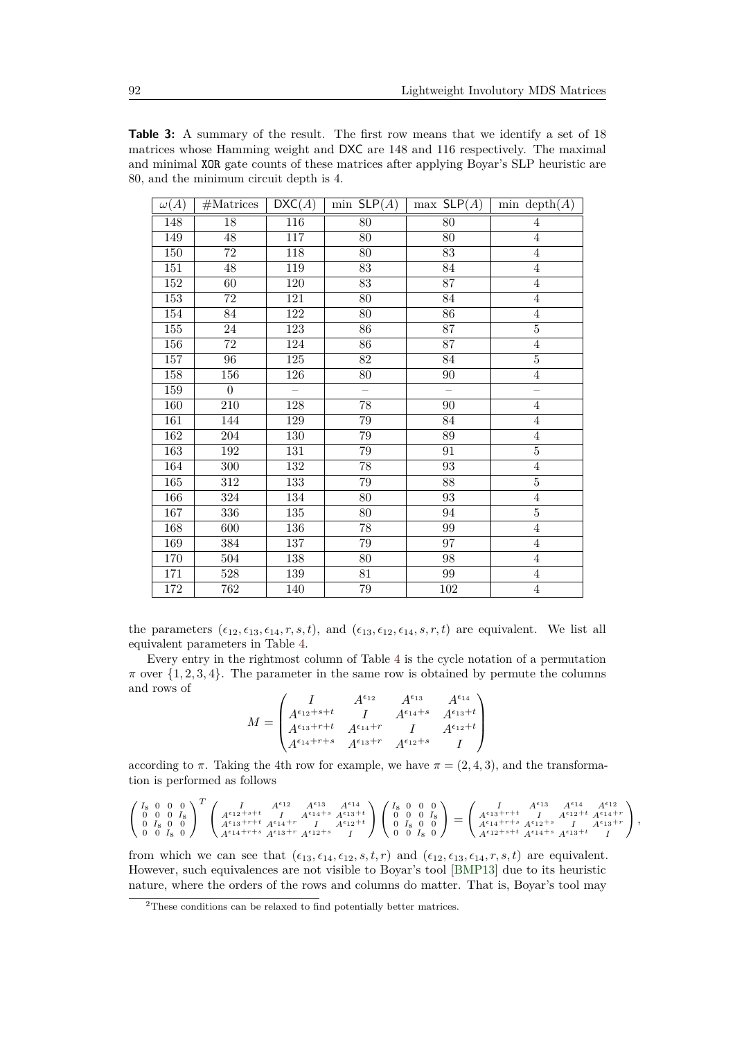**Table 3:** A summary of the result. The first row means that we identify a set of 18 matrices whose Hamming weight and DXC are 148 and 116 respectively. The maximal and minimal XOR gate counts of these matrices after applying Boyar's SLP heuristic are 80, and the minimum circuit depth is 4.

| $\omega(A)$ | #Matrices | $\mathsf{DXC}(A)$ | min $\mathsf{SLP}(A)$ | max $\mathsf{SLP}(A)$ | min depth$(A)$ |
|---|---|---|---|---|---|
| 148 | 18 | 116 | 80 | 80 | 4 |
| 149 | 48 | 117 | 80 | 80 | 4 |
| 150 | 72 | 118 | 80 | 83 | 4 |
| 151 | 48 | 119 | 83 | 84 | 4 |
| 152 | 60 | 120 | 83 | 87 | 4 |
| 153 | 72 | 121 | 80 | 84 | 4 |
| 154 | 84 | 122 | 80 | 86 | 4 |
| 155 | 24 | 123 | 86 | 87 | 5 |
| 156 | 72 | 124 | 86 | 87 | 4 |
| 157 | 96 | 125 | 82 | 84 | 5 |
| 158 | 156 | 126 | 80 | 90 | 4 |
| 159 | 0 | – | – | – | – |
| 160 | 210 | 128 | 78 | 90 | 4 |
| 161 | 144 | 129 | 79 | 84 | 4 |
| 162 | 204 | 130 | 79 | 89 | 4 |
| 163 | 192 | 131 | 79 | 91 | 5 |
| 164 | 300 | 132 | 78 | 93 | 4 |
| 165 | 312 | 133 | 79 | 88 | 5 |
| 166 | 324 | 134 | 80 | 93 | 4 |
| 167 | 336 | 135 | 80 | 94 | 5 |
| 168 | 600 | 136 | 78 | 99 | 4 |
| 169 | 384 | 137 | 79 | 97 | 4 |
| 170 | 504 | 138 | 80 | 98 | 4 |
| 171 | 528 | 139 | 81 | 99 | 4 |
| 172 | 762 | 140 | 79 | 102 | 4 |

the parameters $(\epsilon_{12}, \epsilon_{13}, \epsilon_{14}, r, s, t)$, and $(\epsilon_{13}, \epsilon_{12}, \epsilon_{14}, s, r, t)$ are equivalent. We list all equivalent parameters in Table 4.

Every entry in the rightmost column of Table 4 is the cycle notation of a permutation $\pi$ over $\{1, 2, 3, 4\}$. The parameter in the same row is obtained by permute the columns and rows of

$$M = \begin{pmatrix} I & A^{\epsilon_{12}} & A^{\epsilon_{13}} & A^{\epsilon_{14}} \\ A^{\epsilon_{12}+s+t} & I & A^{\epsilon_{14}+s} & A^{\epsilon_{13}+t} \\ A^{\epsilon_{13}+r+t} & A^{\epsilon_{14}+r} & I & A^{\epsilon_{12}+t} \\ A^{\epsilon_{14}+r+s} & A^{\epsilon_{13}+r} & A^{\epsilon_{12}+s} & I \end{pmatrix}$$

according to $\pi$. Taking the 4th row for example, we have $\pi = (2, 4, 3)$, and the transformation is performed as follows

$$\begin{pmatrix} I_8 & 0 & 0 & 0 \\ 0 & 0 & 0 & I_8 \\ 0 & I_8 & 0 & 0 \\ 0 & 0 & I_8 & 0 \end{pmatrix}^T \begin{pmatrix} I & A^{\epsilon_{12}} & A^{\epsilon_{13}} & A^{\epsilon_{14}} \\ A^{\epsilon_{12}+s+t} & I & A^{\epsilon_{14}+s} & A^{\epsilon_{13}+t} \\ A^{\epsilon_{13}+r+t} & A^{\epsilon_{14}+r} & I & A^{\epsilon_{12}+t} \\ A^{\epsilon_{14}+r+s} & A^{\epsilon_{13}+r} & A^{\epsilon_{12}+s} & I \end{pmatrix} \begin{pmatrix} I_8 & 0 & 0 & 0 \\ 0 & 0 & 0 & I_8 \\ 0 & I_8 & 0 & 0 \\ 0 & 0 & I_8 & 0 \end{pmatrix} = \begin{pmatrix} I & A^{\epsilon_{13}} & A^{\epsilon_{14}} & A^{\epsilon_{12}} \\ A^{\epsilon_{13}+r+t} & I & A^{\epsilon_{12}+t} & A^{\epsilon_{14}+r} \\ A^{\epsilon_{14}+r+s} & A^{\epsilon_{12}+s} & I & A^{\epsilon_{13}+r} \\ A^{\epsilon_{12}+s+t} & A^{\epsilon_{14}+s} & A^{\epsilon_{13}+t} & I \end{pmatrix},$$

from which we can see that $(\epsilon_{13}, \epsilon_{14}, \epsilon_{12}, s, t, r)$ and $(\epsilon_{12}, \epsilon_{13}, \epsilon_{14}, r, s, t)$ are equivalent. However, such equivalences are not visible to Boyar's tool [BMP13] due to its heuristic nature, where the orders of the rows and columns do matter. That is, Boyar's tool may

[2] These conditions can be relaxed to find potentially better matrices.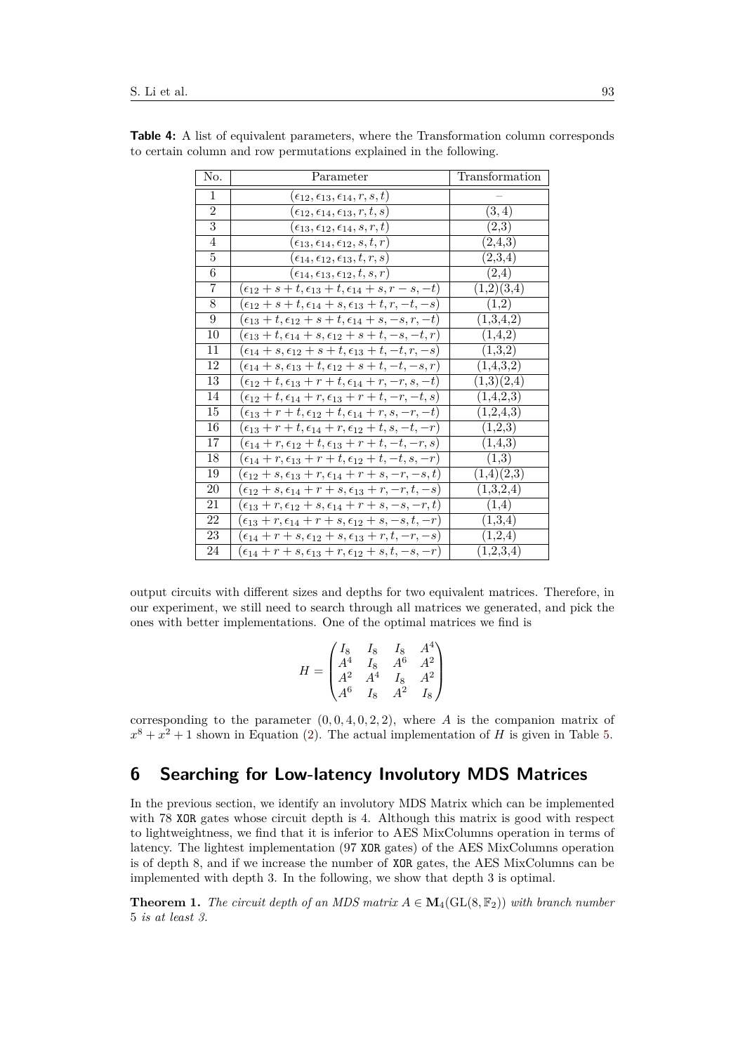**Table 4:** A list of equivalent parameters, where the Transformation column corresponds to certain column and row permutations explained in the following.

| No. | Parameter | Transformation |
|---|---|---|
| 1 | $(\epsilon_{12}, \epsilon_{13}, \epsilon_{14}, r, s, t)$ | – |
| 2 | $(\epsilon_{12}, \epsilon_{14}, \epsilon_{13}, r, t, s)$ | (3, 4) |
| 3 | $(\epsilon_{13}, \epsilon_{12}, \epsilon_{14}, s, r, t)$ | (2,3) |
| 4 | $(\epsilon_{13}, \epsilon_{14}, \epsilon_{12}, s, t, r)$ | (2,4,3) |
| 5 | $(\epsilon_{14}, \epsilon_{12}, \epsilon_{13}, t, r, s)$ | (2,3,4) |
| 6 | $(\epsilon_{14}, \epsilon_{13}, \epsilon_{12}, t, s, r)$ | (2,4) |
| 7 | $(\epsilon_{12}+s+t, \epsilon_{13}+t, \epsilon_{14}+s, r-s, -t)$ | (1,2)(3,4) |
| 8 | $(\epsilon_{12}+s+t, \epsilon_{14}+s, \epsilon_{13}+t, r, -t, -s)$ | (1,2) |
| 9 | $(\epsilon_{13}+t, \epsilon_{12}+s+t, \epsilon_{14}+s, -s, r, -t)$ | (1,3,4,2) |
| 10 | $(\epsilon_{13}+t, \epsilon_{14}+s, \epsilon_{12}+s+t, -s, -t, r)$ | (1,4,2) |
| 11 | $(\epsilon_{14}+s, \epsilon_{12}+s+t, \epsilon_{13}+t, -t, r, -s)$ | (1,3,2) |
| 12 | $(\epsilon_{14}+s, \epsilon_{13}+t, \epsilon_{12}+s+t, -t, -s, r)$ | (1,4,3,2) |
| 13 | $(\epsilon_{12}+t, \epsilon_{13}+r+t, \epsilon_{14}+r, -r, s, -t)$ | (1,3)(2,4) |
| 14 | $(\epsilon_{12}+t, \epsilon_{14}+r, \epsilon_{13}+r+t, -r, -t, s)$ | (1,4,2,3) |
| 15 | $(\epsilon_{13}+r+t, \epsilon_{12}+t, \epsilon_{14}+r, s, -r, -t)$ | (1,2,4,3) |
| 16 | $(\epsilon_{13}+r+t, \epsilon_{14}+r, \epsilon_{12}+t, s, -t, -r)$ | (1,2,3) |
| 17 | $(\epsilon_{14}+r, \epsilon_{12}+t, \epsilon_{13}+r+t, -t, -r, s)$ | (1,4,3) |
| 18 | $(\epsilon_{14}+r, \epsilon_{13}+r+t, \epsilon_{12}+t, -t, s, -r)$ | (1,3) |
| 19 | $(\epsilon_{12}+s, \epsilon_{13}+r, \epsilon_{14}+r+s, -r, -s, t)$ | (1,4)(2,3) |
| 20 | $(\epsilon_{12}+s, \epsilon_{14}+r+s, \epsilon_{13}+r, -r, t, -s)$ | (1,3,2,4) |
| 21 | $(\epsilon_{13}+r, \epsilon_{12}+s, \epsilon_{14}+r+s, -s, -r, t)$ | (1,4) |
| 22 | $(\epsilon_{13}+r, \epsilon_{14}+r+s, \epsilon_{12}+s, -s, t, -r)$ | (1,3,4) |
| 23 | $(\epsilon_{14}+r+s, \epsilon_{12}+s, \epsilon_{13}+r, t, -r, -s)$ | (1,2,4) |
| 24 | $(\epsilon_{14}+r+s, \epsilon_{13}+r, \epsilon_{12}+s, t, -s, -r)$ | (1,2,3,4) |

output circuits with different sizes and depths for two equivalent matrices. Therefore, in our experiment, we still need to search through all matrices we generated, and pick the ones with better implementations. One of the optimal matrices we find is

$$H = \begin{pmatrix} I_8 & I_8 & I_8 & A^4 \\ A^4 & I_8 & A^6 & A^2 \\ A^2 & A^4 & I_8 & A^2 \\ A^6 & I_8 & A^2 & I_8 \end{pmatrix}$$

corresponding to the parameter $(0, 0, 4, 0, 2, 2)$, where $A$ is the companion matrix of $x^8 + x^2 + 1$ shown in Equation (2). The actual implementation of $H$ is given in Table 5.

## 6 Searching for Low-latency Involutory MDS Matrices

In the previous section, we identify an involutory MDS Matrix which can be implemented with 78 XOR gates whose circuit depth is 4. Although this matrix is good with respect to lightweightness, we find that it is inferior to AES MixColumns operation in terms of latency. The lightest implementation (97 XOR gates) of the AES MixColumns operation is of depth 8, and if we increase the number of XOR gates, the AES MixColumns can be implemented with depth 3. In the following, we show that depth 3 is optimal.

**Theorem 1.** *The circuit depth of an MDS matrix $A \in \mathbf{M}_4(\mathrm{GL}(8, \mathbb{F}_2))$ with branch number 5 is at least 3.*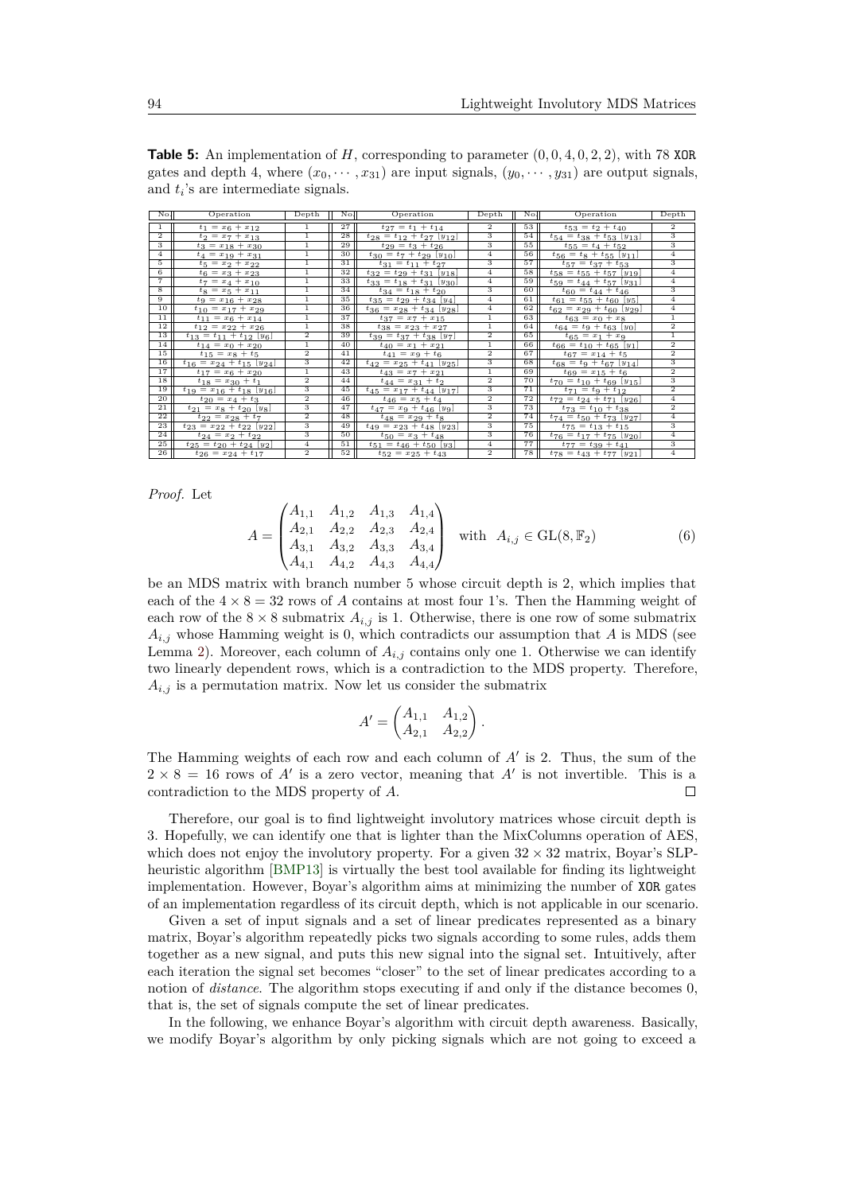**Table 5:** An implementation of $H$, corresponding to parameter $(0, 0, 4, 0, 2, 2)$, with 78 XOR gates and depth 4, where $(x_0, \cdots, x_{31})$ are input signals, $(y_0, \cdots, y_{31})$ are output signals, and $t_i$'s are intermediate signals.

| No | Operation | Depth | No | Operation | Depth | No | Operation | Depth |
|---|---|---|---|---|---|---|---|---|
| 1 | $t_1 = x_6 + x_{12}$ | 1 | 27 | $t_{27} = t_1 + t_{14}$ | 2 | 53 | $t_{53} = t_2 + t_{40}$ | 2 |
| 2 | $t_2 = x_7 + x_{13}$ | 1 | 28 | $t_{28} = t_{12} + t_{27}$ $[y_{12}]$ | 3 | 54 | $t_{54} = t_{38} + t_{53}$ $[y_{13}]$ | 3 |
| 3 | $t_3 = x_{18} + x_{30}$ | 1 | 29 | $t_{29} = t_3 + t_{26}$ | 3 | 55 | $t_{55} = t_4 + t_{52}$ | 3 |
| 4 | $t_4 = x_{19} + x_{31}$ | 1 | 30 | $t_{30} = t_7 + t_{29}$ $[y_{10}]$ | 4 | 56 | $t_{56} = t_8 + t_{55}$ $[y_{11}]$ | 4 |
| 5 | $t_5 = x_2 + x_{22}$ | 1 | 31 | $t_{31} = t_{11} + t_{27}$ | 3 | 57 | $t_{57} = t_{37} + t_{53}$ | 3 |
| 6 | $t_6 = x_3 + x_{23}$ | 1 | 32 | $t_{32} = t_{29} + t_{31}$ $[y_{18}]$ | 4 | 58 | $t_{58} = t_{55} + t_{57}$ $[y_{19}]$ | 4 |
| 7 | $t_7 = x_4 + x_{10}$ | 1 | 33 | $t_{33} = t_{18} + t_{31}$ $[y_{30}]$ | 4 | 59 | $t_{59} = t_{44} + t_{57}$ $[y_{31}]$ | 4 |
| 8 | $t_8 = x_5 + x_{11}$ | 1 | 34 | $t_{34} = t_{18} + t_{20}$ | 3 | 60 | $t_{60} = t_{44} + t_{46}$ | 3 |
| 9 | $t_9 = x_{16} + x_{28}$ | 1 | 35 | $t_{35} = t_{29} + t_{34}$ $[y_4]$ | 4 | 61 | $t_{61} = t_{55} + t_{60}$ $[y_5]$ | 4 |
| 10 | $t_{10} = x_{17} + x_{29}$ | 1 | 36 | $t_{36} = x_{28} + t_{34}$ $[y_{28}]$ | 4 | 62 | $t_{62} = x_{29} + t_{60}$ $[y_{29}]$ | 4 |
| 11 | $t_{11} = x_6 + x_{14}$ | 1 | 37 | $t_{37} = x_7 + x_{15}$ | 1 | 63 | $t_{63} = x_0 + x_8$ | 1 |
| 12 | $t_{12} = x_{22} + x_{26}$ | 1 | 38 | $t_{38} = x_{23} + x_{27}$ | 1 | 64 | $t_{64} = t_9 + t_{63}$ $[y_0]$ | 2 |
| 13 | $t_{13} = t_{11} + t_{12}$ $[y_6]$ | 2 | 39 | $t_{39} = t_{37} + t_{38}$ $[y_7]$ | 2 | 65 | $t_{65} = x_1 + x_9$ | 1 |
| 14 | $t_{14} = x_0 + x_{20}$ | 1 | 40 | $t_{40} = x_1 + x_{21}$ | 1 | 66 | $t_{66} = t_{10} + t_{65}$ $[y_1]$ | 2 |
| 15 | $t_{15} = x_8 + t_5$ | 2 | 41 | $t_{41} = x_9 + t_6$ | 2 | 67 | $t_{67} = x_{14} + t_5$ | 2 |
| 16 | $t_{16} = x_{24} + t_{15}$ $[y_{24}]$ | 3 | 42 | $t_{42} = x_{25} + t_{41}$ $[y_{25}]$ | 3 | 68 | $t_{68} = t_9 + t_{67}$ $[y_{14}]$ | 3 |
| 17 | $t_{17} = x_6 + x_{20}$ | 1 | 43 | $t_{43} = x_7 + x_{21}$ | 1 | 69 | $t_{69} = x_{15} + t_6$ | 2 |
| 18 | $t_{18} = x_{30} + t_1$ | 2 | 44 | $t_{44} = x_{31} + t_2$ | 2 | 70 | $t_{70} = t_{10} + t_{69}$ $[y_{15}]$ | 3 |
| 19 | $t_{19} = x_{16} + t_{18}$ $[y_{16}]$ | 3 | 45 | $t_{45} = x_{17} + t_{44}$ $[y_{17}]$ | 3 | 71 | $t_{71} = t_9 + t_{12}$ | 2 |
| 20 | $t_{20} = x_4 + t_3$ | 2 | 46 | $t_{46} = x_5 + t_4$ | 2 | 72 | $t_{72} = t_{24} + t_{71}$ $[y_{26}]$ | 4 |
| 21 | $t_{21} = x_8 + t_{20}$ $[y_8]$ | 3 | 47 | $t_{47} = x_9 + t_{46}$ $[y_9]$ | 3 | 73 | $t_{73} = t_{10} + t_{38}$ | 2 |
| 22 | $t_{22} = x_{28} + t_7$ | 2 | 48 | $t_{48} = x_{29} + t_8$ | 2 | 74 | $t_{74} = t_{50} + t_{73}$ $[y_{27}]$ | 4 |
| 23 | $t_{23} = x_{22} + t_{22}$ $[y_{22}]$ | 3 | 49 | $t_{49} = x_{23} + t_{48}$ $[y_{23}]$ | 3 | 75 | $t_{75} = t_{13} + t_{15}$ | 3 |
| 24 | $t_{24} = x_2 + t_{22}$ | 3 | 50 | $t_{50} = x_3 + t_{48}$ | 3 | 76 | $t_{76} = t_{17} + t_{75}$ $[y_{20}]$ | 4 |
| 25 | $t_{25} = t_{20} + t_{24}$ $[y_2]$ | 4 | 51 | $t_{51} = t_{46} + t_{50}$ $[y_3]$ | 4 | 77 | $t_{77} = t_{39} + t_{41}$ | 3 |
| 26 | $t_{26} = x_{24} + t_{17}$ | 2 | 52 | $t_{52} = x_{25} + t_{43}$ | 2 | 78 | $t_{78} = t_{43} + t_{77}$ $[y_{21}]$ | 4 |

*Proof.* Let

$$A = \begin{pmatrix} A_{1,1} & A_{1,2} & A_{1,3} & A_{1,4} \\ A_{2,1} & A_{2,2} & A_{2,3} & A_{2,4} \\ A_{3,1} & A_{3,2} & A_{3,3} & A_{3,4} \\ A_{4,1} & A_{4,2} & A_{4,3} & A_{4,4} \end{pmatrix} \quad \text{with} \quad A_{i,j} \in \mathrm{GL}(8, \mathbb{F}_2) \tag{6}$$

be an MDS matrix with branch number 5 whose circuit depth is 2, which implies that each of the $4 \times 8 = 32$ rows of $A$ contains at most four 1's. Then the Hamming weight of each row of the $8 \times 8$ submatrix $A_{i,j}$ is 1. Otherwise, there is one row of some submatrix $A_{i,j}$ whose Hamming weight is 0, which contradicts our assumption that $A$ is MDS (see Lemma 2). Moreover, each column of $A_{i,j}$ contains only one 1. Otherwise we can identify two linearly dependent rows, which is a contradiction to the MDS property. Therefore, $A_{i,j}$ is a permutation matrix. Now let us consider the submatrix

$$A' = \begin{pmatrix} A_{1,1} & A_{1,2} \\ A_{2,1} & A_{2,2} \end{pmatrix}.$$

The Hamming weights of each row and each column of $A'$ is 2. Thus, the sum of the $2 \times 8 = 16$ rows of $A'$ is a zero vector, meaning that $A'$ is not invertible. This is a contradiction to the MDS property of $A$. □

Therefore, our goal is to find lightweight involutory matrices whose circuit depth is 3. Hopefully, we can identify one that is lighter than the MixColumns operation of AES, which does not enjoy the involutory property. For a given $32 \times 32$ matrix, Boyar's SLP-heuristic algorithm [BMP13] is virtually the best tool available for finding its lightweight implementation. However, Boyar's algorithm aims at minimizing the number of XOR gates of an implementation regardless of its circuit depth, which is not applicable in our scenario.

Given a set of input signals and a set of linear predicates represented as a binary matrix, Boyar's algorithm repeatedly picks two signals according to some rules, adds them together as a new signal, and puts this new signal into the signal set. Intuitively, after each iteration the signal set becomes "closer" to the set of linear predicates according to a notion of *distance*. The algorithm stops executing if and only if the distance becomes 0, that is, the set of signals compute the set of linear predicates.

In the following, we enhance Boyar's algorithm with circuit depth awareness. Basically, we modify Boyar's algorithm by only picking signals which are not going to exceed a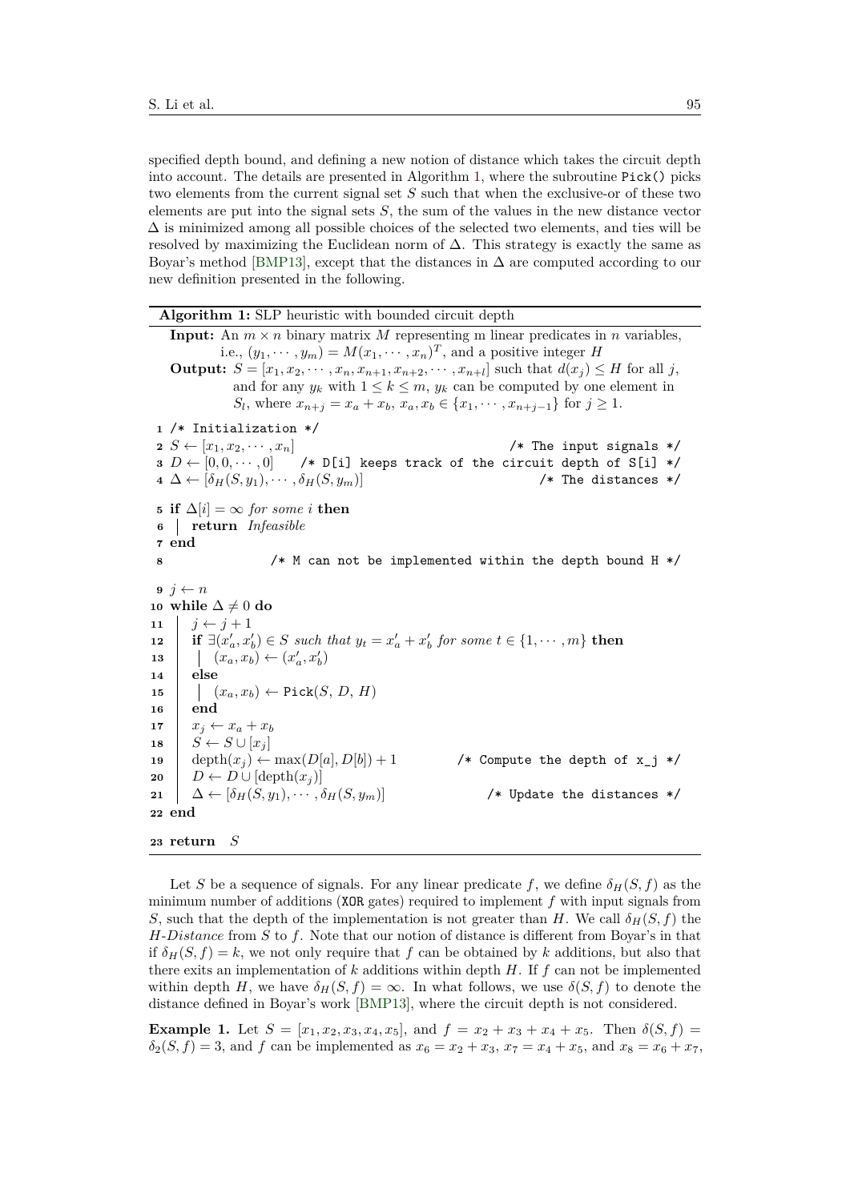specified depth bound, and defining a new notion of distance which takes the circuit depth into account. The details are presented in Algorithm 1, where the subroutine `Pick()` picks two elements from the current signal set $S$ such that when the exclusive-or of these two elements are put into the signal sets $S$, the sum of the values in the new distance vector $\Delta$ is minimized among all possible choices of the selected two elements, and ties will be resolved by maximizing the Euclidean norm of $\Delta$. This strategy is exactly the same as Boyar's method [BMP13], except that the distances in $\Delta$ are computed according to our new definition presented in the following.

**Algorithm 1:** SLP heuristic with bounded circuit depth

**Input:** An $m \times n$ binary matrix $M$ representing m linear predicates in $n$ variables, i.e., $(y_1, \cdots, y_m) = M(x_1, \cdots, x_n)^T$, and a positive integer $H$

**Output:** $S = [x_1, x_2, \cdots, x_n, x_{n+1}, x_{n+2}, \cdots, x_{n+l}]$ such that $d(x_j) \leq H$ for all $j$, and for any $y_k$ with $1 \leq k \leq m$, $y_k$ can be computed by one element in $S_l$, where $x_{n+j} = x_a + x_b$, $x_a, x_b \in \{x_1, \cdots, x_{n+j-1}\}$ for $j \geq 1$.

```
1  /* Initialization */
2  S ← [x_1, x_2, ··· , x_n]                              /* The input signals */
3  D ← [0, 0, ··· , 0]    /* D[i] keeps track of the circuit depth of S[i] */
4  Δ ← [δ_H(S, y_1), ··· , δ_H(S, y_m)]                       /* The distances */
5  if Δ[i] = ∞ for some i then
6  |  return Infeasible
7  end
8                 /* M can not be implemented within the depth bound H */
9  j ← n
10 while Δ ≠ 0 do
11 |  j ← j + 1
12 |  if ∃(x'_a, x'_b) ∈ S such that y_t = x'_a + x'_b for some t ∈ {1, ··· , m} then
13 |  |  (x_a, x_b) ← (x'_a, x'_b)
14 |  else
15 |  |  (x_a, x_b) ← Pick(S, D, H)
16 |  end
17 |  x_j ← x_a + x_b
18 |  S ← S ∪ [x_j]
19 |  depth(x_j) ← max(D[a], D[b]) + 1             /* Compute the depth of x_j */
20 |  D ← D ∪ [depth(x_j)]
21 |  Δ ← [δ_H(S, y_1), ··· , δ_H(S, y_m)]                 /* Update the distances */
22 end
23 return S
```

Let $S$ be a sequence of signals. For any linear predicate $f$, we define $\delta_H(S, f)$ as the minimum number of additions (`XOR` gates) required to implement $f$ with input signals from $S$, such that the depth of the implementation is not greater than $H$. We call $\delta_H(S, f)$ the *H-Distance* from $S$ to $f$. Note that our notion of distance is different from Boyar's in that if $\delta_H(S, f) = k$, we not only require that $f$ can be obtained by $k$ additions, but also that there exits an implementation of $k$ additions within depth $H$. If $f$ can not be implemented within depth $H$, we have $\delta_H(S, f) = \infty$. In what follows, we use $\delta(S, f)$ to denote the distance defined in Boyar's work [BMP13], where the circuit depth is not considered.

**Example 1.** Let $S = [x_1, x_2, x_3, x_4, x_5]$, and $f = x_2 + x_3 + x_4 + x_5$. Then $\delta(S, f) = \delta_2(S, f) = 3$, and $f$ can be implemented as $x_6 = x_2 + x_3$, $x_7 = x_4 + x_5$, and $x_8 = x_6 + x_7$,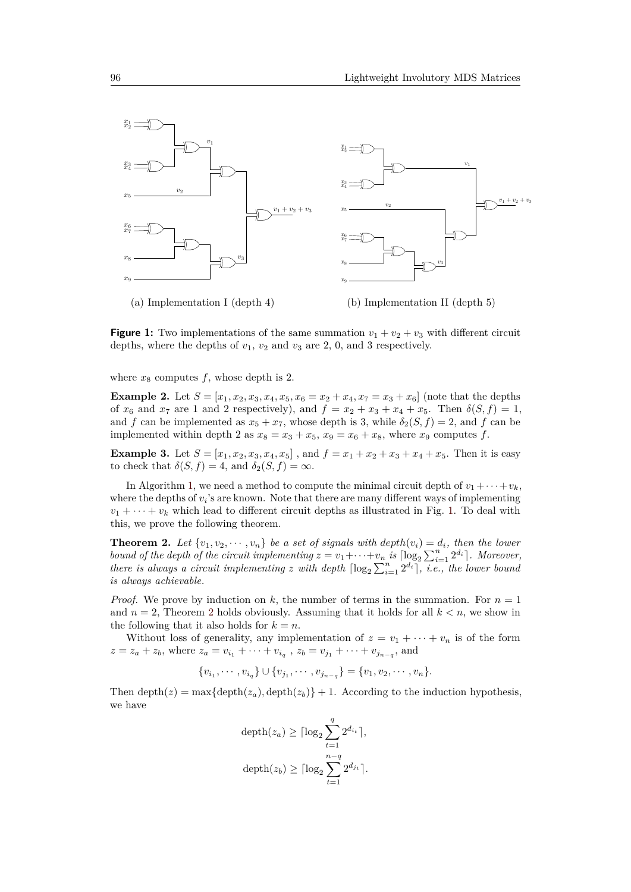(a) Implementation I (depth 4)

(b) Implementation II (depth 5)

**Figure 1:** Two implementations of the same summation $v_1 + v_2 + v_3$ with different circuit depths, where the depths of $v_1$, $v_2$ and $v_3$ are 2, 0, and 3 respectively.

where $x_8$ computes $f$, whose depth is 2.

**Example 2.** Let $S = [x_1, x_2, x_3, x_4, x_5, x_6 = x_2 + x_4, x_7 = x_3 + x_6]$ (note that the depths of $x_6$ and $x_7$ are 1 and 2 respectively), and $f = x_2 + x_3 + x_4 + x_5$. Then $\delta(S, f) = 1$, and $f$ can be implemented as $x_5 + x_7$, whose depth is 3, while $\delta_2(S, f) = 2$, and $f$ can be implemented within depth 2 as $x_8 = x_3 + x_5$, $x_9 = x_6 + x_8$, where $x_9$ computes $f$.

**Example 3.** Let $S = [x_1, x_2, x_3, x_4, x_5]$ , and $f = x_1 + x_2 + x_3 + x_4 + x_5$. Then it is easy to check that $\delta(S, f) = 4$, and $\delta_2(S, f) = \infty$.

In Algorithm 1, we need a method to compute the minimal circuit depth of $v_1 + \cdots + v_k$, where the depths of $v_i$'s are known. Note that there are many different ways of implementing $v_1 + \cdots + v_k$ which lead to different circuit depths as illustrated in Fig. 1. To deal with this, we prove the following theorem.

**Theorem 2.** *Let $\{v_1, v_2, \cdots, v_n\}$ be a set of signals with $depth(v_i) = d_i$, then the lower bound of the depth of the circuit implementing $z = v_1 + \cdots + v_n$ is $\lceil \log_2 \sum_{i=1}^{n} 2^{d_i} \rceil$. Moreover, there is always a circuit implementing $z$ with depth $\lceil \log_2 \sum_{i=1}^{n} 2^{d_i} \rceil$, i.e., the lower bound is always achievable.*

*Proof.* We prove by induction on $k$, the number of terms in the summation. For $n = 1$ and $n = 2$, Theorem 2 holds obviously. Assuming that it holds for all $k < n$, we show in the following that it also holds for $k = n$.

Without loss of generality, any implementation of $z = v_1 + \cdots + v_n$ is of the form $z = z_a + z_b$, where $z_a = v_{i_1} + \cdots + v_{i_q}$ , $z_b = v_{j_1} + \cdots + v_{j_{n-q}}$, and

$$\{v_{i_1}, \cdots, v_{i_q}\} \cup \{v_{j_1}, \cdots, v_{j_{n-q}}\} = \{v_1, v_2, \cdots, v_n\}.$$

Then $\text{depth}(z) = \max\{\text{depth}(z_a), \text{depth}(z_b)\} + 1$. According to the induction hypothesis, we have

$$\text{depth}(z_a) \geq \lceil \log_2 \sum_{t=1}^{q} 2^{d_{i_t}} \rceil,$$

$$\text{depth}(z_b) \geq \lceil \log_2 \sum_{t=1}^{n-q} 2^{d_{j_t}} \rceil.$$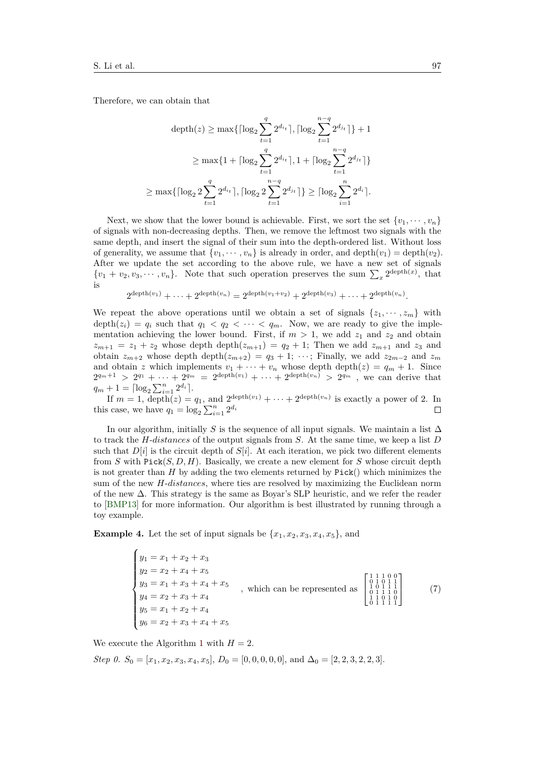Therefore, we can obtain that

$$\begin{aligned}
\operatorname{depth}(z) &\geq \max\{\lceil \log_2 \sum_{t=1}^{q} 2^{d_{i_t}} \rceil, \lceil \log_2 \sum_{t=1}^{n-q} 2^{d_{j_t}} \rceil\} + 1 \\
&\geq \max\{1 + \lceil \log_2 \sum_{t=1}^{q} 2^{d_{i_t}} \rceil, 1 + \lceil \log_2 \sum_{t=1}^{n-q} 2^{d_{j_t}} \rceil\} \\
\geq \max\{\lceil \log_2 2 \sum_{t=1}^{q} 2^{d_{i_t}} \rceil&, \lceil \log_2 2 \sum_{t=1}^{n-q} 2^{d_{j_t}} \rceil\} \geq \lceil \log_2 \sum_{i=1}^{n} 2^{d_i} \rceil.
\end{aligned}$$

Next, we show that the lower bound is achievable. First, we sort the set $\{v_1, \cdots, v_n\}$ of signals with non-decreasing depths. Then, we remove the leftmost two signals with the same depth, and insert the signal of their sum into the depth-ordered list. Without loss of generality, we assume that $\{v_1, \cdots, v_n\}$ is already in order, and $\operatorname{depth}(v_1) = \operatorname{depth}(v_2)$. After we update the set according to the above rule, we have a new set of signals $\{v_1 + v_2, v_3, \cdots, v_n\}$. Note that such operation preserves the sum $\sum_x 2^{\operatorname{depth}(x)}$, that is

$$2^{\operatorname{depth}(v_1)} + \cdots + 2^{\operatorname{depth}(v_n)} = 2^{\operatorname{depth}(v_1+v_2)} + 2^{\operatorname{depth}(v_3)} + \cdots + 2^{\operatorname{depth}(v_n)}.$$

We repeat the above operations until we obtain a set of signals $\{z_1, \cdots, z_m\}$ with $\operatorname{depth}(z_i) = q_i$ such that $q_1 < q_2 < \cdots < q_m$. Now, we are ready to give the implementation achieving the lower bound. First, if $m > 1$, we add $z_1$ and $z_2$ and obtain $z_{m+1} = z_1 + z_2$ whose depth $\operatorname{depth}(z_{m+1}) = q_2 + 1$; Then we add $z_{m+1}$ and $z_3$ and obtain $z_{m+2}$ whose depth $\operatorname{depth}(z_{m+2}) = q_3 + 1$; $\cdots$; Finally, we add $z_{2m-2}$ and $z_m$ and obtain $z$ which implements $v_1 + \cdots + v_n$ whose depth $\operatorname{depth}(z) = q_m + 1$. Since $2^{q_m+1} > 2^{q_1} + \cdots + 2^{q_m} = 2^{\operatorname{depth}(v_1)} + \cdots + 2^{\operatorname{depth}(v_n)} > 2^{q_m}$ , we can derive that $q_m + 1 = \lceil \log_2 \sum_{i=1}^{n} 2^{d_i} \rceil$.

If $m = 1$, $\operatorname{depth}(z) = q_1$, and $2^{\operatorname{depth}(v_1)} + \cdots + 2^{\operatorname{depth}(v_n)}$ is exactly a power of 2. In this case, we have $q_1 = \log_2 \sum_{i=1}^{n} 2^{d_i}$ ☐

In our algorithm, initially $S$ is the sequence of all input signals. We maintain a list $\Delta$ to track the *H-distances* of the output signals from $S$. At the same time, we keep a list $D$ such that $D[i]$ is the circuit depth of $S[i]$. At each iteration, we pick two different elements from $S$ with Pick$(S, D, H)$. Basically, we create a new element for $S$ whose circuit depth is not greater than $H$ by adding the two elements returned by Pick() which minimizes the sum of the new *H-distances*, where ties are resolved by maximizing the Euclidean norm of the new $\Delta$. This strategy is the same as Boyar's SLP heuristic, and we refer the reader to [BMP13] for more information. Our algorithm is best illustrated by running through a toy example.

**Example 4.** Let the set of input signals be $\{x_1, x_2, x_3, x_4, x_5\}$, and

$$\begin{cases} y_1 = x_1 + x_2 + x_3 \\ y_2 = x_2 + x_4 + x_5 \\ y_3 = x_1 + x_3 + x_4 + x_5 \\ y_4 = x_2 + x_3 + x_4 \\ y_5 = x_1 + x_2 + x_4 \\ y_6 = x_2 + x_3 + x_4 + x_5 \end{cases}, \text{ which can be represented as } \begin{bmatrix} 1&1&1&0&0 \\ 0&1&0&1&1 \\ 1&0&1&1&1 \\ 0&1&1&1&0 \\ 1&1&0&1&0 \\ 0&1&1&1&1 \end{bmatrix} \tag{7}$$

We execute the Algorithm 1 with $H = 2$.

*Step 0.* $S_0 = [x_1, x_2, x_3, x_4, x_5]$, $D_0 = [0, 0, 0, 0, 0]$, and $\Delta_0 = [2, 2, 3, 2, 2, 3]$.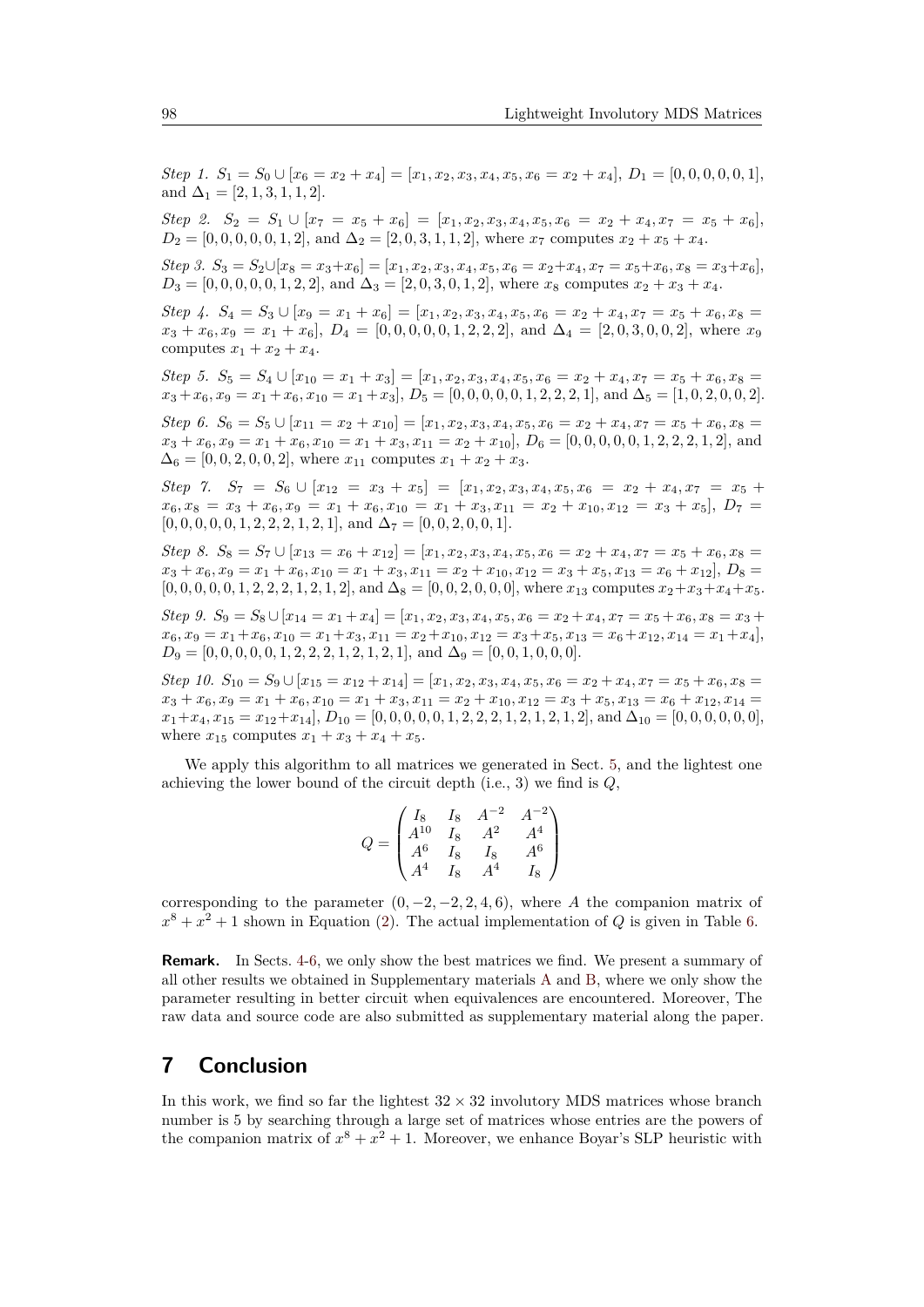*Step 1.* $S_1 = S_0 \cup [x_6 = x_2 + x_4] = [x_1, x_2, x_3, x_4, x_5, x_6 = x_2 + x_4]$, $D_1 = [0, 0, 0, 0, 0, 1]$, and $\Delta_1 = [2, 1, 3, 1, 1, 2]$.

*Step 2.* $S_2 = S_1 \cup [x_7 = x_5 + x_6] = [x_1, x_2, x_3, x_4, x_5, x_6 = x_2 + x_4, x_7 = x_5 + x_6]$, $D_2 = [0, 0, 0, 0, 0, 1, 2]$, and $\Delta_2 = [2, 0, 3, 1, 1, 2]$, where $x_7$ computes $x_2 + x_5 + x_4$.

*Step 3.* $S_3 = S_2 \cup [x_8 = x_3 + x_6] = [x_1, x_2, x_3, x_4, x_5, x_6 = x_2 + x_4, x_7 = x_5 + x_6, x_8 = x_3 + x_6]$, $D_3 = [0, 0, 0, 0, 0, 1, 2, 2]$, and $\Delta_3 = [2, 0, 3, 0, 1, 2]$, where $x_8$ computes $x_2 + x_3 + x_4$.

*Step 4.* $S_4 = S_3 \cup [x_9 = x_1 + x_6] = [x_1, x_2, x_3, x_4, x_5, x_6 = x_2 + x_4, x_7 = x_5 + x_6, x_8 = x_3 + x_6, x_9 = x_1 + x_6]$, $D_4 = [0, 0, 0, 0, 0, 1, 2, 2, 2]$, and $\Delta_4 = [2, 0, 3, 0, 0, 2]$, where $x_9$ computes $x_1 + x_2 + x_4$.

*Step 5.* $S_5 = S_4 \cup [x_{10} = x_1 + x_3] = [x_1, x_2, x_3, x_4, x_5, x_6 = x_2 + x_4, x_7 = x_5 + x_6, x_8 = x_3 + x_6, x_9 = x_1 + x_6, x_{10} = x_1 + x_3]$, $D_5 = [0, 0, 0, 0, 0, 1, 2, 2, 2, 1]$, and $\Delta_5 = [1, 0, 2, 0, 0, 2]$.

*Step 6.* $S_6 = S_5 \cup [x_{11} = x_2 + x_{10}] = [x_1, x_2, x_3, x_4, x_5, x_6 = x_2 + x_4, x_7 = x_5 + x_6, x_8 = x_3 + x_6, x_9 = x_1 + x_6, x_{10} = x_1 + x_3, x_{11} = x_2 + x_{10}]$, $D_6 = [0, 0, 0, 0, 0, 1, 2, 2, 2, 1, 2]$, and $\Delta_6 = [0, 0, 2, 0, 0, 2]$, where $x_{11}$ computes $x_1 + x_2 + x_3$.

*Step 7.* $S_7 = S_6 \cup [x_{12} = x_3 + x_5] = [x_1, x_2, x_3, x_4, x_5, x_6 = x_2 + x_4, x_7 = x_5 + x_6, x_8 = x_3 + x_6, x_9 = x_1 + x_6, x_{10} = x_1 + x_3, x_{11} = x_2 + x_{10}, x_{12} = x_3 + x_5]$, $D_7 = [0, 0, 0, 0, 0, 1, 2, 2, 2, 1, 2, 1]$, and $\Delta_7 = [0, 0, 2, 0, 0, 1]$.

*Step 8.* $S_8 = S_7 \cup [x_{13} = x_6 + x_{12}] = [x_1, x_2, x_3, x_4, x_5, x_6 = x_2 + x_4, x_7 = x_5 + x_6, x_8 = x_3 + x_6, x_9 = x_1 + x_6, x_{10} = x_1 + x_3, x_{11} = x_2 + x_{10}, x_{12} = x_3 + x_5, x_{13} = x_6 + x_{12}]$, $D_8 = [0, 0, 0, 0, 0, 1, 2, 2, 2, 1, 2, 1, 2]$, and $\Delta_8 = [0, 0, 2, 0, 0, 0]$, where $x_{13}$ computes $x_2 + x_3 + x_4 + x_5$.

*Step 9.* $S_9 = S_8 \cup [x_{14} = x_1 + x_4] = [x_1, x_2, x_3, x_4, x_5, x_6 = x_2 + x_4, x_7 = x_5 + x_6, x_8 = x_3 + x_6, x_9 = x_1 + x_6, x_{10} = x_1 + x_3, x_{11} = x_2 + x_{10}, x_{12} = x_3 + x_5, x_{13} = x_6 + x_{12}, x_{14} = x_1 + x_4]$, $D_9 = [0, 0, 0, 0, 0, 1, 2, 2, 2, 1, 2, 1, 2, 1]$, and $\Delta_9 = [0, 0, 1, 0, 0, 0]$.

*Step 10.* $S_{10} = S_9 \cup [x_{15} = x_{12} + x_{14}] = [x_1, x_2, x_3, x_4, x_5, x_6 = x_2 + x_4, x_7 = x_5 + x_6, x_8 = x_3 + x_6, x_9 = x_1 + x_6, x_{10} = x_1 + x_3, x_{11} = x_2 + x_{10}, x_{12} = x_3 + x_5, x_{13} = x_6 + x_{12}, x_{14} = x_1 + x_4, x_{15} = x_{12} + x_{14}]$, $D_{10} = [0, 0, 0, 0, 0, 1, 2, 2, 2, 1, 2, 1, 2, 1, 2]$, and $\Delta_{10} = [0, 0, 0, 0, 0, 0]$, where $x_{15}$ computes $x_1 + x_3 + x_4 + x_5$.

We apply this algorithm to all matrices we generated in Sect. 5, and the lightest one achieving the lower bound of the circuit depth (i.e., 3) we find is $Q$,

$$Q = \begin{pmatrix} I_8 & I_8 & A^{-2} & A^{-2} \\ A^{10} & I_8 & A^2 & A^4 \\ A^6 & I_8 & I_8 & A^6 \\ A^4 & I_8 & A^4 & I_8 \end{pmatrix}$$

corresponding to the parameter $(0, -2, -2, 2, 4, 6)$, where $A$ the companion matrix of $x^8 + x^2 + 1$ shown in Equation (2). The actual implementation of $Q$ is given in Table 6.

**Remark.** In Sects. 4-6, we only show the best matrices we find. We present a summary of all other results we obtained in Supplementary materials A and B, where we only show the parameter resulting in better circuit when equivalences are encountered. Moreover, The raw data and source code are also submitted as supplementary material along the paper.

## 7 Conclusion

In this work, we find so far the lightest $32 \times 32$ involutory MDS matrices whose branch number is 5 by searching through a large set of matrices whose entries are the powers of the companion matrix of $x^8 + x^2 + 1$. Moreover, we enhance Boyar's SLP heuristic with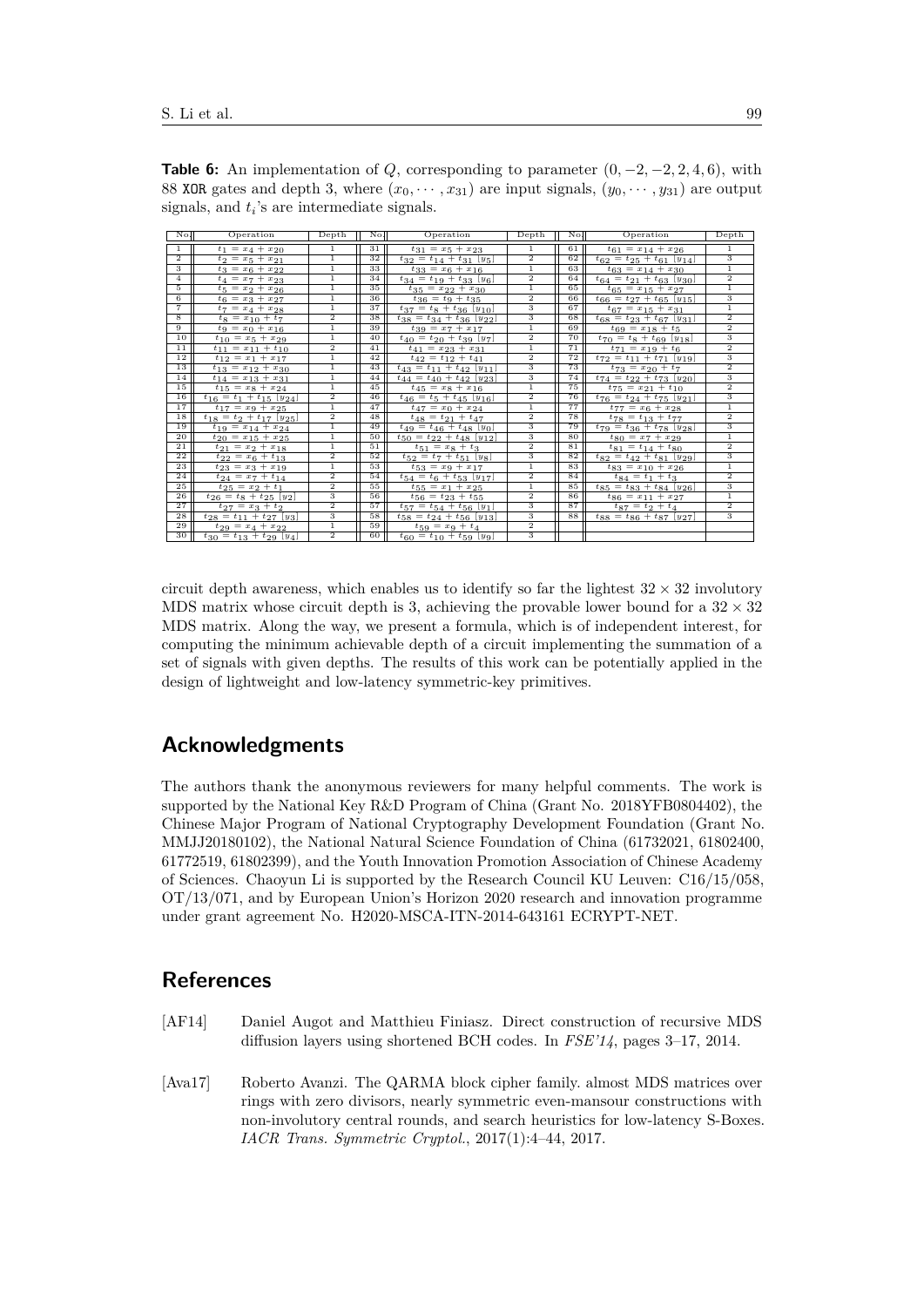**Table 6:** An implementation of $Q$, corresponding to parameter $(0, -2, -2, 2, 4, 6)$, with 88 XOR gates and depth 3, where $(x_0, \cdots, x_{31})$ are input signals, $(y_0, \cdots, y_{31})$ are output signals, and $t_i$'s are intermediate signals.

| No | Operation | Depth | No | Operation | Depth | No | Operation | Depth |
|---|---|---|---|---|---|---|---|---|
| 1 | $t_1 = x_4 + x_{20}$ | 1 | 31 | $t_{31} = x_5 + x_{23}$ | 1 | 61 | $t_{61} = x_{14} + x_{26}$ | 1 |
| 2 | $t_2 = x_5 + x_{21}$ | 1 | 32 | $t_{32} = t_{14} + t_{31}$ $[y_5]$ | 2 | 62 | $t_{62} = t_{25} + t_{61}$ $[y_{14}]$ | 3 |
| 3 | $t_3 = x_6 + x_{22}$ | 1 | 33 | $t_{33} = x_6 + x_{16}$ | 1 | 63 | $t_{63} = x_{14} + x_{30}$ | 1 |
| 4 | $t_4 = x_7 + x_{23}$ | 1 | 34 | $t_{34} = t_{19} + t_{33}$ $[y_6]$ | 2 | 64 | $t_{64} = t_{21} + t_{63}$ $[y_{30}]$ | 2 |
| 5 | $t_5 = x_2 + x_{26}$ | 1 | 35 | $t_{35} = x_{22} + x_{30}$ | 1 | 65 | $t_{65} = x_{15} + x_{27}$ | 1 |
| 6 | $t_6 = x_3 + x_{27}$ | 1 | 36 | $t_{36} = t_9 + t_{35}$ | 2 | 66 | $t_{66} = t_{27} + t_{65}$ $[y_{15}]$ | 3 |
| 7 | $t_7 = x_4 + x_{28}$ | 1 | 37 | $t_{37} = t_8 + t_{36}$ $[y_{10}]$ | 3 | 67 | $t_{67} = x_{15} + x_{31}$ | 1 |
| 8 | $t_8 = x_{10} + t_7$ | 2 | 38 | $t_{38} = t_{34} + t_{36}$ $[y_{22}]$ | 3 | 68 | $t_{68} = t_{23} + t_{67}$ $[y_{31}]$ | 2 |
| 9 | $t_9 = x_0 + x_{16}$ | 1 | 39 | $t_{39} = x_7 + x_{17}$ | 1 | 69 | $t_{69} = x_{18} + t_5$ | 2 |
| 10 | $t_{10} = x_5 + x_{29}$ | 1 | 40 | $t_{40} = t_{20} + t_{39}$ $[y_7]$ | 2 | 70 | $t_{70} = t_8 + t_{69}$ $[y_{18}]$ | 3 |
| 11 | $t_{11} = x_{11} + t_{10}$ | 2 | 41 | $t_{41} = x_{23} + x_{31}$ | 1 | 71 | $t_{71} = x_{19} + t_6$ | 2 |
| 12 | $t_{12} = x_1 + x_{17}$ | 1 | 42 | $t_{42} = t_{12} + t_{41}$ | 2 | 72 | $t_{72} = t_{11} + t_{71}$ $[y_{19}]$ | 3 |
| 13 | $t_{13} = x_{12} + x_{30}$ | 1 | 43 | $t_{43} = t_{11} + t_{42}$ $[y_{11}]$ | 3 | 73 | $t_{73} = x_{20} + t_7$ | 2 |
| 14 | $t_{14} = x_{13} + x_{31}$ | 1 | 44 | $t_{44} = t_{40} + t_{42}$ $[y_{23}]$ | 3 | 74 | $t_{74} = t_{22} + t_{73}$ $[y_{20}]$ | 3 |
| 15 | $t_{15} = x_8 + x_{24}$ | 1 | 45 | $t_{45} = x_8 + x_{16}$ | 1 | 75 | $t_{75} = x_{21} + t_{10}$ | 2 |
| 16 | $t_{16} = t_1 + t_{15}$ $[y_{24}]$ | 2 | 46 | $t_{46} = t_5 + t_{45}$ $[y_{16}]$ | 2 | 76 | $t_{76} = t_{24} + t_{75}$ $[y_{21}]$ | 3 |
| 17 | $t_{17} = x_9 + x_{25}$ | 1 | 47 | $t_{47} = x_0 + x_{24}$ | 1 | 77 | $t_{77} = x_6 + x_{28}$ | 1 |
| 18 | $t_{18} = t_2 + t_{17}$ $[y_{25}]$ | 2 | 48 | $t_{48} = t_{21} + t_{47}$ | 2 | 78 | $t_{78} = t_{13} + t_{77}$ | 2 |
| 19 | $t_{19} = x_{14} + x_{24}$ | 1 | 49 | $t_{49} = t_{46} + t_{48}$ $[y_0]$ | 3 | 79 | $t_{79} = t_{36} + t_{78}$ $[y_{28}]$ | 3 |
| 20 | $t_{20} = x_{15} + x_{25}$ | 1 | 50 | $t_{50} = t_{22} + t_{48}$ $[y_{12}]$ | 3 | 80 | $t_{80} = x_7 + x_{29}$ | 1 |
| 21 | $t_{21} = x_2 + x_{18}$ | 1 | 51 | $t_{51} = x_8 + t_3$ | 2 | 81 | $t_{81} = t_{14} + t_{80}$ | 2 |
| 22 | $t_{22} = x_6 + t_{13}$ | 2 | 52 | $t_{52} = t_7 + t_{51}$ $[y_8]$ | 3 | 82 | $t_{82} = t_{42} + t_{81}$ $[y_{29}]$ | 3 |
| 23 | $t_{23} = x_3 + x_{19}$ | 1 | 53 | $t_{53} = x_9 + x_{17}$ | 1 | 83 | $t_{83} = x_{10} + x_{26}$ | 1 |
| 24 | $t_{24} = x_7 + t_{14}$ | 2 | 54 | $t_{54} = t_6 + t_{53}$ $[y_{17}]$ | 2 | 84 | $t_{84} = t_1 + t_3$ | 2 |
| 25 | $t_{25} = x_2 + t_1$ | 2 | 55 | $t_{55} = x_1 + x_{25}$ | 1 | 85 | $t_{85} = t_{83} + t_{84}$ $[y_{26}]$ | 3 |
| 26 | $t_{26} = t_8 + t_{25}$ $[y_2]$ | 3 | 56 | $t_{56} = t_{23} + t_{55}$ | 2 | 86 | $t_{86} = x_{11} + x_{27}$ | 1 |
| 27 | $t_{27} = x_3 + t_2$ | 2 | 57 | $t_{57} = t_{54} + t_{56}$ $[y_1]$ | 3 | 87 | $t_{87} = t_2 + t_4$ | 2 |
| 28 | $t_{28} = t_{11} + t_{27}$ $[y_3]$ | 3 | 58 | $t_{58} = t_{24} + t_{56}$ $[y_{13}]$ | 3 | 88 | $t_{88} = t_{86} + t_{87}$ $[y_{27}]$ | 3 |
| 29 | $t_{29} = x_4 + x_{22}$ | 1 | 59 | $t_{59} = x_9 + t_4$ | 2 | | | |
| 30 | $t_{30} = t_{13} + t_{29}$ $[y_4]$ | 2 | 60 | $t_{60} = t_{10} + t_{59}$ $[y_9]$ | 3 | | | |

circuit depth awareness, which enables us to identify so far the lightest $32 \times 32$ involutory MDS matrix whose circuit depth is 3, achieving the provable lower bound for a $32 \times 32$ MDS matrix. Along the way, we present a formula, which is of independent interest, for computing the minimum achievable depth of a circuit implementing the summation of a set of signals with given depths. The results of this work can be potentially applied in the design of lightweight and low-latency symmetric-key primitives.

## Acknowledgments

The authors thank the anonymous reviewers for many helpful comments. The work is supported by the National Key R&D Program of China (Grant No. 2018YFB0804402), the Chinese Major Program of National Cryptography Development Foundation (Grant No. MMJJ20180102), the National Natural Science Foundation of China (61732021, 61802400, 61772519, 61802399), and the Youth Innovation Promotion Association of Chinese Academy of Sciences. Chaoyun Li is supported by the Research Council KU Leuven: C16/15/058, OT/13/071, and by European Union's Horizon 2020 research and innovation programme under grant agreement No. H2020-MSCA-ITN-2014-643161 ECRYPT-NET.

## References

[AF14] Daniel Augot and Matthieu Finiasz. Direct construction of recursive MDS diffusion layers using shortened BCH codes. In *FSE'14*, pages 3–17, 2014.

[Ava17] Roberto Avanzi. The QARMA block cipher family. almost MDS matrices over rings with zero divisors, nearly symmetric even-mansour constructions with non-involutory central rounds, and search heuristics for low-latency S-Boxes. *IACR Trans. Symmetric Cryptol.*, 2017(1):4–44, 2017.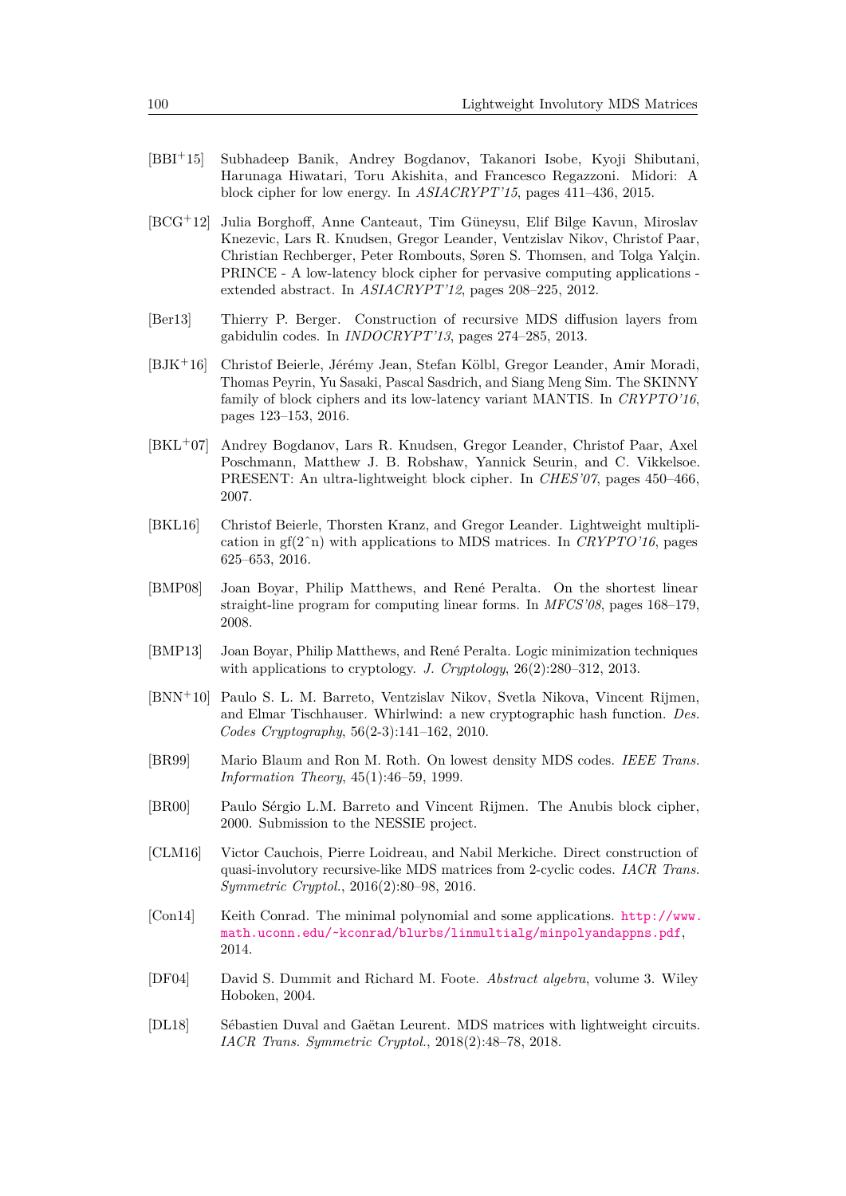[BBI+15] Subhadeep Banik, Andrey Bogdanov, Takanori Isobe, Kyoji Shibutani, Harunaga Hiwatari, Toru Akishita, and Francesco Regazzoni. Midori: A block cipher for low energy. In *ASIACRYPT'15*, pages 411–436, 2015.

[BCG+12] Julia Borghoff, Anne Canteaut, Tim Güneysu, Elif Bilge Kavun, Miroslav Knezevic, Lars R. Knudsen, Gregor Leander, Ventzislav Nikov, Christof Paar, Christian Rechberger, Peter Rombouts, Søren S. Thomsen, and Tolga Yalçin. PRINCE - A low-latency block cipher for pervasive computing applications - extended abstract. In *ASIACRYPT'12*, pages 208–225, 2012.

[Ber13] Thierry P. Berger. Construction of recursive MDS diffusion layers from gabidulin codes. In *INDOCRYPT'13*, pages 274–285, 2013.

[BJK+16] Christof Beierle, Jérémy Jean, Stefan Kölbl, Gregor Leander, Amir Moradi, Thomas Peyrin, Yu Sasaki, Pascal Sasdrich, and Siang Meng Sim. The SKINNY family of block ciphers and its low-latency variant MANTIS. In *CRYPTO'16*, pages 123–153, 2016.

[BKL+07] Andrey Bogdanov, Lars R. Knudsen, Gregor Leander, Christof Paar, Axel Poschmann, Matthew J. B. Robshaw, Yannick Seurin, and C. Vikkelsoe. PRESENT: An ultra-lightweight block cipher. In *CHES'07*, pages 450–466, 2007.

[BKL16] Christof Beierle, Thorsten Kranz, and Gregor Leander. Lightweight multiplication in gf(2^n) with applications to MDS matrices. In *CRYPTO'16*, pages 625–653, 2016.

[BMP08] Joan Boyar, Philip Matthews, and René Peralta. On the shortest linear straight-line program for computing linear forms. In *MFCS'08*, pages 168–179, 2008.

[BMP13] Joan Boyar, Philip Matthews, and René Peralta. Logic minimization techniques with applications to cryptology. *J. Cryptology*, 26(2):280–312, 2013.

[BNN+10] Paulo S. L. M. Barreto, Ventzislav Nikov, Svetla Nikova, Vincent Rijmen, and Elmar Tischhauser. Whirlwind: a new cryptographic hash function. *Des. Codes Cryptography*, 56(2-3):141–162, 2010.

[BR99] Mario Blaum and Ron M. Roth. On lowest density MDS codes. *IEEE Trans. Information Theory*, 45(1):46–59, 1999.

[BR00] Paulo Sérgio L.M. Barreto and Vincent Rijmen. The Anubis block cipher, 2000. Submission to the NESSIE project.

[CLM16] Victor Cauchois, Pierre Loidreau, and Nabil Merkiche. Direct construction of quasi-involutory recursive-like MDS matrices from 2-cyclic codes. *IACR Trans. Symmetric Cryptol.*, 2016(2):80–98, 2016.

[Con14] Keith Conrad. The minimal polynomial and some applications. http://www.math.uconn.edu/~kconrad/blurbs/linmultialg/minpolyandappns.pdf, 2014.

[DF04] David S. Dummit and Richard M. Foote. *Abstract algebra*, volume 3. Wiley Hoboken, 2004.

[DL18] Sébastien Duval and Gaëtan Leurent. MDS matrices with lightweight circuits. *IACR Trans. Symmetric Cryptol.*, 2018(2):48–78, 2018.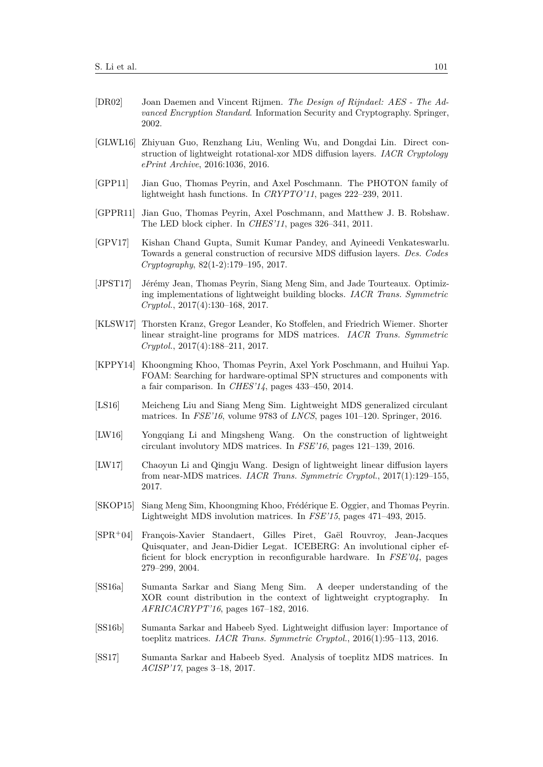- [DR02] Joan Daemen and Vincent Rijmen. *The Design of Rijndael: AES - The Advanced Encryption Standard*. Information Security and Cryptography. Springer, 2002.

- [GLWL16] Zhiyuan Guo, Renzhang Liu, Wenling Wu, and Dongdai Lin. Direct construction of lightweight rotational-xor MDS diffusion layers. *IACR Cryptology ePrint Archive*, 2016:1036, 2016.

- [GPP11] Jian Guo, Thomas Peyrin, and Axel Poschmann. The PHOTON family of lightweight hash functions. In *CRYPTO'11*, pages 222–239, 2011.

- [GPPR11] Jian Guo, Thomas Peyrin, Axel Poschmann, and Matthew J. B. Robshaw. The LED block cipher. In *CHES'11*, pages 326–341, 2011.

- [GPV17] Kishan Chand Gupta, Sumit Kumar Pandey, and Ayineedi Venkateswarlu. Towards a general construction of recursive MDS diffusion layers. *Des. Codes Cryptography*, 82(1-2):179–195, 2017.

- [JPST17] Jérémy Jean, Thomas Peyrin, Siang Meng Sim, and Jade Tourteaux. Optimizing implementations of lightweight building blocks. *IACR Trans. Symmetric Cryptol.*, 2017(4):130–168, 2017.

- [KLSW17] Thorsten Kranz, Gregor Leander, Ko Stoffelen, and Friedrich Wiemer. Shorter linear straight-line programs for MDS matrices. *IACR Trans. Symmetric Cryptol.*, 2017(4):188–211, 2017.

- [KPPY14] Khoongming Khoo, Thomas Peyrin, Axel York Poschmann, and Huihui Yap. FOAM: Searching for hardware-optimal SPN structures and components with a fair comparison. In *CHES'14*, pages 433–450, 2014.

- [LS16] Meicheng Liu and Siang Meng Sim. Lightweight MDS generalized circulant matrices. In *FSE'16*, volume 9783 of *LNCS*, pages 101–120. Springer, 2016.

- [LW16] Yongqiang Li and Mingsheng Wang. On the construction of lightweight circulant involutory MDS matrices. In *FSE'16*, pages 121–139, 2016.

- [LW17] Chaoyun Li and Qingju Wang. Design of lightweight linear diffusion layers from near-MDS matrices. *IACR Trans. Symmetric Cryptol.*, 2017(1):129–155, 2017.

- [SKOP15] Siang Meng Sim, Khoongming Khoo, Frédérique E. Oggier, and Thomas Peyrin. Lightweight MDS involution matrices. In *FSE'15*, pages 471–493, 2015.

- [SPR+04] François-Xavier Standaert, Gilles Piret, Gaël Rouvroy, Jean-Jacques Quisquater, and Jean-Didier Legat. ICEBERG: An involutional cipher efficient for block encryption in reconfigurable hardware. In *FSE'04*, pages 279–299, 2004.

- [SS16a] Sumanta Sarkar and Siang Meng Sim. A deeper understanding of the XOR count distribution in the context of lightweight cryptography. In *AFRICACRYPT'16*, pages 167–182, 2016.

- [SS16b] Sumanta Sarkar and Habeeb Syed. Lightweight diffusion layer: Importance of toeplitz matrices. *IACR Trans. Symmetric Cryptol.*, 2016(1):95–113, 2016.

- [SS17] Sumanta Sarkar and Habeeb Syed. Analysis of toeplitz MDS matrices. In *ACISP'17*, pages 3–18, 2017.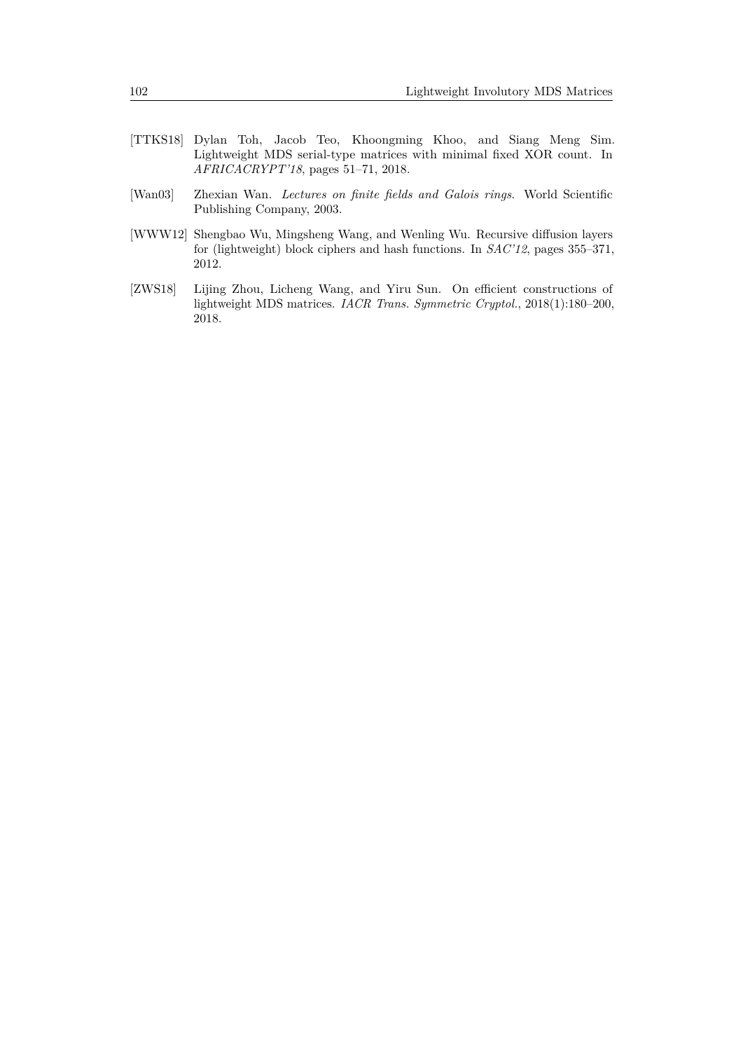[TTKS18] Dylan Toh, Jacob Teo, Khoongming Khoo, and Siang Meng Sim. Lightweight MDS serial-type matrices with minimal fixed XOR count. In *AFRICACRYPT'18*, pages 51–71, 2018.

[Wan03] Zhexian Wan. *Lectures on finite fields and Galois rings*. World Scientific Publishing Company, 2003.

[WWW12] Shengbao Wu, Mingsheng Wang, and Wenling Wu. Recursive diffusion layers for (lightweight) block ciphers and hash functions. In *SAC'12*, pages 355–371, 2012.

[ZWS18] Lijing Zhou, Licheng Wang, and Yiru Sun. On efficient constructions of lightweight MDS matrices. *IACR Trans. Symmetric Cryptol.*, 2018(1):180–200, 2018.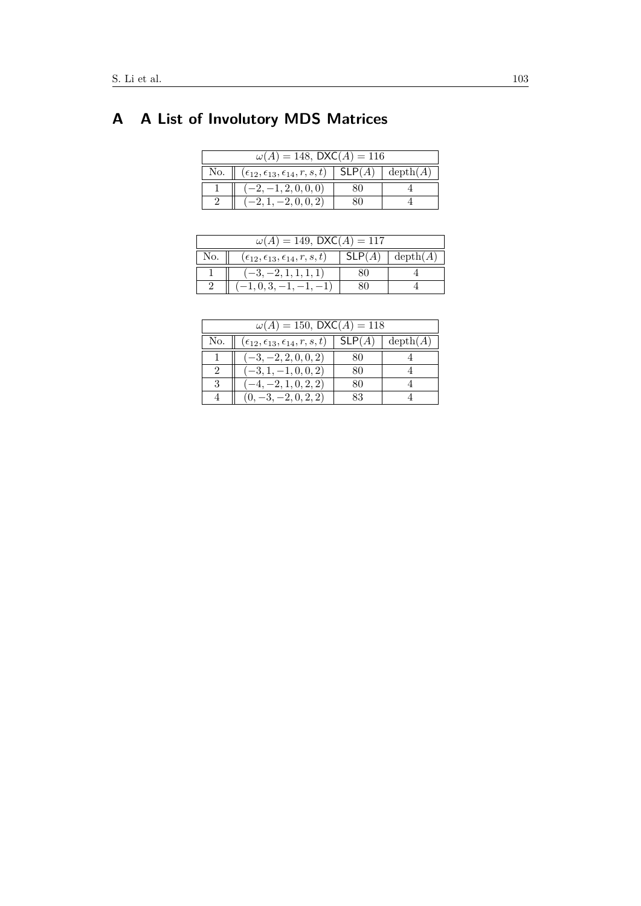# A A List of Involutory MDS Matrices

| $\omega(A) = 148$, $\mathsf{DXC}(A) = 116$ | | | |
|---|---|---|---|
| No. | $(\epsilon_{12}, \epsilon_{13}, \epsilon_{14}, r, s, t)$ | $\mathsf{SLP}(A)$ | $\mathrm{depth}(A)$ |
| 1 | $(-2, -1, 2, 0, 0, 0)$ | 80 | 4 |
| 2 | $(-2, 1, -2, 0, 0, 2)$ | 80 | 4 |

| $\omega(A) = 149$, $\mathsf{DXC}(A) = 117$ | | | |
|---|---|---|---|
| No. | $(\epsilon_{12}, \epsilon_{13}, \epsilon_{14}, r, s, t)$ | $\mathsf{SLP}(A)$ | $\mathrm{depth}(A)$ |
| 1 | $(-3, -2, 1, 1, 1, 1)$ | 80 | 4 |
| 2 | $(-1, 0, 3, -1, -1, -1)$ | 80 | 4 |

| $\omega(A) = 150$, $\mathsf{DXC}(A) = 118$ | | | |
|---|---|---|---|
| No. | $(\epsilon_{12}, \epsilon_{13}, \epsilon_{14}, r, s, t)$ | $\mathsf{SLP}(A)$ | $\mathrm{depth}(A)$ |
| 1 | $(-3, -2, 2, 0, 0, 2)$ | 80 | 4 |
| 2 | $(-3, 1, -1, 0, 0, 2)$ | 80 | 4 |
| 3 | $(-4, -2, 1, 0, 2, 2)$ | 80 | 4 |
| 4 | $(0, -3, -2, 0, 2, 2)$ | 83 | 4 |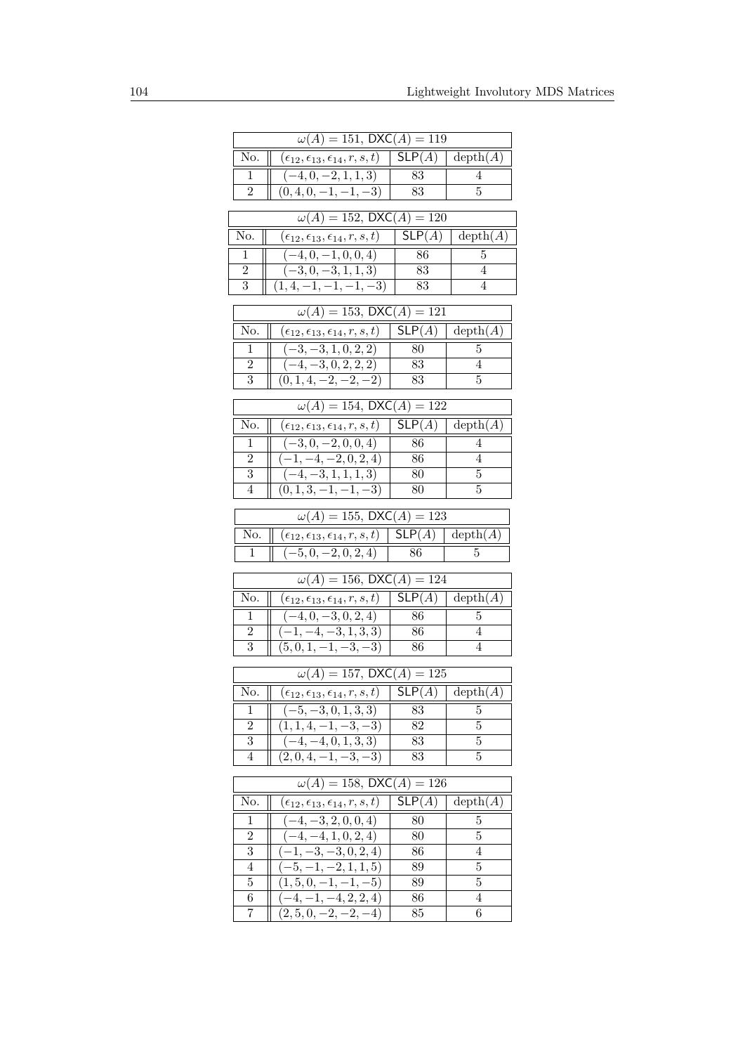| $\omega(A) = 151$, $\mathsf{DXC}(A) = 119$ | | | |
|---|---|---|---|
| No. | $(\epsilon_{12}, \epsilon_{13}, \epsilon_{14}, r, s, t)$ | $\mathsf{SLP}(A)$ | $\mathrm{depth}(A)$ |
| 1 | $(-4, 0, -2, 1, 1, 3)$ | 83 | 4 |
| 2 | $(0, 4, 0, -1, -1, -3)$ | 83 | 5 |

| $\omega(A) = 152$, $\mathsf{DXC}(A) = 120$ | | | |
|---|---|---|---|
| No. | $(\epsilon_{12}, \epsilon_{13}, \epsilon_{14}, r, s, t)$ | $\mathsf{SLP}(A)$ | $\mathrm{depth}(A)$ |
| 1 | $(-4, 0, -1, 0, 0, 4)$ | 86 | 5 |
| 2 | $(-3, 0, -3, 1, 1, 3)$ | 83 | 4 |
| 3 | $(1, 4, -1, -1, -1, -3)$ | 83 | 4 |

| $\omega(A) = 153$, $\mathsf{DXC}(A) = 121$ | | | |
|---|---|---|---|
| No. | $(\epsilon_{12}, \epsilon_{13}, \epsilon_{14}, r, s, t)$ | $\mathsf{SLP}(A)$ | $\mathrm{depth}(A)$ |
| 1 | $(-3, -3, 1, 0, 2, 2)$ | 80 | 5 |
| 2 | $(-4, -3, 0, 2, 2, 2)$ | 83 | 4 |
| 3 | $(0, 1, 4, -2, -2, -2)$ | 83 | 5 |

| $\omega(A) = 154$, $\mathsf{DXC}(A) = 122$ | | | |
|---|---|---|---|
| No. | $(\epsilon_{12}, \epsilon_{13}, \epsilon_{14}, r, s, t)$ | $\mathsf{SLP}(A)$ | $\mathrm{depth}(A)$ |
| 1 | $(-3, 0, -2, 0, 0, 4)$ | 86 | 4 |
| 2 | $(-1, -4, -2, 0, 2, 4)$ | 86 | 4 |
| 3 | $(-4, -3, 1, 1, 1, 3)$ | 80 | 5 |
| 4 | $(0, 1, 3, -1, -1, -3)$ | 80 | 5 |

| $\omega(A) = 155$, $\mathsf{DXC}(A) = 123$ | | | |
|---|---|---|---|
| No. | $(\epsilon_{12}, \epsilon_{13}, \epsilon_{14}, r, s, t)$ | $\mathsf{SLP}(A)$ | $\mathrm{depth}(A)$ |
| 1 | $(-5, 0, -2, 0, 2, 4)$ | 86 | 5 |

| $\omega(A) = 156$, $\mathsf{DXC}(A) = 124$ | | | |
|---|---|---|---|
| No. | $(\epsilon_{12}, \epsilon_{13}, \epsilon_{14}, r, s, t)$ | $\mathsf{SLP}(A)$ | $\mathrm{depth}(A)$ |
| 1 | $(-4, 0, -3, 0, 2, 4)$ | 86 | 5 |
| 2 | $(-1, -4, -3, 1, 3, 3)$ | 86 | 4 |
| 3 | $(5, 0, 1, -1, -3, -3)$ | 86 | 4 |

| $\omega(A) = 157$, $\mathsf{DXC}(A) = 125$ | | | |
|---|---|---|---|
| No. | $(\epsilon_{12}, \epsilon_{13}, \epsilon_{14}, r, s, t)$ | $\mathsf{SLP}(A)$ | $\mathrm{depth}(A)$ |
| 1 | $(-5, -3, 0, 1, 3, 3)$ | 83 | 5 |
| 2 | $(1, 1, 4, -1, -3, -3)$ | 82 | 5 |
| 3 | $(-4, -4, 0, 1, 3, 3)$ | 83 | 5 |
| 4 | $(2, 0, 4, -1, -3, -3)$ | 83 | 5 |

| $\omega(A) = 158$, $\mathsf{DXC}(A) = 126$ | | | |
|---|---|---|---|
| No. | $(\epsilon_{12}, \epsilon_{13}, \epsilon_{14}, r, s, t)$ | $\mathsf{SLP}(A)$ | $\mathrm{depth}(A)$ |
| 1 | $(-4, -3, 2, 0, 0, 4)$ | 80 | 5 |
| 2 | $(-4, -4, 1, 0, 2, 4)$ | 80 | 5 |
| 3 | $(-1, -3, -3, 0, 2, 4)$ | 86 | 4 |
| 4 | $(-5, -1, -2, 1, 1, 5)$ | 89 | 5 |
| 5 | $(1, 5, 0, -1, -1, -5)$ | 89 | 5 |
| 6 | $(-4, -1, -4, 2, 2, 4)$ | 86 | 4 |
| 7 | $(2, 5, 0, -2, -2, -4)$ | 85 | 6 |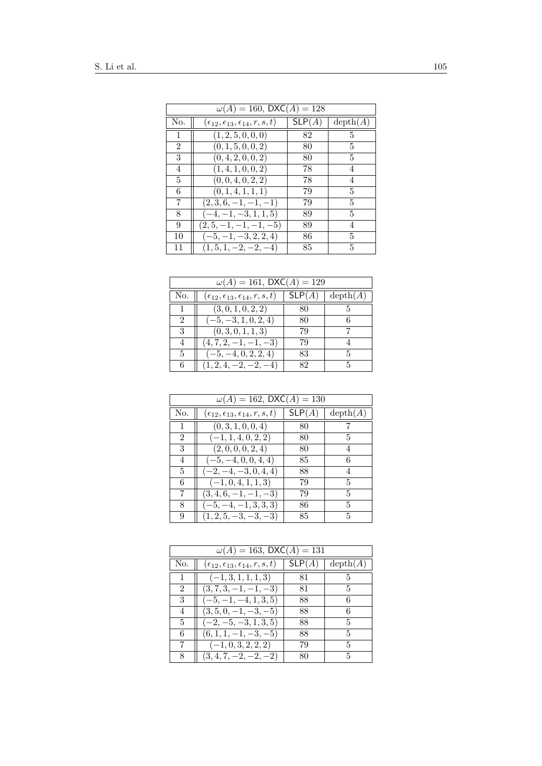| $\omega(A) = 160$, $\mathsf{DXC}(A) = 128$ | | | |
|---|---|---|---|
| No. | $(\epsilon_{12}, \epsilon_{13}, \epsilon_{14}, r, s, t)$ | $\mathsf{SLP}(A)$ | $\mathrm{depth}(A)$ |
| 1 | $(1, 2, 5, 0, 0, 0)$ | 82 | 5 |
| 2 | $(0, 1, 5, 0, 0, 2)$ | 80 | 5 |
| 3 | $(0, 4, 2, 0, 0, 2)$ | 80 | 5 |
| 4 | $(1, 4, 1, 0, 0, 2)$ | 78 | 4 |
| 5 | $(0, 0, 4, 0, 2, 2)$ | 78 | 4 |
| 6 | $(0, 1, 4, 1, 1, 1)$ | 79 | 5 |
| 7 | $(2, 3, 6, -1, -1, -1)$ | 79 | 5 |
| 8 | $(-4, -1, -3, 1, 1, 5)$ | 89 | 5 |
| 9 | $(2, 5, -1, -1, -1, -5)$ | 89 | 4 |
| 10 | $(-5, -1, -3, 2, 2, 4)$ | 86 | 5 |
| 11 | $(1, 5, 1, -2, -2, -4)$ | 85 | 5 |

| $\omega(A) = 161$, $\mathsf{DXC}(A) = 129$ | | | |
|---|---|---|---|
| No. | $(\epsilon_{12}, \epsilon_{13}, \epsilon_{14}, r, s, t)$ | $\mathsf{SLP}(A)$ | $\mathrm{depth}(A)$ |
| 1 | $(3, 0, 1, 0, 2, 2)$ | 80 | 5 |
| 2 | $(-5, -3, 1, 0, 2, 4)$ | 80 | 6 |
| 3 | $(0, 3, 0, 1, 1, 3)$ | 79 | 7 |
| 4 | $(4, 7, 2, -1, -1, -3)$ | 79 | 4 |
| 5 | $(-5, -4, 0, 2, 2, 4)$ | 83 | 5 |
| 6 | $(1, 2, 4, -2, -2, -4)$ | 82 | 5 |

| $\omega(A) = 162$, $\mathsf{DXC}(A) = 130$ | | | |
|---|---|---|---|
| No. | $(\epsilon_{12}, \epsilon_{13}, \epsilon_{14}, r, s, t)$ | $\mathsf{SLP}(A)$ | $\mathrm{depth}(A)$ |
| 1 | $(0, 3, 1, 0, 0, 4)$ | 80 | 7 |
| 2 | $(-1, 1, 4, 0, 2, 2)$ | 80 | 5 |
| 3 | $(2, 0, 0, 0, 2, 4)$ | 80 | 4 |
| 4 | $(-5, -4, 0, 0, 4, 4)$ | 85 | 6 |
| 5 | $(-2, -4, -3, 0, 4, 4)$ | 88 | 4 |
| 6 | $(-1, 0, 4, 1, 1, 3)$ | 79 | 5 |
| 7 | $(3, 4, 6, -1, -1, -3)$ | 79 | 5 |
| 8 | $(-5, -4, -1, 3, 3, 3)$ | 86 | 5 |
| 9 | $(1, 2, 5, -3, -3, -3)$ | 85 | 5 |

| $\omega(A) = 163$, $\mathsf{DXC}(A) = 131$ | | | |
|---|---|---|---|
| No. | $(\epsilon_{12}, \epsilon_{13}, \epsilon_{14}, r, s, t)$ | $\mathsf{SLP}(A)$ | $\mathrm{depth}(A)$ |
| 1 | $(-1, 3, 1, 1, 1, 3)$ | 81 | 5 |
| 2 | $(3, 7, 3, -1, -1, -3)$ | 81 | 5 |
| 3 | $(-5, -1, -4, 1, 3, 5)$ | 88 | 6 |
| 4 | $(3, 5, 0, -1, -3, -5)$ | 88 | 6 |
| 5 | $(-2, -5, -3, 1, 3, 5)$ | 88 | 5 |
| 6 | $(6, 1, 1, -1, -3, -5)$ | 88 | 5 |
| 7 | $(-1, 0, 3, 2, 2, 2)$ | 79 | 5 |
| 8 | $(3, 4, 7, -2, -2, -2)$ | 80 | 5 |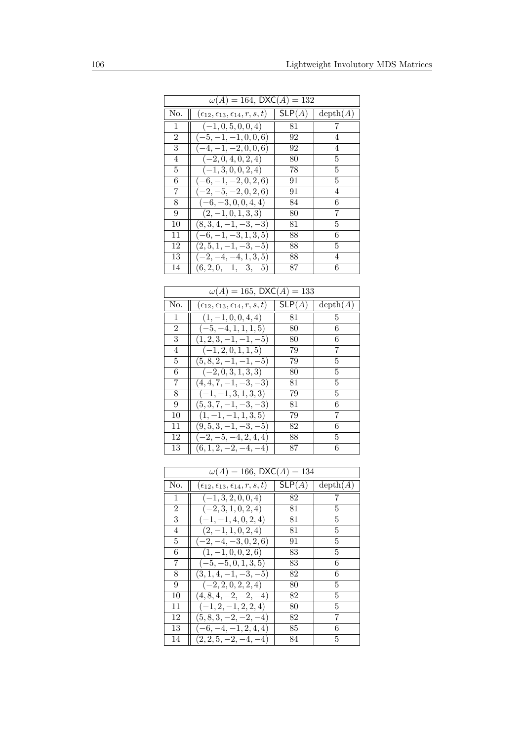| $\omega(A) = 164$, $\mathsf{DXC}(A) = 132$ | | | |
|---|---|---|---|
| No. | $(\epsilon_{12}, \epsilon_{13}, \epsilon_{14}, r, s, t)$ | $\mathsf{SLP}(A)$ | $\text{depth}(A)$ |
| 1 | $(-1, 0, 5, 0, 0, 4)$ | 81 | 7 |
| 2 | $(-5, -1, -1, 0, 0, 6)$ | 92 | 4 |
| 3 | $(-4, -1, -2, 0, 0, 6)$ | 92 | 4 |
| 4 | $(-2, 0, 4, 0, 2, 4)$ | 80 | 5 |
| 5 | $(-1, 3, 0, 0, 2, 4)$ | 78 | 5 |
| 6 | $(-6, -1, -2, 0, 2, 6)$ | 91 | 5 |
| 7 | $(-2, -5, -2, 0, 2, 6)$ | 91 | 4 |
| 8 | $(-6, -3, 0, 0, 4, 4)$ | 84 | 6 |
| 9 | $(2, -1, 0, 1, 3, 3)$ | 80 | 7 |
| 10 | $(8, 3, 4, -1, -3, -3)$ | 81 | 5 |
| 11 | $(-6, -1, -3, 1, 3, 5)$ | 88 | 6 |
| 12 | $(2, 5, 1, -1, -3, -5)$ | 88 | 5 |
| 13 | $(-2, -4, -4, 1, 3, 5)$ | 88 | 4 |
| 14 | $(6, 2, 0, -1, -3, -5)$ | 87 | 6 |

| $\omega(A) = 165$, $\mathsf{DXC}(A) = 133$ | | | |
|---|---|---|---|
| No. | $(\epsilon_{12}, \epsilon_{13}, \epsilon_{14}, r, s, t)$ | $\mathsf{SLP}(A)$ | $\text{depth}(A)$ |
| 1 | $(1, -1, 0, 0, 4, 4)$ | 81 | 5 |
| 2 | $(-5, -4, 1, 1, 1, 5)$ | 80 | 6 |
| 3 | $(1, 2, 3, -1, -1, -5)$ | 80 | 6 |
| 4 | $(-1, 2, 0, 1, 1, 5)$ | 79 | 7 |
| 5 | $(5, 8, 2, -1, -1, -5)$ | 79 | 5 |
| 6 | $(-2, 0, 3, 1, 3, 3)$ | 80 | 5 |
| 7 | $(4, 4, 7, -1, -3, -3)$ | 81 | 5 |
| 8 | $(-1, -1, 3, 1, 3, 3)$ | 79 | 5 |
| 9 | $(5, 3, 7, -1, -3, -3)$ | 81 | 6 |
| 10 | $(1, -1, -1, 1, 3, 5)$ | 79 | 7 |
| 11 | $(9, 5, 3, -1, -3, -5)$ | 82 | 6 |
| 12 | $(-2, -5, -4, 2, 4, 4)$ | 88 | 5 |
| 13 | $(6, 1, 2, -2, -4, -4)$ | 87 | 6 |

| $\omega(A) = 166$, $\mathsf{DXC}(A) = 134$ | | | |
|---|---|---|---|
| No. | $(\epsilon_{12}, \epsilon_{13}, \epsilon_{14}, r, s, t)$ | $\mathsf{SLP}(A)$ | $\text{depth}(A)$ |
| 1 | $(-1, 3, 2, 0, 0, 4)$ | 82 | 7 |
| 2 | $(-2, 3, 1, 0, 2, 4)$ | 81 | 5 |
| 3 | $(-1, -1, 4, 0, 2, 4)$ | 81 | 5 |
| 4 | $(2, -1, 1, 0, 2, 4)$ | 81 | 5 |
| 5 | $(-2, -4, -3, 0, 2, 6)$ | 91 | 5 |
| 6 | $(1, -1, 0, 0, 2, 6)$ | 83 | 5 |
| 7 | $(-5, -5, 0, 1, 3, 5)$ | 83 | 6 |
| 8 | $(3, 1, 4, -1, -3, -5)$ | 82 | 6 |
| 9 | $(-2, 2, 0, 2, 2, 4)$ | 80 | 5 |
| 10 | $(4, 8, 4, -2, -2, -4)$ | 82 | 5 |
| 11 | $(-1, 2, -1, 2, 2, 4)$ | 80 | 5 |
| 12 | $(5, 8, 3, -2, -2, -4)$ | 82 | 7 |
| 13 | $(-6, -4, -1, 2, 4, 4)$ | 85 | 6 |
| 14 | $(2, 2, 5, -2, -4, -4)$ | 84 | 5 |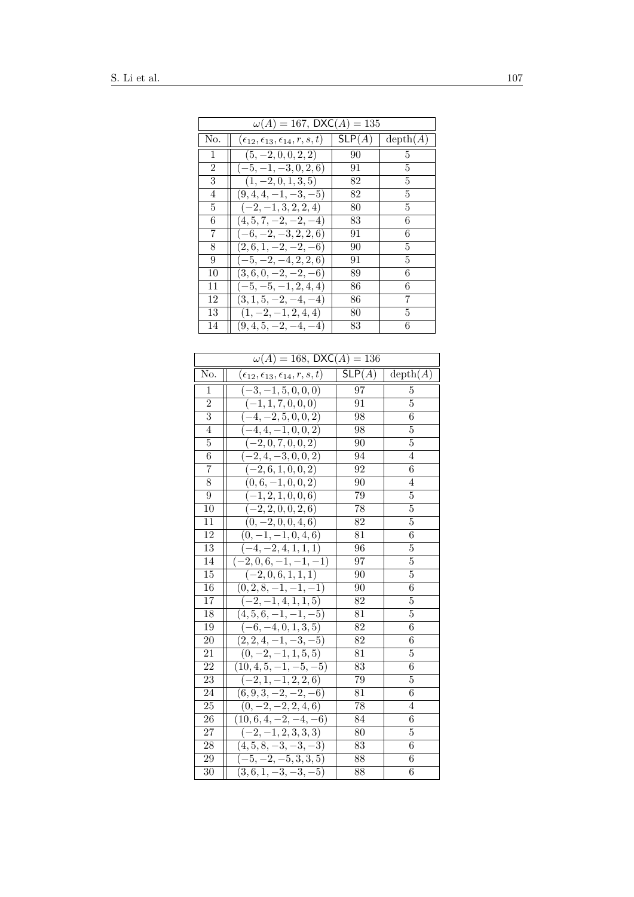| $\omega(A) = 167$, $\mathsf{DXC}(A) = 135$ | | | |
|---|---|---|---|
| No. | $(\epsilon_{12}, \epsilon_{13}, \epsilon_{14}, r, s, t)$ | $\mathsf{SLP}(A)$ | depth$(A)$ |
| 1 | $(5, -2, 0, 0, 2, 2)$ | 90 | 5 |
| 2 | $(-5, -1, -3, 0, 2, 6)$ | 91 | 5 |
| 3 | $(1, -2, 0, 1, 3, 5)$ | 82 | 5 |
| 4 | $(9, 4, 4, -1, -3, -5)$ | 82 | 5 |
| 5 | $(-2, -1, 3, 2, 2, 4)$ | 80 | 5 |
| 6 | $(4, 5, 7, -2, -2, -4)$ | 83 | 6 |
| 7 | $(-6, -2, -3, 2, 2, 6)$ | 91 | 6 |
| 8 | $(2, 6, 1, -2, -2, -6)$ | 90 | 5 |
| 9 | $(-5, -2, -4, 2, 2, 6)$ | 91 | 5 |
| 10 | $(3, 6, 0, -2, -2, -6)$ | 89 | 6 |
| 11 | $(-5, -5, -1, 2, 4, 4)$ | 86 | 6 |
| 12 | $(3, 1, 5, -2, -4, -4)$ | 86 | 7 |
| 13 | $(1, -2, -1, 2, 4, 4)$ | 80 | 5 |
| 14 | $(9, 4, 5, -2, -4, -4)$ | 83 | 6 |

| $\omega(A) = 168$, $\mathsf{DXC}(A) = 136$ | | | |
|---|---|---|---|
| No. | $(\epsilon_{12}, \epsilon_{13}, \epsilon_{14}, r, s, t)$ | $\mathsf{SLP}(A)$ | depth$(A)$ |
| 1 | $(-3, -1, 5, 0, 0, 0)$ | 97 | 5 |
| 2 | $(-1, 1, 7, 0, 0, 0)$ | 91 | 5 |
| 3 | $(-4, -2, 5, 0, 0, 2)$ | 98 | 6 |
| 4 | $(-4, 4, -1, 0, 0, 2)$ | 98 | 5 |
| 5 | $(-2, 0, 7, 0, 0, 2)$ | 90 | 5 |
| 6 | $(-2, 4, -3, 0, 0, 2)$ | 94 | 4 |
| 7 | $(-2, 6, 1, 0, 0, 2)$ | 92 | 6 |
| 8 | $(0, 6, -1, 0, 0, 2)$ | 90 | 4 |
| 9 | $(-1, 2, 1, 0, 0, 6)$ | 79 | 5 |
| 10 | $(-2, 2, 0, 0, 2, 6)$ | 78 | 5 |
| 11 | $(0, -2, 0, 0, 4, 6)$ | 82 | 5 |
| 12 | $(0, -1, -1, 0, 4, 6)$ | 81 | 6 |
| 13 | $(-4, -2, 4, 1, 1, 1)$ | 96 | 5 |
| 14 | $(-2, 0, 6, -1, -1, -1)$ | 97 | 5 |
| 15 | $(-2, 0, 6, 1, 1, 1)$ | 90 | 5 |
| 16 | $(0, 2, 8, -1, -1, -1)$ | 90 | 6 |
| 17 | $(-2, -1, 4, 1, 1, 5)$ | 82 | 5 |
| 18 | $(4, 5, 6, -1, -1, -5)$ | 81 | 5 |
| 19 | $(-6, -4, 0, 1, 3, 5)$ | 82 | 6 |
| 20 | $(2, 2, 4, -1, -3, -5)$ | 82 | 6 |
| 21 | $(0, -2, -1, 1, 5, 5)$ | 81 | 5 |
| 22 | $(10, 4, 5, -1, -5, -5)$ | 83 | 6 |
| 23 | $(-2, 1, -1, 2, 2, 6)$ | 79 | 5 |
| 24 | $(6, 9, 3, -2, -2, -6)$ | 81 | 6 |
| 25 | $(0, -2, -2, 2, 4, 6)$ | 78 | 4 |
| 26 | $(10, 6, 4, -2, -4, -6)$ | 84 | 6 |
| 27 | $(-2, -1, 2, 3, 3, 3)$ | 80 | 5 |
| 28 | $(4, 5, 8, -3, -3, -3)$ | 83 | 6 |
| 29 | $(-5, -2, -5, 3, 3, 5)$ | 88 | 6 |
| 30 | $(3, 6, 1, -3, -3, -5)$ | 88 | 6 |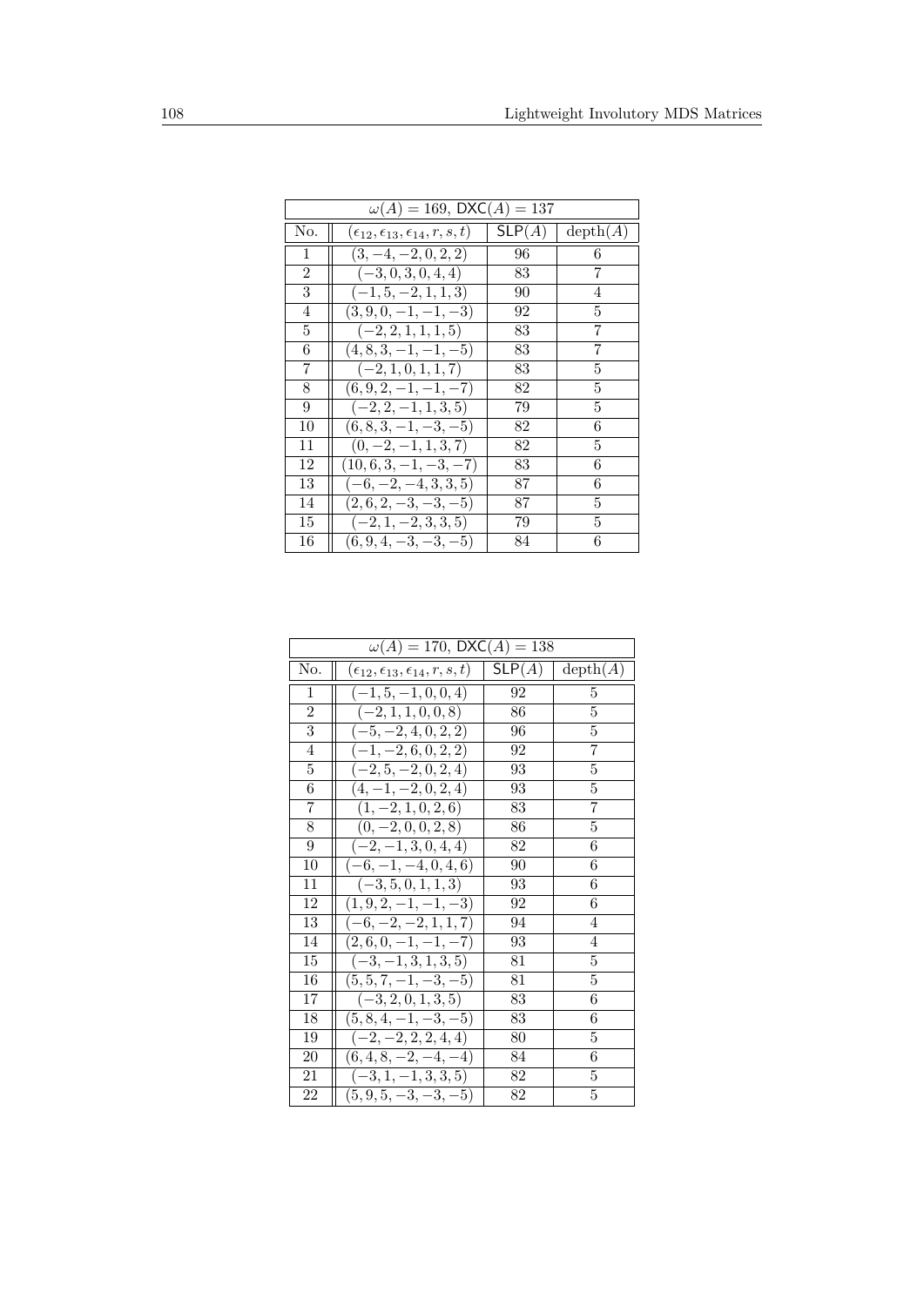| $\omega(A) = 169$, $\mathsf{DXC}(A) = 137$ | | | |
|---|---|---|---|
| No. | $(\epsilon_{12}, \epsilon_{13}, \epsilon_{14}, r, s, t)$ | $\mathsf{SLP}(A)$ | $\mathrm{depth}(A)$ |
| 1 | $(3, -4, -2, 0, 2, 2)$ | 96 | 6 |
| 2 | $(-3, 0, 3, 0, 4, 4)$ | 83 | 7 |
| 3 | $(-1, 5, -2, 1, 1, 3)$ | 90 | 4 |
| 4 | $(3, 9, 0, -1, -1, -3)$ | 92 | 5 |
| 5 | $(-2, 2, 1, 1, 1, 5)$ | 83 | 7 |
| 6 | $(4, 8, 3, -1, -1, -5)$ | 83 | 7 |
| 7 | $(-2, 1, 0, 1, 1, 7)$ | 83 | 5 |
| 8 | $(6, 9, 2, -1, -1, -7)$ | 82 | 5 |
| 9 | $(-2, 2, -1, 1, 3, 5)$ | 79 | 5 |
| 10 | $(6, 8, 3, -1, -3, -5)$ | 82 | 6 |
| 11 | $(0, -2, -1, 1, 3, 7)$ | 82 | 5 |
| 12 | $(10, 6, 3, -1, -3, -7)$ | 83 | 6 |
| 13 | $(-6, -2, -4, 3, 3, 5)$ | 87 | 6 |
| 14 | $(2, 6, 2, -3, -3, -5)$ | 87 | 5 |
| 15 | $(-2, 1, -2, 3, 3, 5)$ | 79 | 5 |
| 16 | $(6, 9, 4, -3, -3, -5)$ | 84 | 6 |

| $\omega(A) = 170$, $\mathsf{DXC}(A) = 138$ | | | |
|---|---|---|---|
| No. | $(\epsilon_{12}, \epsilon_{13}, \epsilon_{14}, r, s, t)$ | $\mathsf{SLP}(A)$ | $\mathrm{depth}(A)$ |
| 1 | $(-1, 5, -1, 0, 0, 4)$ | 92 | 5 |
| 2 | $(-2, 1, 1, 0, 0, 8)$ | 86 | 5 |
| 3 | $(-5, -2, 4, 0, 2, 2)$ | 96 | 5 |
| 4 | $(-1, -2, 6, 0, 2, 2)$ | 92 | 7 |
| 5 | $(-2, 5, -2, 0, 2, 4)$ | 93 | 5 |
| 6 | $(4, -1, -2, 0, 2, 4)$ | 93 | 5 |
| 7 | $(1, -2, 1, 0, 2, 6)$ | 83 | 7 |
| 8 | $(0, -2, 0, 0, 2, 8)$ | 86 | 5 |
| 9 | $(-2, -1, 3, 0, 4, 4)$ | 82 | 6 |
| 10 | $(-6, -1, -4, 0, 4, 6)$ | 90 | 6 |
| 11 | $(-3, 5, 0, 1, 1, 3)$ | 93 | 6 |
| 12 | $(1, 9, 2, -1, -1, -3)$ | 92 | 6 |
| 13 | $(-6, -2, -2, 1, 1, 7)$ | 94 | 4 |
| 14 | $(2, 6, 0, -1, -1, -7)$ | 93 | 4 |
| 15 | $(-3, -1, 3, 1, 3, 5)$ | 81 | 5 |
| 16 | $(5, 5, 7, -1, -3, -5)$ | 81 | 5 |
| 17 | $(-3, 2, 0, 1, 3, 5)$ | 83 | 6 |
| 18 | $(5, 8, 4, -1, -3, -5)$ | 83 | 6 |
| 19 | $(-2, -2, 2, 2, 4, 4)$ | 80 | 5 |
| 20 | $(6, 4, 8, -2, -4, -4)$ | 84 | 6 |
| 21 | $(-3, 1, -1, 3, 3, 5)$ | 82 | 5 |
| 22 | $(5, 9, 5, -3, -3, -5)$ | 82 | 5 |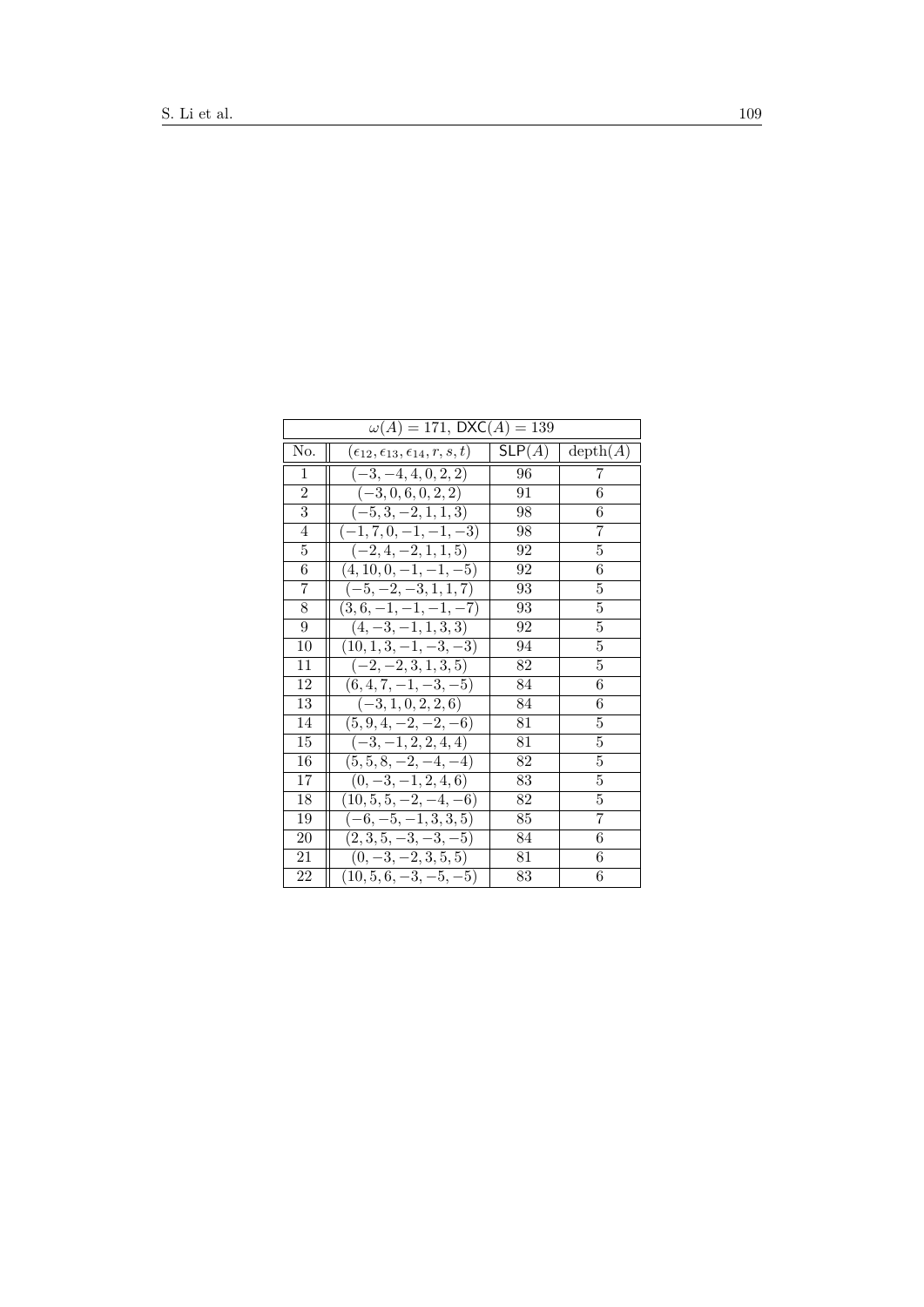| $\omega(A) = 171$, $\mathsf{DXC}(A) = 139$ | | | |
|---|---|---|---|
| No. | $(\epsilon_{12}, \epsilon_{13}, \epsilon_{14}, r, s, t)$ | $\mathsf{SLP}(A)$ | $\mathrm{depth}(A)$ |
| 1 | $(-3, -4, 4, 0, 2, 2)$ | 96 | 7 |
| 2 | $(-3, 0, 6, 0, 2, 2)$ | 91 | 6 |
| 3 | $(-5, 3, -2, 1, 1, 3)$ | 98 | 6 |
| 4 | $(-1, 7, 0, -1, -1, -3)$ | 98 | 7 |
| 5 | $(-2, 4, -2, 1, 1, 5)$ | 92 | 5 |
| 6 | $(4, 10, 0, -1, -1, -5)$ | 92 | 6 |
| 7 | $(-5, -2, -3, 1, 1, 7)$ | 93 | 5 |
| 8 | $(3, 6, -1, -1, -1, -7)$ | 93 | 5 |
| 9 | $(4, -3, -1, 1, 3, 3)$ | 92 | 5 |
| 10 | $(10, 1, 3, -1, -3, -3)$ | 94 | 5 |
| 11 | $(-2, -2, 3, 1, 3, 5)$ | 82 | 5 |
| 12 | $(6, 4, 7, -1, -3, -5)$ | 84 | 6 |
| 13 | $(-3, 1, 0, 2, 2, 6)$ | 84 | 6 |
| 14 | $(5, 9, 4, -2, -2, -6)$ | 81 | 5 |
| 15 | $(-3, -1, 2, 2, 4, 4)$ | 81 | 5 |
| 16 | $(5, 5, 8, -2, -4, -4)$ | 82 | 5 |
| 17 | $(0, -3, -1, 2, 4, 6)$ | 83 | 5 |
| 18 | $(10, 5, 5, -2, -4, -6)$ | 82 | 5 |
| 19 | $(-6, -5, -1, 3, 3, 5)$ | 85 | 7 |
| 20 | $(2, 3, 5, -3, -3, -5)$ | 84 | 6 |
| 21 | $(0, -3, -2, 3, 5, 5)$ | 81 | 6 |
| 22 | $(10, 5, 6, -3, -5, -5)$ | 83 | 6 |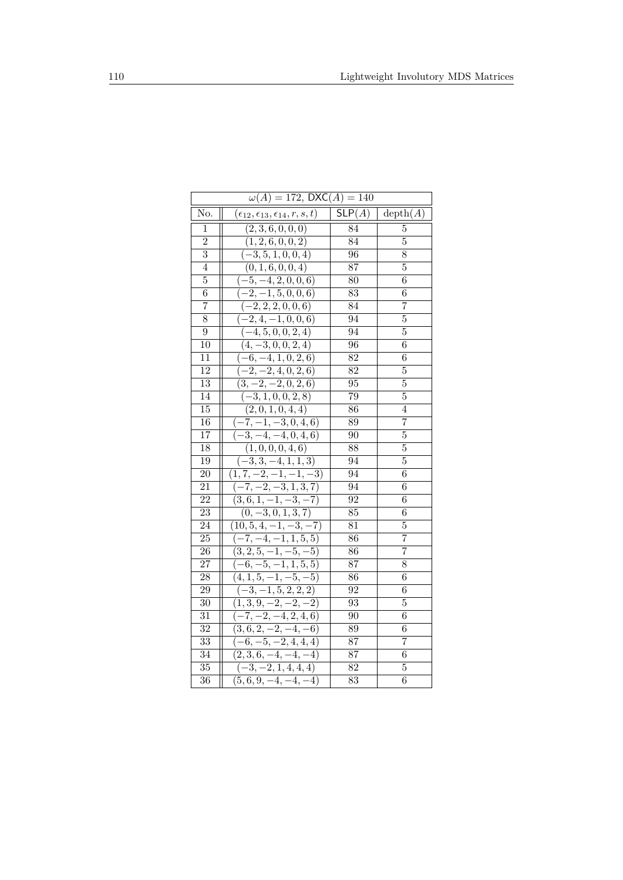| $\omega(A) = 172$, $\mathsf{DXC}(A) = 140$ | | | |
|---|---|---|---|
| No. | $(\epsilon_{12}, \epsilon_{13}, \epsilon_{14}, r, s, t)$ | $\mathsf{SLP}(A)$ | $\mathrm{depth}(A)$ |
| 1 | $(2, 3, 6, 0, 0, 0)$ | 84 | 5 |
| 2 | $(1, 2, 6, 0, 0, 2)$ | 84 | 5 |
| 3 | $(-3, 5, 1, 0, 0, 4)$ | 96 | 8 |
| 4 | $(0, 1, 6, 0, 0, 4)$ | 87 | 5 |
| 5 | $(-5, -4, 2, 0, 0, 6)$ | 80 | 6 |
| 6 | $(-2, -1, 5, 0, 0, 6)$ | 83 | 6 |
| 7 | $(-2, 2, 2, 0, 0, 6)$ | 84 | 7 |
| 8 | $(-2, 4, -1, 0, 0, 6)$ | 94 | 5 |
| 9 | $(-4, 5, 0, 0, 2, 4)$ | 94 | 5 |
| 10 | $(4, -3, 0, 0, 2, 4)$ | 96 | 6 |
| 11 | $(-6, -4, 1, 0, 2, 6)$ | 82 | 6 |
| 12 | $(-2, -2, 4, 0, 2, 6)$ | 82 | 5 |
| 13 | $(3, -2, -2, 0, 2, 6)$ | 95 | 5 |
| 14 | $(-3, 1, 0, 0, 2, 8)$ | 79 | 5 |
| 15 | $(2, 0, 1, 0, 4, 4)$ | 86 | 4 |
| 16 | $(-7, -1, -3, 0, 4, 6)$ | 89 | 7 |
| 17 | $(-3, -4, -4, 0, 4, 6)$ | 90 | 5 |
| 18 | $(1, 0, 0, 0, 4, 6)$ | 88 | 5 |
| 19 | $(-3, 3, -4, 1, 1, 3)$ | 94 | 5 |
| 20 | $(1, 7, -2, -1, -1, -3)$ | 94 | 6 |
| 21 | $(-7, -2, -3, 1, 3, 7)$ | 94 | 6 |
| 22 | $(3, 6, 1, -1, -3, -7)$ | 92 | 6 |
| 23 | $(0, -3, 0, 1, 3, 7)$ | 85 | 6 |
| 24 | $(10, 5, 4, -1, -3, -7)$ | 81 | 5 |
| 25 | $(-7, -4, -1, 1, 5, 5)$ | 86 | 7 |
| 26 | $(3, 2, 5, -1, -5, -5)$ | 86 | 7 |
| 27 | $(-6, -5, -1, 1, 5, 5)$ | 87 | 8 |
| 28 | $(4, 1, 5, -1, -5, -5)$ | 86 | 6 |
| 29 | $(-3, -1, 5, 2, 2, 2)$ | 92 | 6 |
| 30 | $(1, 3, 9, -2, -2, -2)$ | 93 | 5 |
| 31 | $(-7, -2, -4, 2, 4, 6)$ | 90 | 6 |
| 32 | $(3, 6, 2, -2, -4, -6)$ | 89 | 6 |
| 33 | $(-6, -5, -2, 4, 4, 4)$ | 87 | 7 |
| 34 | $(2, 3, 6, -4, -4, -4)$ | 87 | 6 |
| 35 | $(-3, -2, 1, 4, 4, 4)$ | 82 | 5 |
| 36 | $(5, 6, 9, -4, -4, -4)$ | 83 | 6 |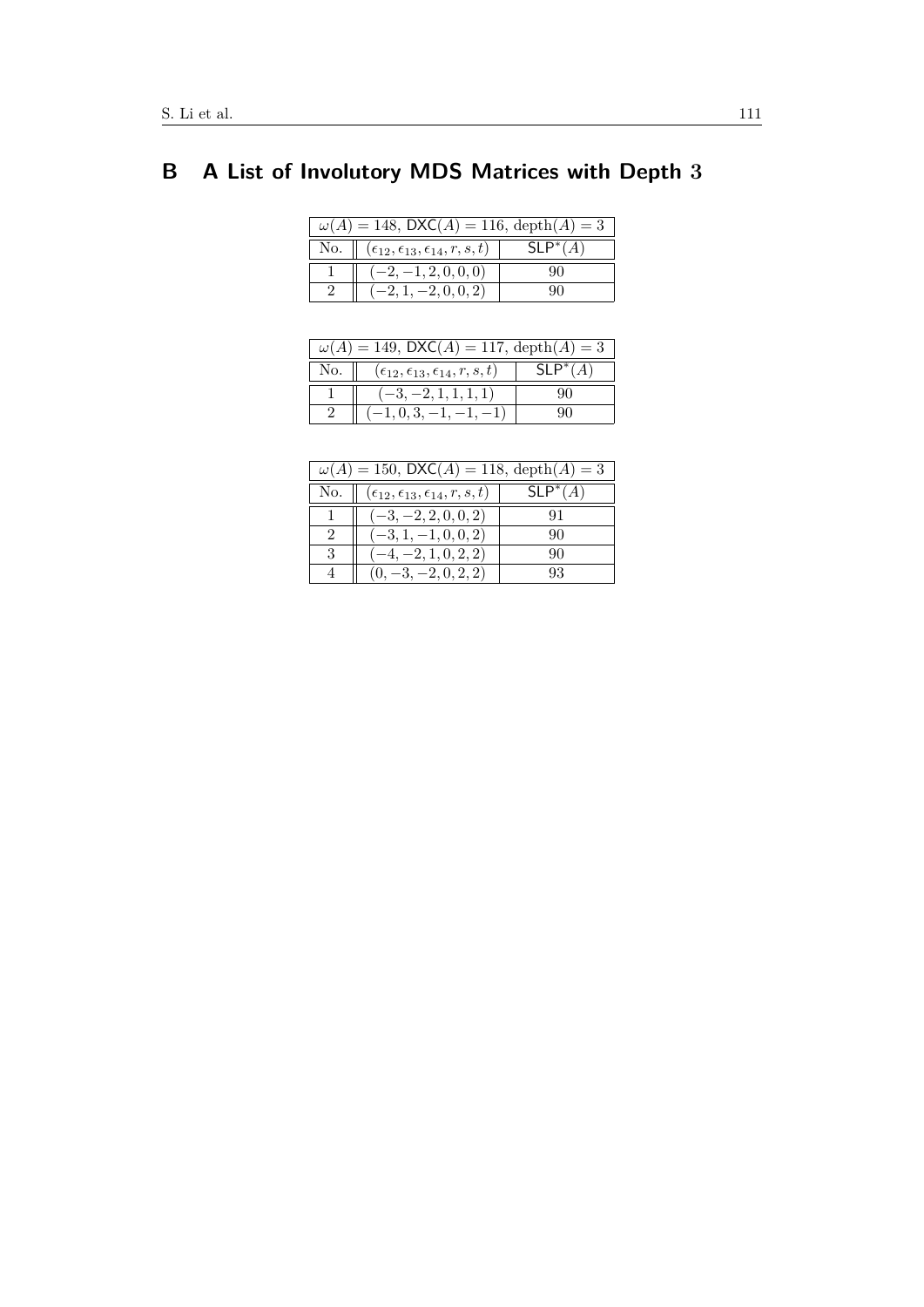# B A List of Involutory MDS Matrices with Depth 3

| $\omega(A) = 148$, $\mathsf{DXC}(A) = 116$, $\text{depth}(A) = 3$ | | |
|---|---|---|
| No. | $(\epsilon_{12}, \epsilon_{13}, \epsilon_{14}, r, s, t)$ | $\mathsf{SLP}^*(A)$ |
| 1 | $(-2, -1, 2, 0, 0, 0)$ | 90 |
| 2 | $(-2, 1, -2, 0, 0, 2)$ | 90 |

| $\omega(A) = 149$, $\mathsf{DXC}(A) = 117$, $\text{depth}(A) = 3$ | | |
|---|---|---|
| No. | $(\epsilon_{12}, \epsilon_{13}, \epsilon_{14}, r, s, t)$ | $\mathsf{SLP}^*(A)$ |
| 1 | $(-3, -2, 1, 1, 1, 1)$ | 90 |
| 2 | $(-1, 0, 3, -1, -1, -1)$ | 90 |

| $\omega(A) = 150$, $\mathsf{DXC}(A) = 118$, $\text{depth}(A) = 3$ | | |
|---|---|---|
| No. | $(\epsilon_{12}, \epsilon_{13}, \epsilon_{14}, r, s, t)$ | $\mathsf{SLP}^*(A)$ |
| 1 | $(-3, -2, 2, 0, 0, 2)$ | 91 |
| 2 | $(-3, 1, -1, 0, 0, 2)$ | 90 |
| 3 | $(-4, -2, 1, 0, 2, 2)$ | 90 |
| 4 | $(0, -3, -2, 0, 2, 2)$ | 93 |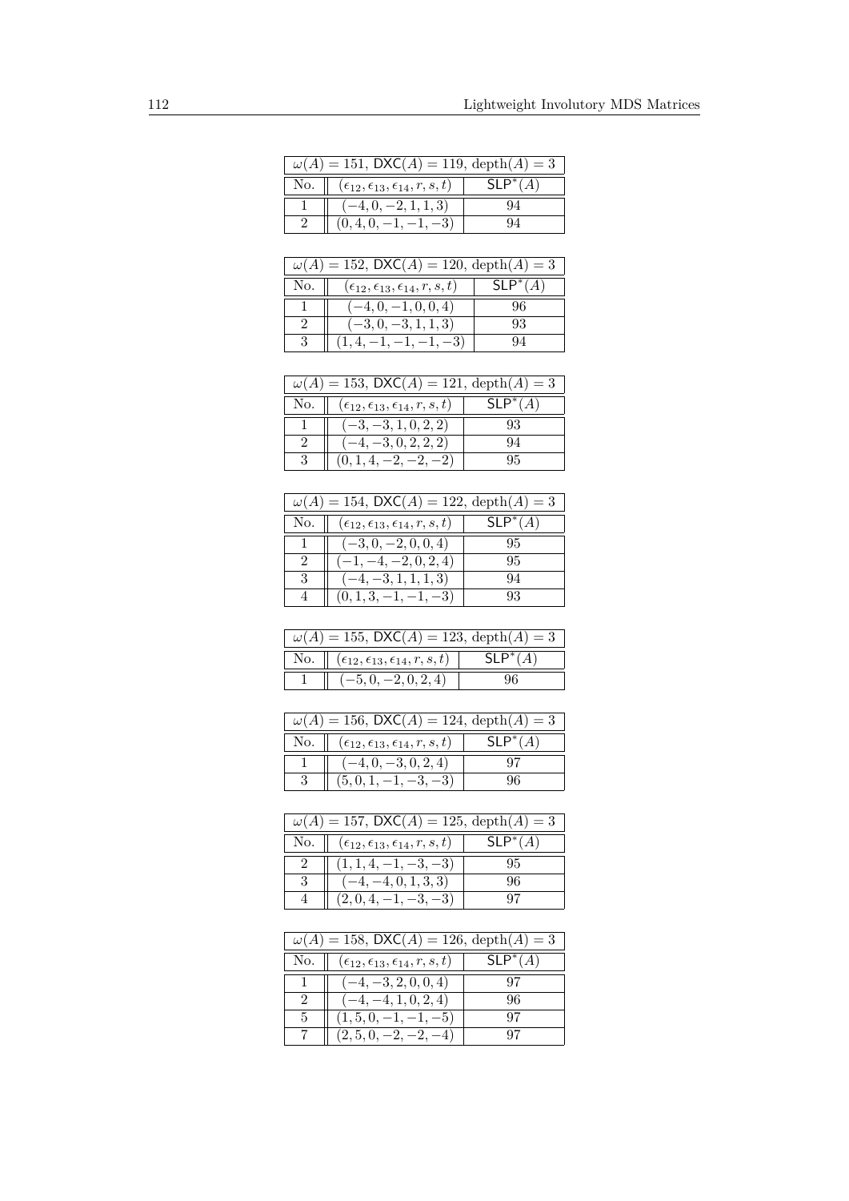| $\omega(A) = 151$, $\mathsf{DXC}(A) = 119$, $\text{depth}(A) = 3$ | | |
|---|---|---|
| No. | $(\epsilon_{12}, \epsilon_{13}, \epsilon_{14}, r, s, t)$ | $\mathsf{SLP}^*(A)$ |
| 1 | $(-4, 0, -2, 1, 1, 3)$ | 94 |
| 2 | $(0, 4, 0, -1, -1, -3)$ | 94 |

| $\omega(A) = 152$, $\mathsf{DXC}(A) = 120$, $\text{depth}(A) = 3$ | | |
|---|---|---|
| No. | $(\epsilon_{12}, \epsilon_{13}, \epsilon_{14}, r, s, t)$ | $\mathsf{SLP}^*(A)$ |
| 1 | $(-4, 0, -1, 0, 0, 4)$ | 96 |
| 2 | $(-3, 0, -3, 1, 1, 3)$ | 93 |
| 3 | $(1, 4, -1, -1, -1, -3)$ | 94 |

| $\omega(A) = 153$, $\mathsf{DXC}(A) = 121$, $\text{depth}(A) = 3$ | | |
|---|---|---|
| No. | $(\epsilon_{12}, \epsilon_{13}, \epsilon_{14}, r, s, t)$ | $\mathsf{SLP}^*(A)$ |
| 1 | $(-3, -3, 1, 0, 2, 2)$ | 93 |
| 2 | $(-4, -3, 0, 2, 2, 2)$ | 94 |
| 3 | $(0, 1, 4, -2, -2, -2)$ | 95 |

| $\omega(A) = 154$, $\mathsf{DXC}(A) = 122$, $\text{depth}(A) = 3$ | | |
|---|---|---|
| No. | $(\epsilon_{12}, \epsilon_{13}, \epsilon_{14}, r, s, t)$ | $\mathsf{SLP}^*(A)$ |
| 1 | $(-3, 0, -2, 0, 0, 4)$ | 95 |
| 2 | $(-1, -4, -2, 0, 2, 4)$ | 95 |
| 3 | $(-4, -3, 1, 1, 1, 3)$ | 94 |
| 4 | $(0, 1, 3, -1, -1, -3)$ | 93 |

| $\omega(A) = 155$, $\mathsf{DXC}(A) = 123$, $\text{depth}(A) = 3$ | | |
|---|---|---|
| No. | $(\epsilon_{12}, \epsilon_{13}, \epsilon_{14}, r, s, t)$ | $\mathsf{SLP}^*(A)$ |
| 1 | $(-5, 0, -2, 0, 2, 4)$ | 96 |

| $\omega(A) = 156$, $\mathsf{DXC}(A) = 124$, $\text{depth}(A) = 3$ | | |
|---|---|---|
| No. | $(\epsilon_{12}, \epsilon_{13}, \epsilon_{14}, r, s, t)$ | $\mathsf{SLP}^*(A)$ |
| 1 | $(-4, 0, -3, 0, 2, 4)$ | 97 |
| 3 | $(5, 0, 1, -1, -3, -3)$ | 96 |

| $\omega(A) = 157$, $\mathsf{DXC}(A) = 125$, $\text{depth}(A) = 3$ | | |
|---|---|---|
| No. | $(\epsilon_{12}, \epsilon_{13}, \epsilon_{14}, r, s, t)$ | $\mathsf{SLP}^*(A)$ |
| 2 | $(1, 1, 4, -1, -3, -3)$ | 95 |
| 3 | $(-4, -4, 0, 1, 3, 3)$ | 96 |
| 4 | $(2, 0, 4, -1, -3, -3)$ | 97 |

| $\omega(A) = 158$, $\mathsf{DXC}(A) = 126$, $\text{depth}(A) = 3$ | | |
|---|---|---|
| No. | $(\epsilon_{12}, \epsilon_{13}, \epsilon_{14}, r, s, t)$ | $\mathsf{SLP}^*(A)$ |
| 1 | $(-4, -3, 2, 0, 0, 4)$ | 97 |
| 2 | $(-4, -4, 1, 0, 2, 4)$ | 96 |
| 5 | $(1, 5, 0, -1, -1, -5)$ | 97 |
| 7 | $(2, 5, 0, -2, -2, -4)$ | 97 |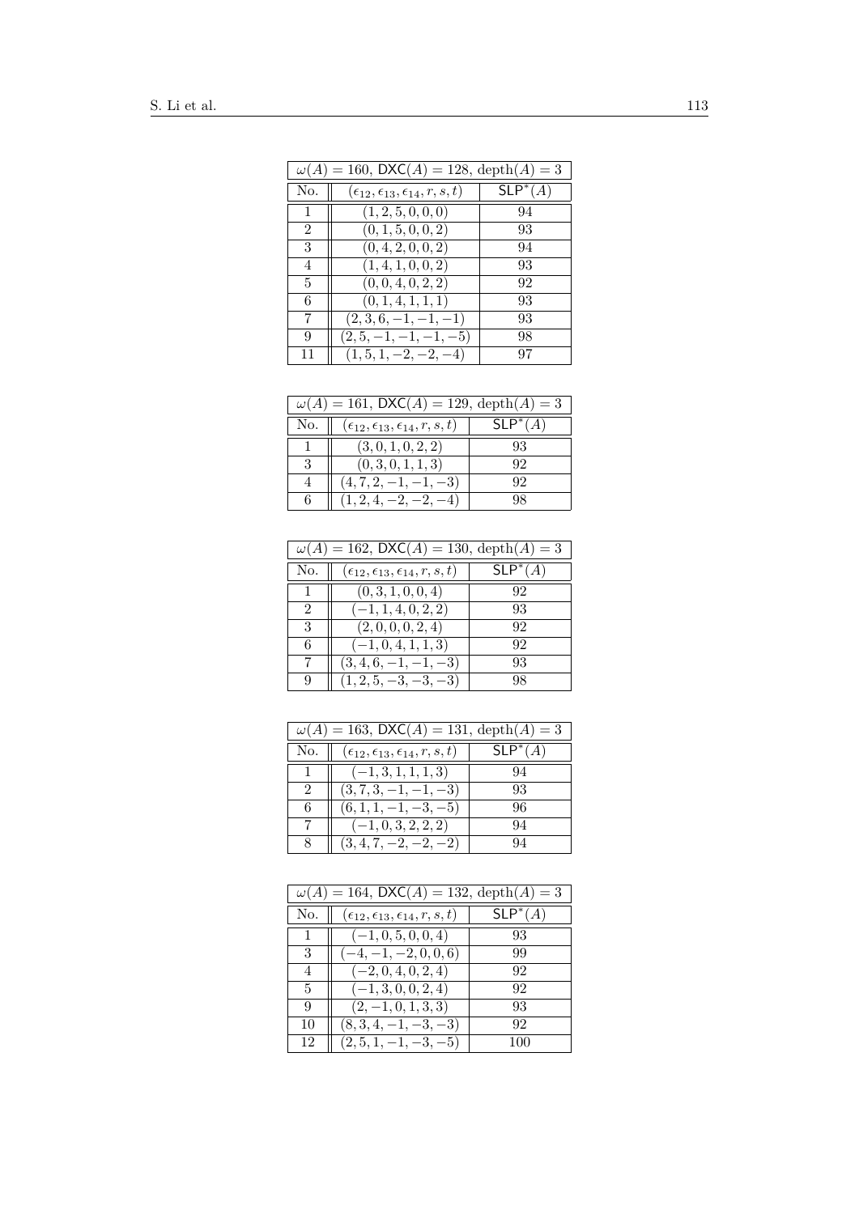| $\omega(A) = 160$, $\mathsf{DXC}(A) = 128$, $\text{depth}(A) = 3$ | | |
|---|---|---|
| No. | $(\epsilon_{12}, \epsilon_{13}, \epsilon_{14}, r, s, t)$ | $\mathsf{SLP}^*(A)$ |
| 1 | $(1, 2, 5, 0, 0, 0)$ | 94 |
| 2 | $(0, 1, 5, 0, 0, 2)$ | 93 |
| 3 | $(0, 4, 2, 0, 0, 2)$ | 94 |
| 4 | $(1, 4, 1, 0, 0, 2)$ | 93 |
| 5 | $(0, 0, 4, 0, 2, 2)$ | 92 |
| 6 | $(0, 1, 4, 1, 1, 1)$ | 93 |
| 7 | $(2, 3, 6, -1, -1, -1)$ | 93 |
| 9 | $(2, 5, -1, -1, -1, -5)$ | 98 |
| 11 | $(1, 5, 1, -2, -2, -4)$ | 97 |

| $\omega(A) = 161$, $\mathsf{DXC}(A) = 129$, $\text{depth}(A) = 3$ | | |
|---|---|---|
| No. | $(\epsilon_{12}, \epsilon_{13}, \epsilon_{14}, r, s, t)$ | $\mathsf{SLP}^*(A)$ |
| 1 | $(3, 0, 1, 0, 2, 2)$ | 93 |
| 3 | $(0, 3, 0, 1, 1, 3)$ | 92 |
| 4 | $(4, 7, 2, -1, -1, -3)$ | 92 |
| 6 | $(1, 2, 4, -2, -2, -4)$ | 98 |

| $\omega(A) = 162$, $\mathsf{DXC}(A) = 130$, $\text{depth}(A) = 3$ | | |
|---|---|---|
| No. | $(\epsilon_{12}, \epsilon_{13}, \epsilon_{14}, r, s, t)$ | $\mathsf{SLP}^*(A)$ |
| 1 | $(0, 3, 1, 0, 0, 4)$ | 92 |
| 2 | $(-1, 1, 4, 0, 2, 2)$ | 93 |
| 3 | $(2, 0, 0, 0, 2, 4)$ | 92 |
| 6 | $(-1, 0, 4, 1, 1, 3)$ | 92 |
| 7 | $(3, 4, 6, -1, -1, -3)$ | 93 |
| 9 | $(1, 2, 5, -3, -3, -3)$ | 98 |

| $\omega(A) = 163$, $\mathsf{DXC}(A) = 131$, $\text{depth}(A) = 3$ | | |
|---|---|---|
| No. | $(\epsilon_{12}, \epsilon_{13}, \epsilon_{14}, r, s, t)$ | $\mathsf{SLP}^*(A)$ |
| 1 | $(-1, 3, 1, 1, 1, 3)$ | 94 |
| 2 | $(3, 7, 3, -1, -1, -3)$ | 93 |
| 6 | $(6, 1, 1, -1, -3, -5)$ | 96 |
| 7 | $(-1, 0, 3, 2, 2, 2)$ | 94 |
| 8 | $(3, 4, 7, -2, -2, -2)$ | 94 |

| $\omega(A) = 164$, $\mathsf{DXC}(A) = 132$, $\text{depth}(A) = 3$ | | |
|---|---|---|
| No. | $(\epsilon_{12}, \epsilon_{13}, \epsilon_{14}, r, s, t)$ | $\mathsf{SLP}^*(A)$ |
| 1 | $(-1, 0, 5, 0, 0, 4)$ | 93 |
| 3 | $(-4, -1, -2, 0, 0, 6)$ | 99 |
| 4 | $(-2, 0, 4, 0, 2, 4)$ | 92 |
| 5 | $(-1, 3, 0, 0, 2, 4)$ | 92 |
| 9 | $(2, -1, 0, 1, 3, 3)$ | 93 |
| 10 | $(8, 3, 4, -1, -3, -3)$ | 92 |
| 12 | $(2, 5, 1, -1, -3, -5)$ | 100 |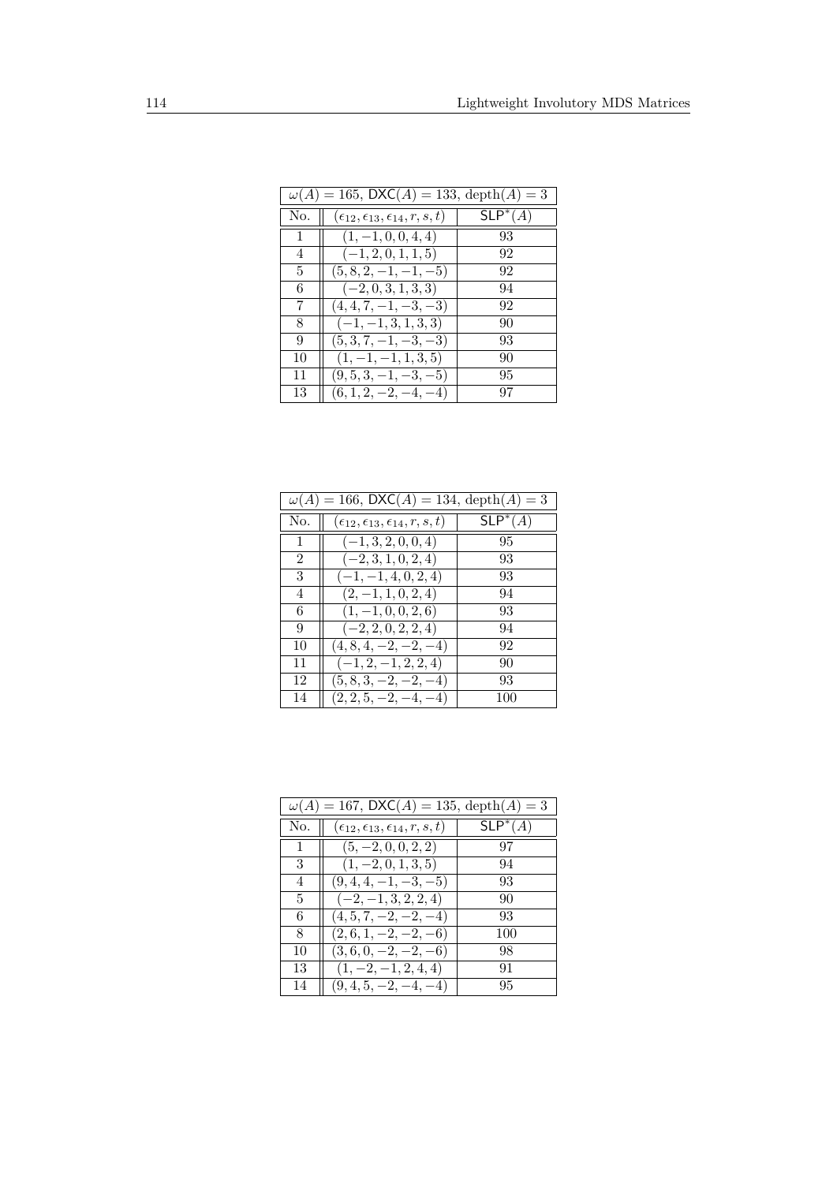| $\omega(A) = 165$, $\mathsf{DXC}(A) = 133$, $\text{depth}(A) = 3$ | | |
|---|---|---|
| No. | $(\epsilon_{12}, \epsilon_{13}, \epsilon_{14}, r, s, t)$ | $\mathsf{SLP}^*(A)$ |
| 1 | $(1, -1, 0, 0, 4, 4)$ | 93 |
| 4 | $(-1, 2, 0, 1, 1, 5)$ | 92 |
| 5 | $(5, 8, 2, -1, -1, -5)$ | 92 |
| 6 | $(-2, 0, 3, 1, 3, 3)$ | 94 |
| 7 | $(4, 4, 7, -1, -3, -3)$ | 92 |
| 8 | $(-1, -1, 3, 1, 3, 3)$ | 90 |
| 9 | $(5, 3, 7, -1, -3, -3)$ | 93 |
| 10 | $(1, -1, -1, 1, 3, 5)$ | 90 |
| 11 | $(9, 5, 3, -1, -3, -5)$ | 95 |
| 13 | $(6, 1, 2, -2, -4, -4)$ | 97 |

| $\omega(A) = 166$, $\mathsf{DXC}(A) = 134$, $\text{depth}(A) = 3$ | | |
|---|---|---|
| No. | $(\epsilon_{12}, \epsilon_{13}, \epsilon_{14}, r, s, t)$ | $\mathsf{SLP}^*(A)$ |
| 1 | $(-1, 3, 2, 0, 0, 4)$ | 95 |
| 2 | $(-2, 3, 1, 0, 2, 4)$ | 93 |
| 3 | $(-1, -1, 4, 0, 2, 4)$ | 93 |
| 4 | $(2, -1, 1, 0, 2, 4)$ | 94 |
| 6 | $(1, -1, 0, 0, 2, 6)$ | 93 |
| 9 | $(-2, 2, 0, 2, 2, 4)$ | 94 |
| 10 | $(4, 8, 4, -2, -2, -4)$ | 92 |
| 11 | $(-1, 2, -1, 2, 2, 4)$ | 90 |
| 12 | $(5, 8, 3, -2, -2, -4)$ | 93 |
| 14 | $(2, 2, 5, -2, -4, -4)$ | 100 |

| $\omega(A) = 167$, $\mathsf{DXC}(A) = 135$, $\text{depth}(A) = 3$ | | |
|---|---|---|
| No. | $(\epsilon_{12}, \epsilon_{13}, \epsilon_{14}, r, s, t)$ | $\mathsf{SLP}^*(A)$ |
| 1 | $(5, -2, 0, 0, 2, 2)$ | 97 |
| 3 | $(1, -2, 0, 1, 3, 5)$ | 94 |
| 4 | $(9, 4, 4, -1, -3, -5)$ | 93 |
| 5 | $(-2, -1, 3, 2, 2, 4)$ | 90 |
| 6 | $(4, 5, 7, -2, -2, -4)$ | 93 |
| 8 | $(2, 6, 1, -2, -2, -6)$ | 100 |
| 10 | $(3, 6, 0, -2, -2, -6)$ | 98 |
| 13 | $(1, -2, -1, 2, 4, 4)$ | 91 |
| 14 | $(9, 4, 5, -2, -4, -4)$ | 95 |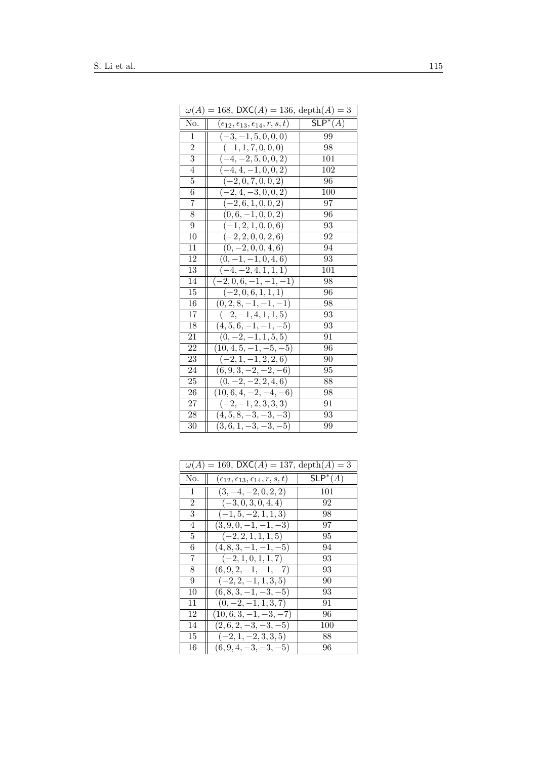| $\omega(A) = 168$, $\mathsf{DXC}(A) = 136$, $\mathrm{depth}(A) = 3$ | | |
|---|---|---|
| No. | $(\epsilon_{12}, \epsilon_{13}, \epsilon_{14}, r, s, t)$ | $\mathsf{SLP}^*(A)$ |
| 1 | $(-3, -1, 5, 0, 0, 0)$ | 99 |
| 2 | $(-1, 1, 7, 0, 0, 0)$ | 98 |
| 3 | $(-4, -2, 5, 0, 0, 2)$ | 101 |
| 4 | $(-4, 4, -1, 0, 0, 2)$ | 102 |
| 5 | $(-2, 0, 7, 0, 0, 2)$ | 96 |
| 6 | $(-2, 4, -3, 0, 0, 2)$ | 100 |
| 7 | $(-2, 6, 1, 0, 0, 2)$ | 97 |
| 8 | $(0, 6, -1, 0, 0, 2)$ | 96 |
| 9 | $(-1, 2, 1, 0, 0, 6)$ | 93 |
| 10 | $(-2, 2, 0, 0, 2, 6)$ | 92 |
| 11 | $(0, -2, 0, 0, 4, 6)$ | 94 |
| 12 | $(0, -1, -1, 0, 4, 6)$ | 93 |
| 13 | $(-4, -2, 4, 1, 1, 1)$ | 101 |
| 14 | $(-2, 0, 6, -1, -1, -1)$ | 98 |
| 15 | $(-2, 0, 6, 1, 1, 1)$ | 96 |
| 16 | $(0, 2, 8, -1, -1, -1)$ | 98 |
| 17 | $(-2, -1, 4, 1, 1, 5)$ | 93 |
| 18 | $(4, 5, 6, -1, -1, -5)$ | 93 |
| 21 | $(0, -2, -1, 1, 5, 5)$ | 91 |
| 22 | $(10, 4, 5, -1, -5, -5)$ | 96 |
| 23 | $(-2, 1, -1, 2, 2, 6)$ | 90 |
| 24 | $(6, 9, 3, -2, -2, -6)$ | 95 |
| 25 | $(0, -2, -2, 2, 4, 6)$ | 88 |
| 26 | $(10, 6, 4, -2, -4, -6)$ | 98 |
| 27 | $(-2, -1, 2, 3, 3, 3)$ | 91 |
| 28 | $(4, 5, 8, -3, -3, -3)$ | 93 |
| 30 | $(3, 6, 1, -3, -3, -5)$ | 99 |

| $\omega(A) = 169$, $\mathsf{DXC}(A) = 137$, $\mathrm{depth}(A) = 3$ | | |
|---|---|---|
| No. | $(\epsilon_{12}, \epsilon_{13}, \epsilon_{14}, r, s, t)$ | $\mathsf{SLP}^*(A)$ |
| 1 | $(3, -4, -2, 0, 2, 2)$ | 101 |
| 2 | $(-3, 0, 3, 0, 4, 4)$ | 92 |
| 3 | $(-1, 5, -2, 1, 1, 3)$ | 98 |
| 4 | $(3, 9, 0, -1, -1, -3)$ | 97 |
| 5 | $(-2, 2, 1, 1, 1, 5)$ | 95 |
| 6 | $(4, 8, 3, -1, -1, -5)$ | 94 |
| 7 | $(-2, 1, 0, 1, 1, 7)$ | 93 |
| 8 | $(6, 9, 2, -1, -1, -7)$ | 93 |
| 9 | $(-2, 2, -1, 1, 3, 5)$ | 90 |
| 10 | $(6, 8, 3, -1, -3, -5)$ | 93 |
| 11 | $(0, -2, -1, 1, 3, 7)$ | 91 |
| 12 | $(10, 6, 3, -1, -3, -7)$ | 96 |
| 14 | $(2, 6, 2, -3, -3, -5)$ | 100 |
| 15 | $(-2, 1, -2, 3, 3, 5)$ | 88 |
| 16 | $(6, 9, 4, -3, -3, -5)$ | 96 |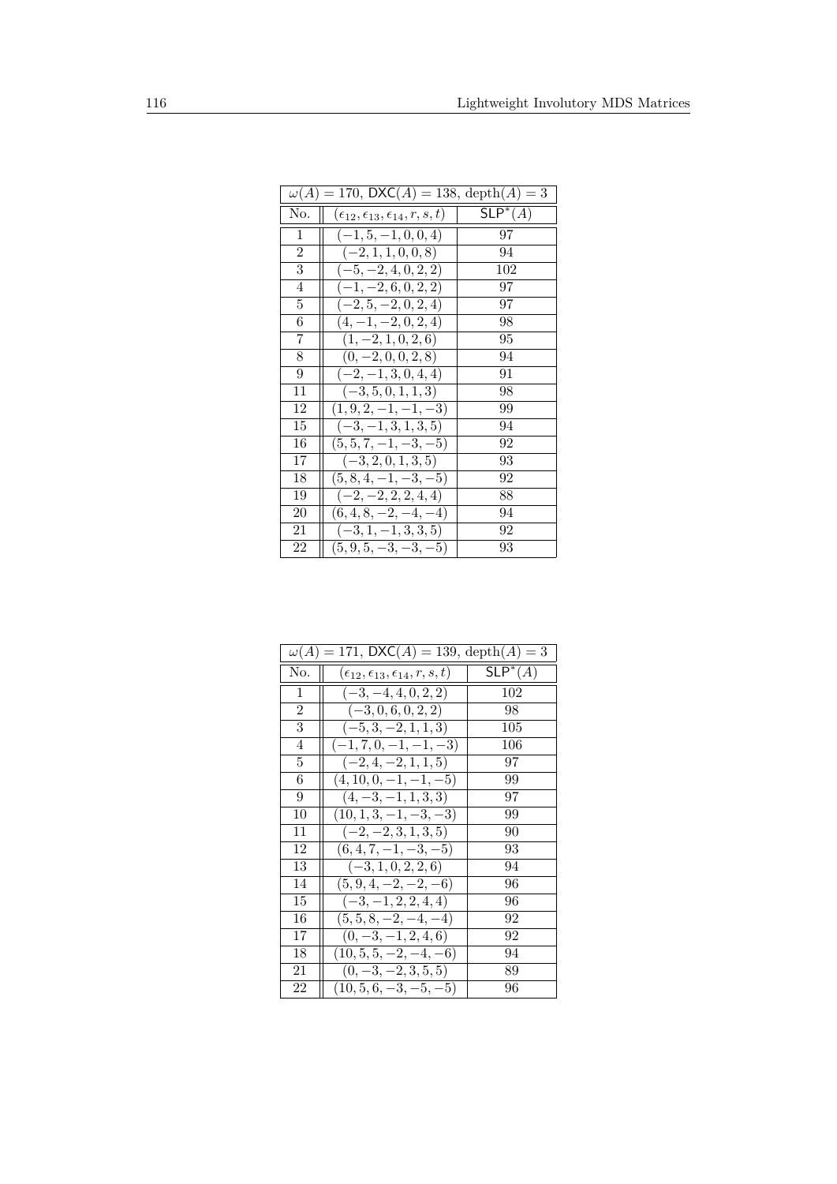| $\omega(A) = 170$, $\mathsf{DXC}(A) = 138$, $\text{depth}(A) = 3$ | | |
|---|---|---|
| No. | $(\epsilon_{12}, \epsilon_{13}, \epsilon_{14}, r, s, t)$ | $\mathsf{SLP}^*(A)$ |
| 1 | $(-1, 5, -1, 0, 0, 4)$ | 97 |
| 2 | $(-2, 1, 1, 0, 0, 8)$ | 94 |
| 3 | $(-5, -2, 4, 0, 2, 2)$ | 102 |
| 4 | $(-1, -2, 6, 0, 2, 2)$ | 97 |
| 5 | $(-2, 5, -2, 0, 2, 4)$ | 97 |
| 6 | $(4, -1, -2, 0, 2, 4)$ | 98 |
| 7 | $(1, -2, 1, 0, 2, 6)$ | 95 |
| 8 | $(0, -2, 0, 0, 2, 8)$ | 94 |
| 9 | $(-2, -1, 3, 0, 4, 4)$ | 91 |
| 11 | $(-3, 5, 0, 1, 1, 3)$ | 98 |
| 12 | $(1, 9, 2, -1, -1, -3)$ | 99 |
| 15 | $(-3, -1, 3, 1, 3, 5)$ | 94 |
| 16 | $(5, 5, 7, -1, -3, -5)$ | 92 |
| 17 | $(-3, 2, 0, 1, 3, 5)$ | 93 |
| 18 | $(5, 8, 4, -1, -3, -5)$ | 92 |
| 19 | $(-2, -2, 2, 2, 4, 4)$ | 88 |
| 20 | $(6, 4, 8, -2, -4, -4)$ | 94 |
| 21 | $(-3, 1, -1, 3, 3, 5)$ | 92 |
| 22 | $(5, 9, 5, -3, -3, -5)$ | 93 |

| $\omega(A) = 171$, $\mathsf{DXC}(A) = 139$, $\text{depth}(A) = 3$ | | |
|---|---|---|
| No. | $(\epsilon_{12}, \epsilon_{13}, \epsilon_{14}, r, s, t)$ | $\mathsf{SLP}^*(A)$ |
| 1 | $(-3, -4, 4, 0, 2, 2)$ | 102 |
| 2 | $(-3, 0, 6, 0, 2, 2)$ | 98 |
| 3 | $(-5, 3, -2, 1, 1, 3)$ | 105 |
| 4 | $(-1, 7, 0, -1, -1, -3)$ | 106 |
| 5 | $(-2, 4, -2, 1, 1, 5)$ | 97 |
| 6 | $(4, 10, 0, -1, -1, -5)$ | 99 |
| 9 | $(4, -3, -1, 1, 3, 3)$ | 97 |
| 10 | $(10, 1, 3, -1, -3, -3)$ | 99 |
| 11 | $(-2, -2, 3, 1, 3, 5)$ | 90 |
| 12 | $(6, 4, 7, -1, -3, -5)$ | 93 |
| 13 | $(-3, 1, 0, 2, 2, 6)$ | 94 |
| 14 | $(5, 9, 4, -2, -2, -6)$ | 96 |
| 15 | $(-3, -1, 2, 2, 4, 4)$ | 96 |
| 16 | $(5, 5, 8, -2, -4, -4)$ | 92 |
| 17 | $(0, -3, -1, 2, 4, 6)$ | 92 |
| 18 | $(10, 5, 5, -2, -4, -6)$ | 94 |
| 21 | $(0, -3, -2, 3, 5, 5)$ | 89 |
| 22 | $(10, 5, 6, -3, -5, -5)$ | 96 |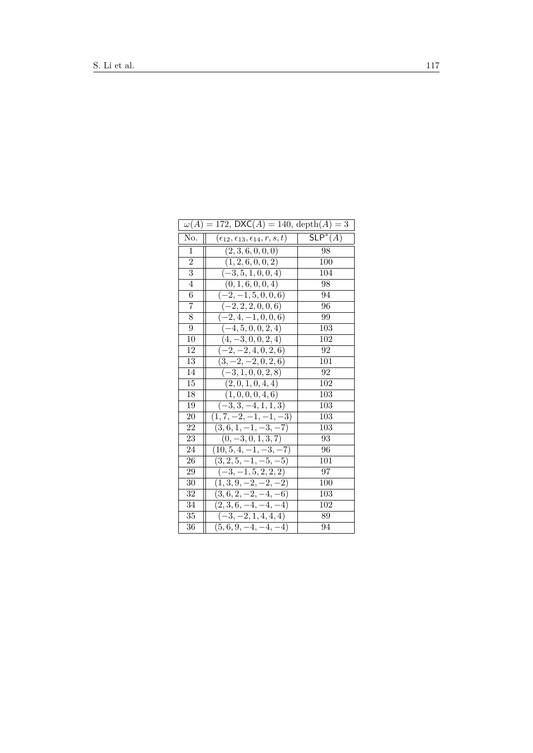| $\omega(A) = 172$, $\mathsf{DXC}(A) = 140$, $\text{depth}(A) = 3$ | | |
|---|---|---|
| No. | $(\epsilon_{12}, \epsilon_{13}, \epsilon_{14}, r, s, t)$ | $\mathsf{SLP}^*(A)$ |
| 1 | $(2, 3, 6, 0, 0, 0)$ | 98 |
| 2 | $(1, 2, 6, 0, 0, 2)$ | 100 |
| 3 | $(-3, 5, 1, 0, 0, 4)$ | 104 |
| 4 | $(0, 1, 6, 0, 0, 4)$ | 98 |
| 6 | $(-2, -1, 5, 0, 0, 6)$ | 94 |
| 7 | $(-2, 2, 2, 0, 0, 6)$ | 96 |
| 8 | $(-2, 4, -1, 0, 0, 6)$ | 99 |
| 9 | $(-4, 5, 0, 0, 2, 4)$ | 103 |
| 10 | $(4, -3, 0, 0, 2, 4)$ | 102 |
| 12 | $(-2, -2, 4, 0, 2, 6)$ | 92 |
| 13 | $(3, -2, -2, 0, 2, 6)$ | 101 |
| 14 | $(-3, 1, 0, 0, 2, 8)$ | 92 |
| 15 | $(2, 0, 1, 0, 4, 4)$ | 102 |
| 18 | $(1, 0, 0, 0, 4, 6)$ | 103 |
| 19 | $(-3, 3, -4, 1, 1, 3)$ | 103 |
| 20 | $(1, 7, -2, -1, -1, -3)$ | 103 |
| 22 | $(3, 6, 1, -1, -3, -7)$ | 103 |
| 23 | $(0, -3, 0, 1, 3, 7)$ | 93 |
| 24 | $(10, 5, 4, -1, -3, -7)$ | 96 |
| 26 | $(3, 2, 5, -1, -5, -5)$ | 101 |
| 29 | $(-3, -1, 5, 2, 2, 2)$ | 97 |
| 30 | $(1, 3, 9, -2, -2, -2)$ | 100 |
| 32 | $(3, 6, 2, -2, -4, -6)$ | 103 |
| 34 | $(2, 3, 6, -4, -4, -4)$ | 102 |
| 35 | $(-3, -2, 1, 4, 4, 4)$ | 89 |
| 36 | $(5, 6, 9, -4, -4, -4)$ | 94 |